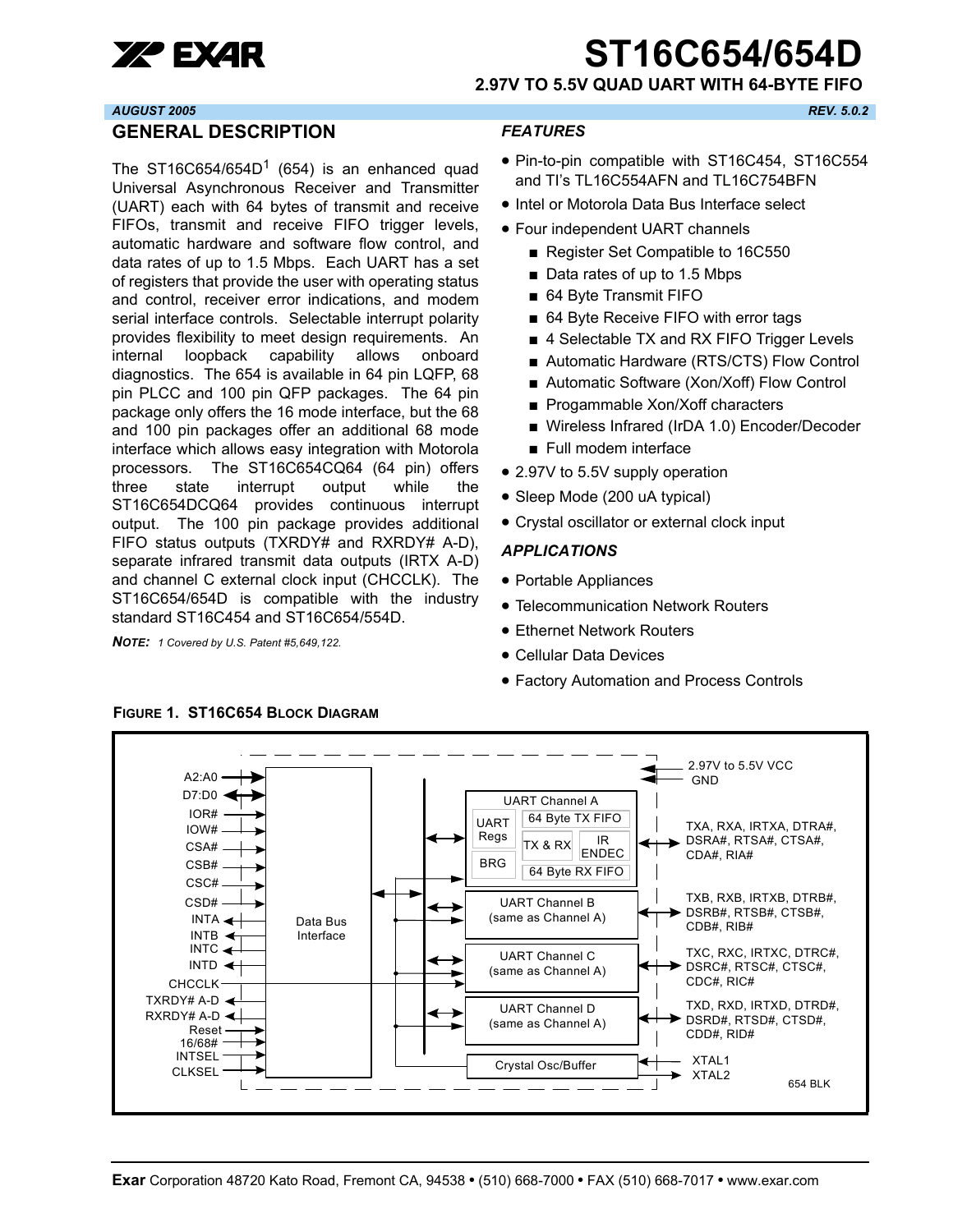# ST16C654/654D

## 2.97V TO 5.5V QUAD UART WITH 64-BYTE FIFO

*AUGUST 2005* *REV. 5.0.2*

## GENERAL DESCRIPTION

The ST16C654/654D[1] (654) is an enhanced quad Universal Asynchronous Receiver and Transmitter (UART) each with 64 bytes of transmit and receive FIFOs, transmit and receive FIFO trigger levels, automatic hardware and software flow control, and data rates of up to 1.5 Mbps. Each UART has a set of registers that provide the user with operating status and control, receiver error indications, and modem serial interface controls. Selectable interrupt polarity provides flexibility to meet design requirements. An internal loopback capability allows onboard diagnostics. The 654 is available in 64 pin LQFP, 68 pin PLCC and 100 pin QFP packages. The 64 pin package only offers the 16 mode interface, but the 68 and 100 pin packages offer an additional 68 mode interface which allows easy integration with Motorola processors. The ST16C654CQ64 (64 pin) offers three state interrupt output while the ST16C654DCQ64 provides continuous interrupt output. The 100 pin package provides additional FIFO status outputs (TXRDY# and RXRDY# A-D), separate infrared transmit data outputs (IRTX A-D) and channel C external clock input (CHCCLK). The ST16C654/654D is compatible with the industry standard ST16C454 and ST16C654/554D.

***NOTE:*** *1 Covered by U.S. Patent #5,649,122.*

## *FEATURES*

- Pin-to-pin compatible with ST16C454, ST16C554 and TI's TL16C554AFN and TL16C754BFN
- Intel or Motorola Data Bus Interface select
- Four independent UART channels
  - Register Set Compatible to 16C550
  - Data rates of up to 1.5 Mbps
  - 64 Byte Transmit FIFO
  - 64 Byte Receive FIFO with error tags
  - 4 Selectable TX and RX FIFO Trigger Levels
  - Automatic Hardware (RTS/CTS) Flow Control
  - Automatic Software (Xon/Xoff) Flow Control
  - Progammable Xon/Xoff characters
  - Wireless Infrared (IrDA 1.0) Encoder/Decoder
  - Full modem interface
- 2.97V to 5.5V supply operation
- Sleep Mode (200 uA typical)
- Crystal oscillator or external clock input

## *APPLICATIONS*

- Portable Appliances
- Telecommunication Network Routers
- Ethernet Network Routers
- Cellular Data Devices
- Factory Automation and Process Controls

**FIGURE 1. ST16C654 BLOCK DIAGRAM**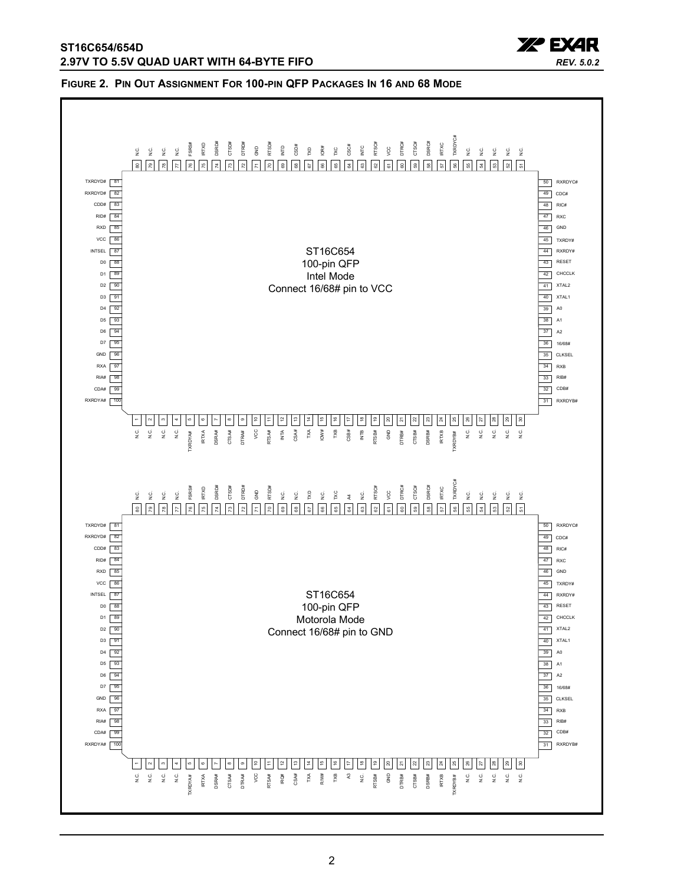**FIGURE 2. PIN OUT ASSIGNMENT FOR 100-PIN QFP PACKAGES IN 16 AND 68 MODE**

**ST16C654 100-pin QFP Intel Mode — Connect 16/68# pin to VCC**

| Pin | Name | Pin | Name | Pin | Name | Pin | Name |
|---|---|---|---|---|---|---|---|
| 1 | N.C. | 26 | N.C. | 51 | N.C. | 76 | FSRS# |
| 2 | N.C. | 27 | N.C. | 52 | N.C. | 77 | N.C. |
| 3 | N.C. | 28 | N.C. | 53 | N.C. | 78 | N.C. |
| 4 | N.C. | 29 | N.C. | 54 | N.C. | 79 | N.C. |
| 5 | TXRDYA# | 30 | N.C. | 55 | N.C. | 80 | N.C. |
| 6 | IRTXA | 31 | RXRDYB# | 56 | TXRDYC# | 81 | TXRDYD# |
| 7 | DSRA# | 32 | CDB# | 57 | IRTXC | 82 | RXRDYD# |
| 8 | CTSA# | 33 | RIB# | 58 | DSRC# | 83 | CDD# |
| 9 | DTRA# | 34 | RXB | 59 | CTSC# | 84 | RID# |
| 10 | VCC | 35 | CLKSEL | 60 | DTRC# | 85 | RXD |
| 11 | RTSA# | 36 | 16/68# | 61 | VCC | 86 | VCC |
| 12 | INTA | 37 | A2 | 62 | RTSC# | 87 | INTSEL |
| 13 | CSA# | 38 | A1 | 63 | INTC | 88 | D0 |
| 14 | TXA | 39 | A0 | 64 | CSC# | 89 | D1 |
| 15 | IOW# | 40 | XTAL1 | 65 | TXC | 90 | D2 |
| 16 | TXB | 41 | XTAL2 | 66 | IOR# | 91 | D3 |
| 17 | CSB# | 42 | CHCCLK | 67 | TXD | 92 | D4 |
| 18 | INTB | 43 | RESET | 68 | CSD# | 93 | D5 |
| 19 | RTSB# | 44 | RXRDY# | 69 | INTD | 94 | D6 |
| 20 | GND | 45 | TXRDY# | 70 | RTSD# | 95 | D7 |
| 21 | DTRB# | 46 | GND | 71 | GND | 96 | GND |
| 22 | CTSB# | 47 | RXC | 72 | DTRD# | 97 | RXA |
| 23 | DSRB# | 48 | RIC# | 73 | CTSD# | 98 | RIA# |
| 24 | IRTXB | 49 | CDC# | 74 | DSRD# | 99 | CDA# |
| 25 | TXRDYB# | 50 | RXRDYC# | 75 | IRTXD | 100 | RXRDYA# |

**ST16C654 100-pin QFP Motorola Mode — Connect 16/68# pin to GND**

| Pin | Name | Pin | Name | Pin | Name | Pin | Name |
|---|---|---|---|---|---|---|---|
| 1 | N.C. | 26 | N.C. | 51 | N.C. | 76 | FSRS# |
| 2 | N.C. | 27 | N.C. | 52 | N.C. | 77 | N.C. |
| 3 | N.C. | 28 | N.C. | 53 | N.C. | 78 | N.C. |
| 4 | N.C. | 29 | N.C. | 54 | N.C. | 79 | N.C. |
| 5 | TXRDYA# | 30 | N.C. | 55 | N.C. | 80 | N.C. |
| 6 | IRTXA | 31 | RXRDYB# | 56 | TXRDYC# | 81 | TXRDYD# |
| 7 | DSRA# | 32 | CDB# | 57 | IRTXC | 82 | RXRDYD# |
| 8 | CTSA# | 33 | RIB# | 58 | DSRC# | 83 | CDD# |
| 9 | DTRA# | 34 | RXB | 59 | CTSC# | 84 | RID# |
| 10 | VCC | 35 | CLKSEL | 60 | DTRC# | 85 | RXD |
| 11 | RTSA# | 36 | 16/68# | 61 | VCC | 86 | VCC |
| 12 | IRQ# | 37 | A2 | 62 | RTSC# | 87 | INTSEL |
| 13 | CSA# | 38 | A1 | 63 | N.C. | 88 | D0 |
| 14 | TXA | 39 | A0 | 64 | A4 | 89 | D1 |
| 15 | R/W# | 40 | XTAL1 | 65 | TXC | 90 | D2 |
| 16 | TXB | 41 | XTAL2 | 66 | N.C. | 91 | D3 |
| 17 | A3 | 42 | CHCCLK | 67 | TXD | 92 | D4 |
| 18 | N.C. | 43 | RESET | 68 | N.C. | 93 | D5 |
| 19 | RTSB# | 44 | RXRDY# | 69 | N.C. | 94 | D6 |
| 20 | GND | 45 | TXRDY# | 70 | RTSD# | 95 | D7 |
| 21 | DTRB# | 46 | GND | 71 | GND | 96 | GND |
| 22 | CTSB# | 47 | RXC | 72 | DTRD# | 97 | RXA |
| 23 | DSRB# | 48 | RIC# | 73 | CTSD# | 98 | RIA# |
| 24 | IRTXB | 49 | CDC# | 74 | DSRD# | 99 | CDA# |
| 25 | TXRDYB# | 50 | RXRDYC# | 75 | IRTXD | 100 | RXRDYA# |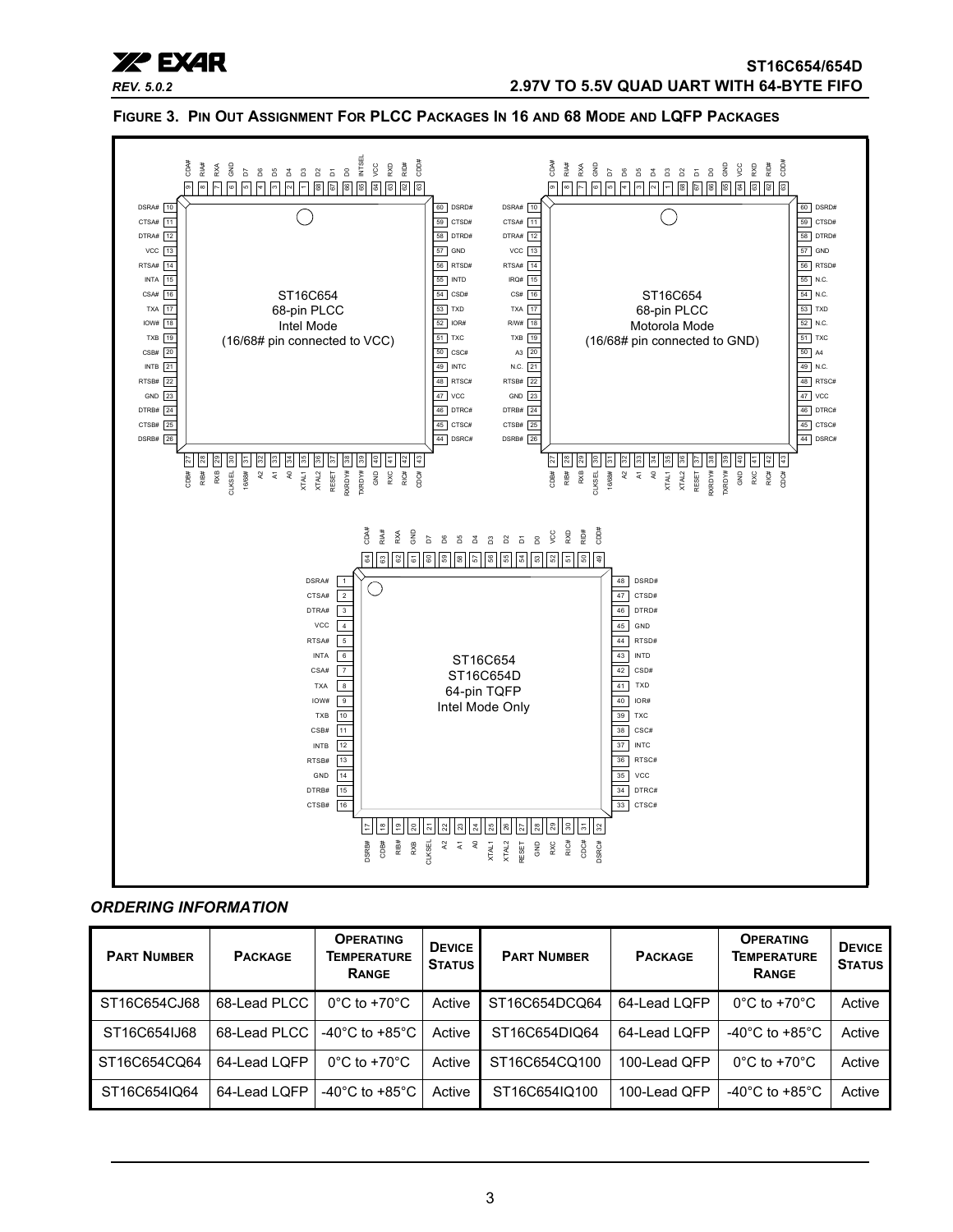**FIGURE 3. PIN OUT ASSIGNMENT FOR PLCC PACKAGES IN 16 AND 68 MODE AND LQFP PACKAGES**

ST16C654 68-pin PLCC Intel Mode (16/68# pin connected to VCC)

ST16C654 68-pin PLCC Motorola Mode (16/68# pin connected to GND)

ST16C654 ST16C654D 64-pin TQFP Intel Mode Only

### ORDERING INFORMATION

| PART NUMBER | PACKAGE | OPERATING TEMPERATURE RANGE | DEVICE STATUS | PART NUMBER | PACKAGE | OPERATING TEMPERATURE RANGE | DEVICE STATUS |
|---|---|---|---|---|---|---|---|
| ST16C654CJ68 | 68-Lead PLCC | 0°C to +70°C | Active | ST16C654DCQ64 | 64-Lead LQFP | 0°C to +70°C | Active |
| ST16C654IJ68 | 68-Lead PLCC | -40°C to +85°C | Active | ST16C654DIQ64 | 64-Lead LQFP | -40°C to +85°C | Active |
| ST16C654CQ64 | 64-Lead LQFP | 0°C to +70°C | Active | ST16C654CQ100 | 100-Lead QFP | 0°C to +70°C | Active |
| ST16C654IQ64 | 64-Lead LQFP | -40°C to +85°C | Active | ST16C654IQ100 | 100-Lead QFP | -40°C to +85°C | Active |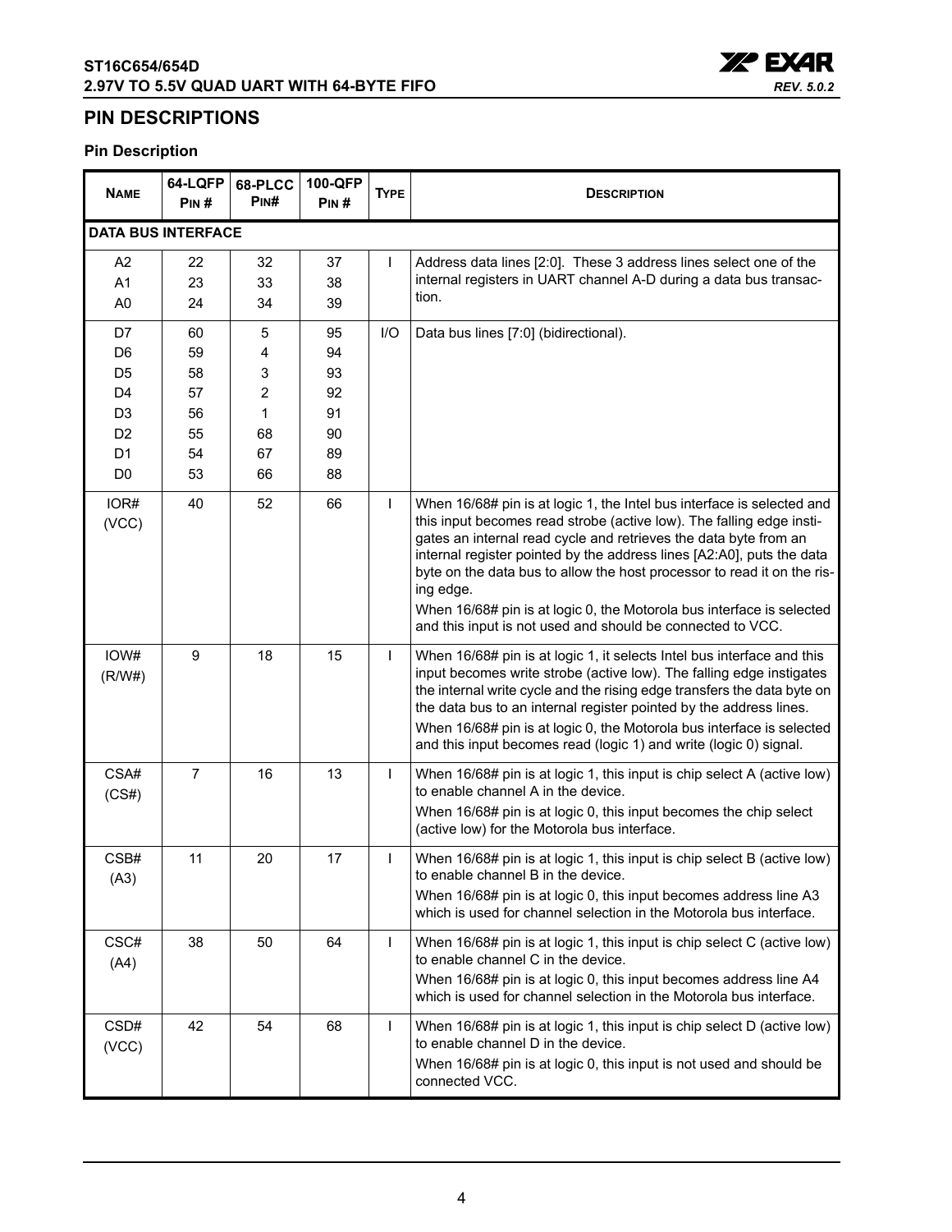## PIN DESCRIPTIONS

### Pin Description

| NAME | 64-LQFP PIN # | 68-PLCC PIN# | 100-QFP PIN # | TYPE | DESCRIPTION |
|---|---|---|---|---|---|
| **DATA BUS INTERFACE** | | | | | |
| A2<br>A1<br>A0 | 22<br>23<br>24 | 32<br>33<br>34 | 37<br>38<br>39 | I | Address data lines [2:0]. These 3 address lines select one of the internal registers in UART channel A-D during a data bus transaction. |
| D7<br>D6<br>D5<br>D4<br>D3<br>D2<br>D1<br>D0 | 60<br>59<br>58<br>57<br>56<br>55<br>54<br>53 | 5<br>4<br>3<br>2<br>1<br>68<br>67<br>66 | 95<br>94<br>93<br>92<br>91<br>90<br>89<br>88 | I/O | Data bus lines [7:0] (bidirectional). |
| IOR#<br>(VCC) | 40 | 52 | 66 | I | When 16/68# pin is at logic 1, the Intel bus interface is selected and this input becomes read strobe (active low). The falling edge instigates an internal read cycle and retrieves the data byte from an internal register pointed by the address lines [A2:A0], puts the data byte on the data bus to allow the host processor to read it on the rising edge.<br>When 16/68# pin is at logic 0, the Motorola bus interface is selected and this input is not used and should be connected to VCC. |
| IOW#<br>(R/W#) | 9 | 18 | 15 | I | When 16/68# pin is at logic 1, it selects Intel bus interface and this input becomes write strobe (active low). The falling edge instigates the internal write cycle and the rising edge transfers the data byte on the data bus to an internal register pointed by the address lines.<br>When 16/68# pin is at logic 0, the Motorola bus interface is selected and this input becomes read (logic 1) and write (logic 0) signal. |
| CSA#<br>(CS#) | 7 | 16 | 13 | I | When 16/68# pin is at logic 1, this input is chip select A (active low) to enable channel A in the device.<br>When 16/68# pin is at logic 0, this input becomes the chip select (active low) for the Motorola bus interface. |
| CSB#<br>(A3) | 11 | 20 | 17 | I | When 16/68# pin is at logic 1, this input is chip select B (active low) to enable channel B in the device.<br>When 16/68# pin is at logic 0, this input becomes address line A3 which is used for channel selection in the Motorola bus interface. |
| CSC#<br>(A4) | 38 | 50 | 64 | I | When 16/68# pin is at logic 1, this input is chip select C (active low) to enable channel C in the device.<br>When 16/68# pin is at logic 0, this input becomes address line A4 which is used for channel selection in the Motorola bus interface. |
| CSD#<br>(VCC) | 42 | 54 | 68 | I | When 16/68# pin is at logic 1, this input is chip select D (active low) to enable channel D in the device.<br>When 16/68# pin is at logic 0, this input is not used and should be connected VCC. |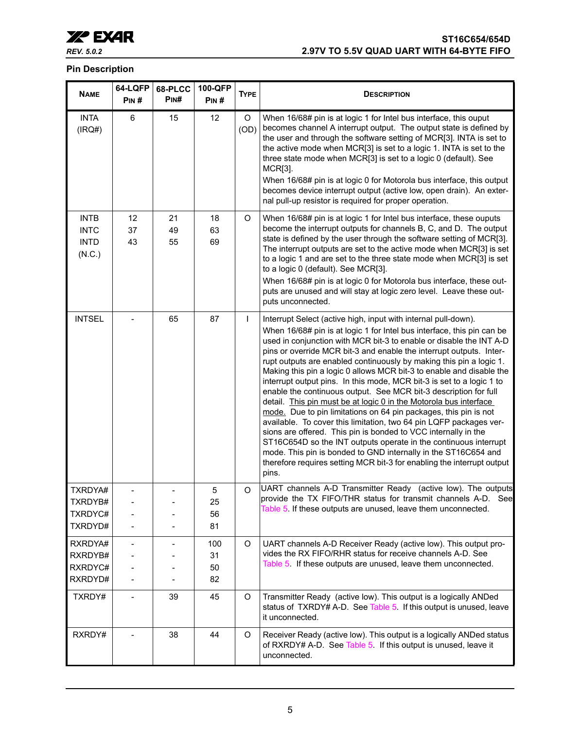## Pin Description

| Name | 64-LQFP Pin # | 68-PLCC Pin# | 100-QFP Pin # | Type | Description |
|---|---|---|---|---|---|
| INTA (IRQ#) | 6 | 15 | 12 | O (OD) | When 16/68# pin is at logic 1 for Intel bus interface, this ouput becomes channel A interrupt output. The output state is defined by the user and through the software setting of MCR[3]. INTA is set to the active mode when MCR[3] is set to a logic 1. INTA is set to the three state mode when MCR[3] is set to a logic 0 (default). See MCR[3].<br>When 16/68# pin is at logic 0 for Motorola bus interface, this output becomes device interrupt output (active low, open drain). An external pull-up resistor is required for proper operation. |
| INTB<br>INTC<br>INTD<br>(N.C.) | 12<br>37<br>43 | 21<br>49<br>55 | 18<br>63<br>69 | O | When 16/68# pin is at logic 1 for Intel bus interface, these ouputs become the interrupt outputs for channels B, C, and D. The output state is defined by the user through the software setting of MCR[3]. The interrupt outputs are set to the active mode when MCR[3] is set to a logic 1 and are set to the three state mode when MCR[3] is set to a logic 0 (default). See MCR[3].<br>When 16/68# pin is at logic 0 for Motorola bus interface, these outputs are unused and will stay at logic zero level. Leave these outputs unconnected. |
| INTSEL | - | 65 | 87 | I | Interrupt Select (active high, input with internal pull-down).<br>When 16/68# pin is at logic 1 for Intel bus interface, this pin can be used in conjunction with MCR bit-3 to enable or disable the INT A-D pins or override MCR bit-3 and enable the interrupt outputs. Interrupt outputs are enabled continuously by making this pin a logic 1. Making this pin a logic 0 allows MCR bit-3 to enable and disable the interrupt output pins. In this mode, MCR bit-3 is set to a logic 1 to enable the continuous output. See MCR bit-3 description for full detail. This pin must be at logic 0 in the Motorola bus interface mode. Due to pin limitations on 64 pin packages, this pin is not available. To cover this limitation, two 64 pin LQFP packages versions are offered. This pin is bonded to VCC internally in the ST16C654D so the INT outputs operate in the continuous interrupt mode. This pin is bonded to GND internally in the ST16C654 and therefore requires setting MCR bit-3 for enabling the interrupt output pins. |
| TXRDYA#<br>TXRDYB#<br>TXRDYC#<br>TXRDYD# | -<br>-<br>-<br>- | -<br>-<br>-<br>- | 5<br>25<br>56<br>81 | O | UART channels A-D Transmitter Ready (active low). The outputs provide the TX FIFO/THR status for transmit channels A-D. See Table 5. If these outputs are unused, leave them unconnected. |
| RXRDYA#<br>RXRDYB#<br>RXRDYC#<br>RXRDYD# | -<br>-<br>-<br>- | -<br>-<br>-<br>- | 100<br>31<br>50<br>82 | O | UART channels A-D Receiver Ready (active low). This output provides the RX FIFO/RHR status for receive channels A-D. See Table 5. If these outputs are unused, leave them unconnected. |
| TXRDY# | - | 39 | 45 | O | Transmitter Ready (active low). This output is a logically ANDed status of TXRDY# A-D. See Table 5. If this output is unused, leave it unconnected. |
| RXRDY# | - | 38 | 44 | O | Receiver Ready (active low). This output is a logically ANDed status of RXRDY# A-D. See Table 5. If this output is unused, leave it unconnected. |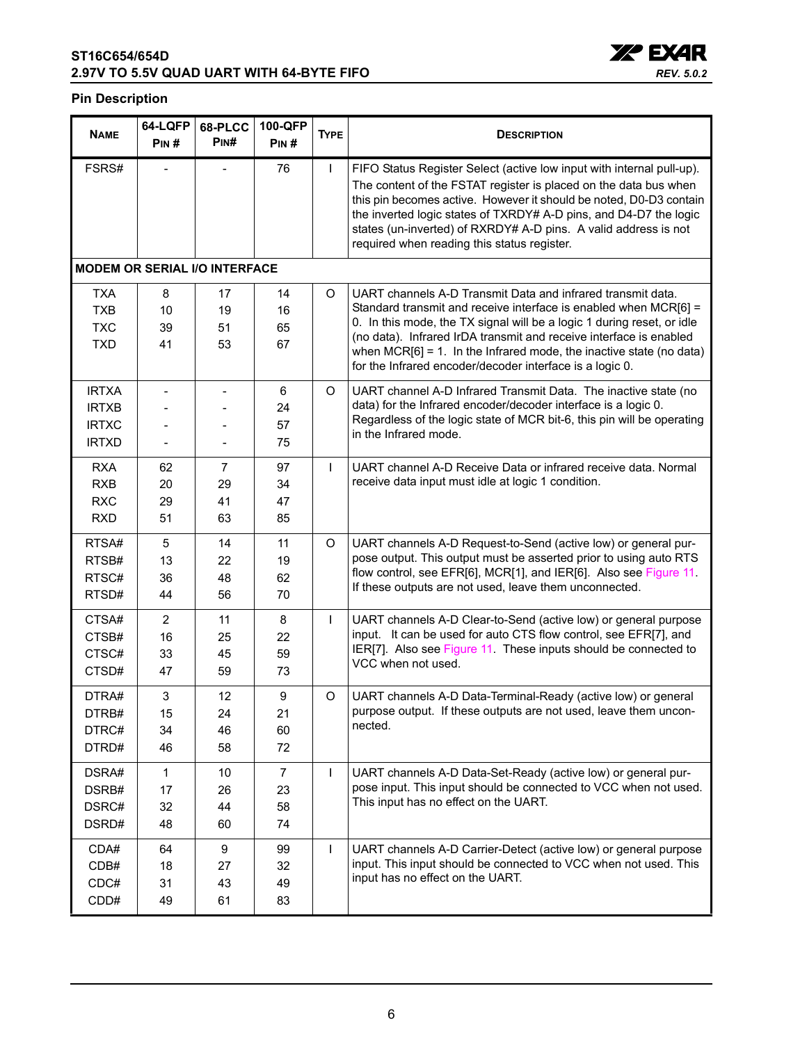## Pin Description

| NAME | 64-LQFP PIN # | 68-PLCC PIN# | 100-QFP PIN # | TYPE | DESCRIPTION |
|---|---|---|---|---|---|
| FSRS# | - | - | 76 | I | FIFO Status Register Select (active low input with internal pull-up). The content of the FSTAT register is placed on the data bus when this pin becomes active. However it should be noted, D0-D3 contain the inverted logic states of TXRDY# A-D pins, and D4-D7 the logic states (un-inverted) of RXRDY# A-D pins. A valid address is not required when reading this status register. |
| **MODEM OR SERIAL I/O INTERFACE** | | | | | |
| TXA<br>TXB<br>TXC<br>TXD | 8<br>10<br>39<br>41 | 17<br>19<br>51<br>53 | 14<br>16<br>65<br>67 | O | UART channels A-D Transmit Data and infrared transmit data. Standard transmit and receive interface is enabled when MCR[6] = 0. In this mode, the TX signal will be a logic 1 during reset, or idle (no data). Infrared IrDA transmit and receive interface is enabled when MCR[6] = 1. In the Infrared mode, the inactive state (no data) for the Infrared encoder/decoder interface is a logic 0. |
| IRTXA<br>IRTXB<br>IRTXC<br>IRTXD | -<br>-<br>-<br>- | -<br>-<br>-<br>- | 6<br>24<br>57<br>75 | O | UART channel A-D Infrared Transmit Data. The inactive state (no data) for the Infrared encoder/decoder interface is a logic 0. Regardless of the logic state of MCR bit-6, this pin will be operating in the Infrared mode. |
| RXA<br>RXB<br>RXC<br>RXD | 62<br>20<br>29<br>51 | 7<br>29<br>41<br>63 | 97<br>34<br>47<br>85 | I | UART channel A-D Receive Data or infrared receive data. Normal receive data input must idle at logic 1 condition. |
| RTSA#<br>RTSB#<br>RTSC#<br>RTSD# | 5<br>13<br>36<br>44 | 14<br>22<br>48<br>56 | 11<br>19<br>62<br>70 | O | UART channels A-D Request-to-Send (active low) or general purpose output. This output must be asserted prior to using auto RTS flow control, see EFR[6], MCR[1], and IER[6]. Also see Figure 11. If these outputs are not used, leave them unconnected. |
| CTSA#<br>CTSB#<br>CTSC#<br>CTSD# | 2<br>16<br>33<br>47 | 11<br>25<br>45<br>59 | 8<br>22<br>59<br>73 | I | UART channels A-D Clear-to-Send (active low) or general purpose input. It can be used for auto CTS flow control, see EFR[7], and IER[7]. Also see Figure 11. These inputs should be connected to VCC when not used. |
| DTRA#<br>DTRB#<br>DTRC#<br>DTRD# | 3<br>15<br>34<br>46 | 12<br>24<br>46<br>58 | 9<br>21<br>60<br>72 | O | UART channels A-D Data-Terminal-Ready (active low) or general purpose output. If these outputs are not used, leave them unconnected. |
| DSRA#<br>DSRB#<br>DSRC#<br>DSRD# | 1<br>17<br>32<br>48 | 10<br>26<br>44<br>60 | 7<br>23<br>58<br>74 | I | UART channels A-D Data-Set-Ready (active low) or general purpose input. This input should be connected to VCC when not used. This input has no effect on the UART. |
| CDA#<br>CDB#<br>CDC#<br>CDD# | 64<br>18<br>31<br>49 | 9<br>27<br>43<br>61 | 99<br>32<br>49<br>83 | I | UART channels A-D Carrier-Detect (active low) or general purpose input. This input should be connected to VCC when not used. This input has no effect on the UART. |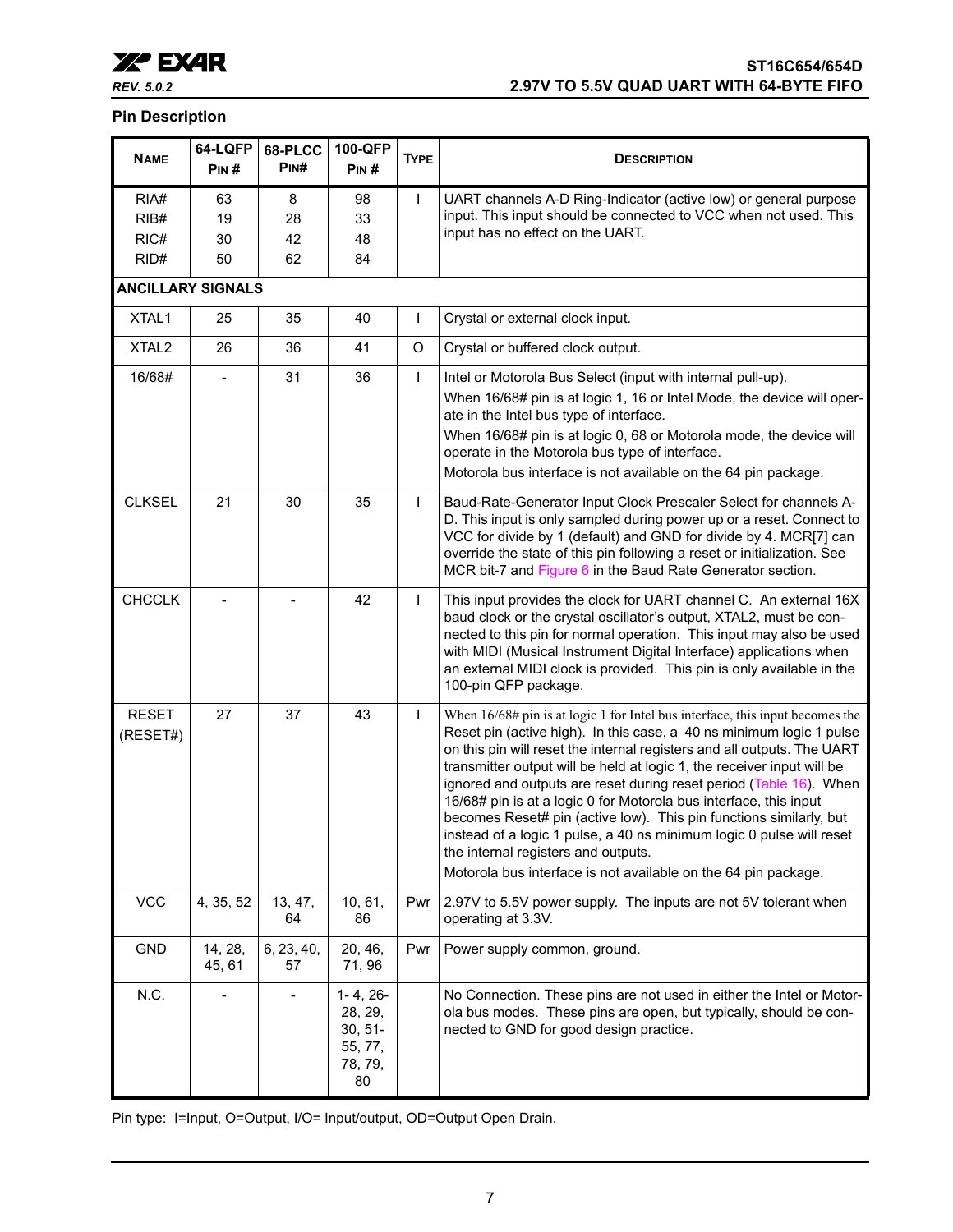## Pin Description

| Name | 64-LQFP Pin # | 68-PLCC Pin# | 100-QFP Pin # | Type | Description |
|---|---|---|---|---|---|
| RIA#<br>RIB#<br>RIC#<br>RID# | 63<br>19<br>30<br>50 | 8<br>28<br>42<br>62 | 98<br>33<br>48<br>84 | I | UART channels A-D Ring-Indicator (active low) or general purpose input. This input should be connected to VCC when not used. This input has no effect on the UART. |
| **ANCILLARY SIGNALS** | | | | | |
| XTAL1 | 25 | 35 | 40 | I | Crystal or external clock input. |
| XTAL2 | 26 | 36 | 41 | O | Crystal or buffered clock output. |
| 16/68# | - | 31 | 36 | I | Intel or Motorola Bus Select (input with internal pull-up).<br>When 16/68# pin is at logic 1, 16 or Intel Mode, the device will operate in the Intel bus type of interface.<br>When 16/68# pin is at logic 0, 68 or Motorola mode, the device will operate in the Motorola bus type of interface.<br>Motorola bus interface is not available on the 64 pin package. |
| CLKSEL | 21 | 30 | 35 | I | Baud-Rate-Generator Input Clock Prescaler Select for channels A-D. This input is only sampled during power up or a reset. Connect to VCC for divide by 1 (default) and GND for divide by 4. MCR[7] can override the state of this pin following a reset or initialization. See MCR bit-7 and Figure 6 in the Baud Rate Generator section. |
| CHCCLK | - | - | 42 | I | This input provides the clock for UART channel C. An external 16X baud clock or the crystal oscillator's output, XTAL2, must be connected to this pin for normal operation. This input may also be used with MIDI (Musical Instrument Digital Interface) applications when an external MIDI clock is provided. This pin is only available in the 100-pin QFP package. |
| RESET<br>(RESET#) | 27 | 37 | 43 | I | When 16/68# pin is at logic 1 for Intel bus interface, this input becomes the Reset pin (active high). In this case, a 40 ns minimum logic 1 pulse on this pin will reset the internal registers and all outputs. The UART transmitter output will be held at logic 1, the receiver input will be ignored and outputs are reset during reset period (Table 16). When 16/68# pin is at a logic 0 for Motorola bus interface, this input becomes Reset# pin (active low). This pin functions similarly, but instead of a logic 1 pulse, a 40 ns minimum logic 0 pulse will reset the internal registers and outputs.<br>Motorola bus interface is not available on the 64 pin package. |
| VCC | 4, 35, 52 | 13, 47, 64 | 10, 61, 86 | Pwr | 2.97V to 5.5V power supply. The inputs are not 5V tolerant when operating at 3.3V. |
| GND | 14, 28, 45, 61 | 6, 23, 40, 57 | 20, 46, 71, 96 | Pwr | Power supply common, ground. |
| N.C. | - | - | 1- 4, 26-28, 29, 30, 51-55, 77, 78, 79, 80 | | No Connection. These pins are not used in either the Intel or Motorola bus modes. These pins are open, but typically, should be connected to GND for good design practice. |

Pin type: I=Input, O=Output, I/O= Input/output, OD=Output Open Drain.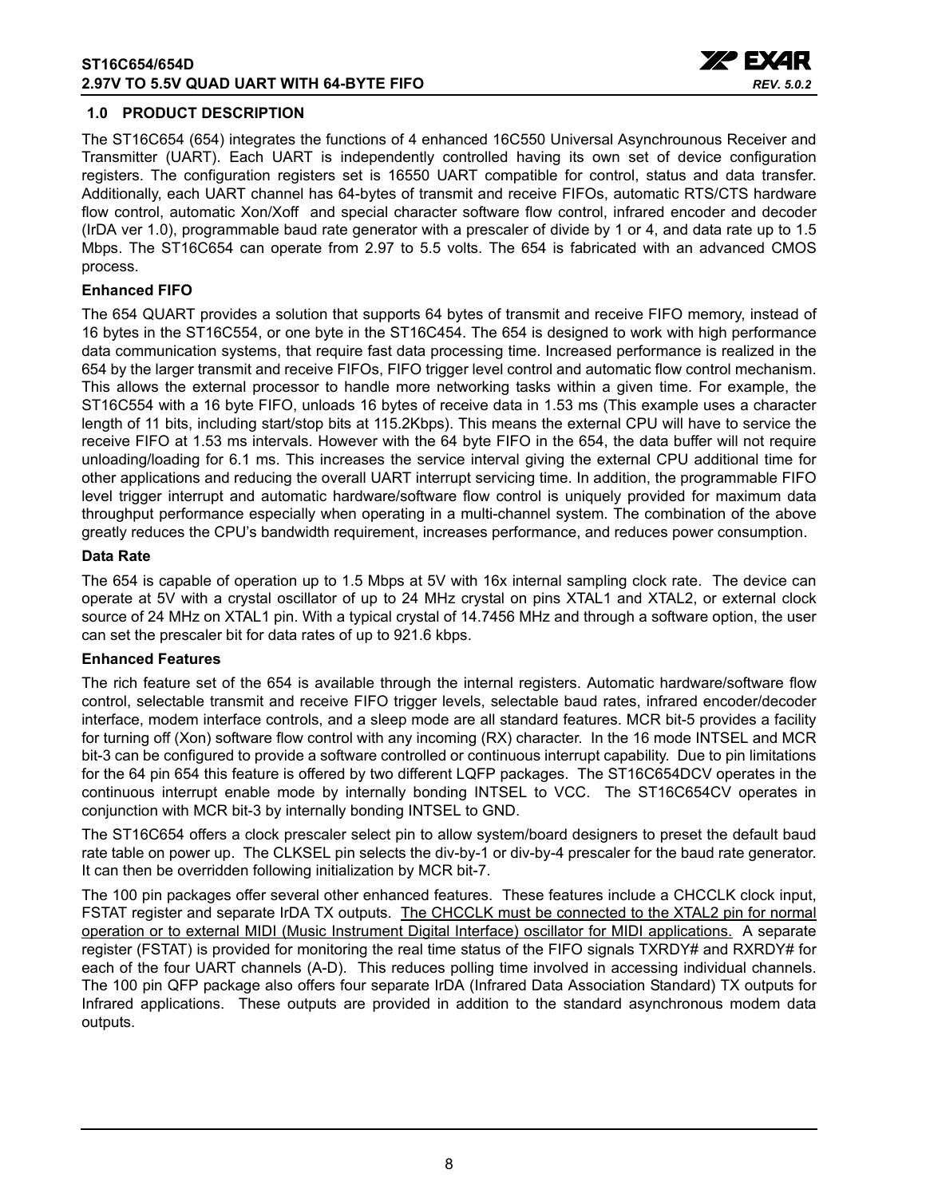## 1.0 PRODUCT DESCRIPTION

The ST16C654 (654) integrates the functions of 4 enhanced 16C550 Universal Asynchrounous Receiver and Transmitter (UART). Each UART is independently controlled having its own set of device configuration registers. The configuration registers set is 16550 UART compatible for control, status and data transfer. Additionally, each UART channel has 64-bytes of transmit and receive FIFOs, automatic RTS/CTS hardware flow control, automatic Xon/Xoff and special character software flow control, infrared encoder and decoder (IrDA ver 1.0), programmable baud rate generator with a prescaler of divide by 1 or 4, and data rate up to 1.5 Mbps. The ST16C654 can operate from 2.97 to 5.5 volts. The 654 is fabricated with an advanced CMOS process.

**Enhanced FIFO**

The 654 QUART provides a solution that supports 64 bytes of transmit and receive FIFO memory, instead of 16 bytes in the ST16C554, or one byte in the ST16C454. The 654 is designed to work with high performance data communication systems, that require fast data processing time. Increased performance is realized in the 654 by the larger transmit and receive FIFOs, FIFO trigger level control and automatic flow control mechanism. This allows the external processor to handle more networking tasks within a given time. For example, the ST16C554 with a 16 byte FIFO, unloads 16 bytes of receive data in 1.53 ms (This example uses a character length of 11 bits, including start/stop bits at 115.2Kbps). This means the external CPU will have to service the receive FIFO at 1.53 ms intervals. However with the 64 byte FIFO in the 654, the data buffer will not require unloading/loading for 6.1 ms. This increases the service interval giving the external CPU additional time for other applications and reducing the overall UART interrupt servicing time. In addition, the programmable FIFO level trigger interrupt and automatic hardware/software flow control is uniquely provided for maximum data throughput performance especially when operating in a multi-channel system. The combination of the above greatly reduces the CPU's bandwidth requirement, increases performance, and reduces power consumption.

**Data Rate**

The 654 is capable of operation up to 1.5 Mbps at 5V with 16x internal sampling clock rate. The device can operate at 5V with a crystal oscillator of up to 24 MHz crystal on pins XTAL1 and XTAL2, or external clock source of 24 MHz on XTAL1 pin. With a typical crystal of 14.7456 MHz and through a software option, the user can set the prescaler bit for data rates of up to 921.6 kbps.

**Enhanced Features**

The rich feature set of the 654 is available through the internal registers. Automatic hardware/software flow control, selectable transmit and receive FIFO trigger levels, selectable baud rates, infrared encoder/decoder interface, modem interface controls, and a sleep mode are all standard features. MCR bit-5 provides a facility for turning off (Xon) software flow control with any incoming (RX) character. In the 16 mode INTSEL and MCR bit-3 can be configured to provide a software controlled or continuous interrupt capability. Due to pin limitations for the 64 pin 654 this feature is offered by two different LQFP packages. The ST16C654DCV operates in the continuous interrupt enable mode by internally bonding INTSEL to VCC. The ST16C654CV operates in conjunction with MCR bit-3 by internally bonding INTSEL to GND.

The ST16C654 offers a clock prescaler select pin to allow system/board designers to preset the default baud rate table on power up. The CLKSEL pin selects the div-by-1 or div-by-4 prescaler for the baud rate generator. It can then be overridden following initialization by MCR bit-7.

The 100 pin packages offer several other enhanced features. These features include a CHCCLK clock input, FSTAT register and separate IrDA TX outputs. The CHCCLK must be connected to the XTAL2 pin for normal operation or to external MIDI (Music Instrument Digital Interface) oscillator for MIDI applications. A separate register (FSTAT) is provided for monitoring the real time status of the FIFO signals TXRDY# and RXRDY# for each of the four UART channels (A-D). This reduces polling time involved in accessing individual channels. The 100 pin QFP package also offers four separate IrDA (Infrared Data Association Standard) TX outputs for Infrared applications. These outputs are provided in addition to the standard asynchronous modem data outputs.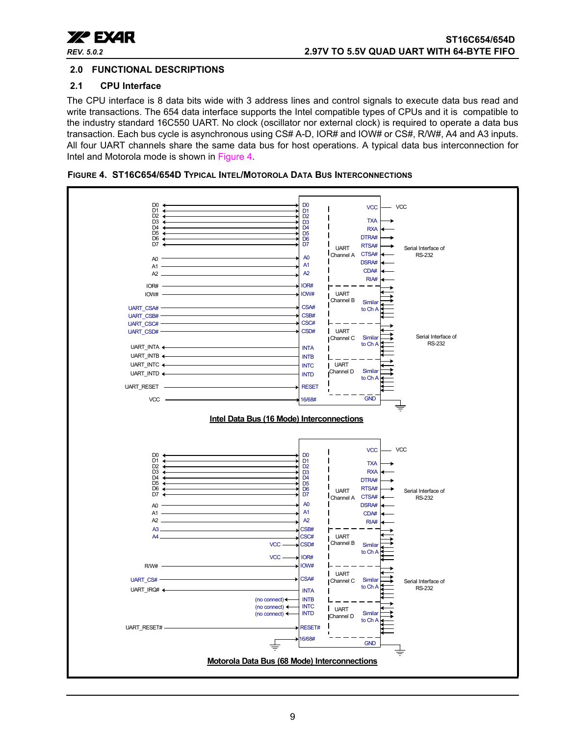## 2.0 FUNCTIONAL DESCRIPTIONS

### 2.1 CPU Interface

The CPU interface is 8 data bits wide with 3 address lines and control signals to execute data bus read and write transactions. The 654 data interface supports the Intel compatible types of CPUs and it is compatible to the industry standard 16C550 UART. No clock (oscillator nor external clock) is required to operate a data bus transaction. Each bus cycle is asynchronous using CS# A-D, IOR# and IOW# or CS#, R/W#, A4 and A3 inputs. All four UART channels share the same data bus for host operations. A typical data bus interconnection for Intel and Motorola mode is shown in Figure 4.

**FIGURE 4. ST16C654/654D TYPICAL INTEL/MOTOROLA DATA BUS INTERCONNECTIONS**

Intel Data Bus (16 Mode) Interconnections

Motorola Data Bus (68 Mode) Interconnections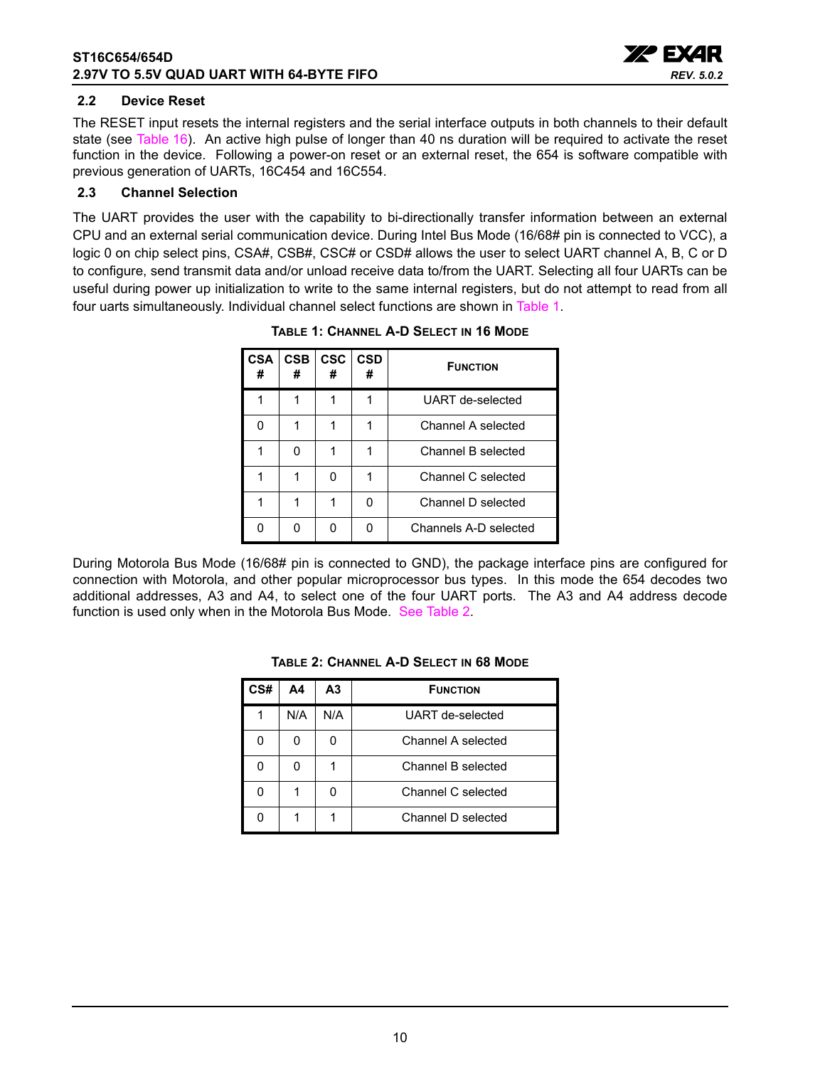### 2.2 Device Reset

The RESET input resets the internal registers and the serial interface outputs in both channels to their default state (see Table 16). An active high pulse of longer than 40 ns duration will be required to activate the reset function in the device. Following a power-on reset or an external reset, the 654 is software compatible with previous generation of UARTs, 16C454 and 16C554.

### 2.3 Channel Selection

The UART provides the user with the capability to bi-directionally transfer information between an external CPU and an external serial communication device. During Intel Bus Mode (16/68# pin is connected to VCC), a logic 0 on chip select pins, CSA#, CSB#, CSC# or CSD# allows the user to select UART channel A, B, C or D to configure, send transmit data and/or unload receive data to/from the UART. Selecting all four UARTs can be useful during power up initialization to write to the same internal registers, but do not attempt to read from all four uarts simultaneously. Individual channel select functions are shown in Table 1.

**TABLE 1: CHANNEL A-D SELECT IN 16 MODE**

| CSA # | CSB # | CSC # | CSD # | FUNCTION |
|---|---|---|---|---|
| 1 | 1 | 1 | 1 | UART de-selected |
| 0 | 1 | 1 | 1 | Channel A selected |
| 1 | 0 | 1 | 1 | Channel B selected |
| 1 | 1 | 0 | 1 | Channel C selected |
| 1 | 1 | 1 | 0 | Channel D selected |
| 0 | 0 | 0 | 0 | Channels A-D selected |

During Motorola Bus Mode (16/68# pin is connected to GND), the package interface pins are configured for connection with Motorola, and other popular microprocessor bus types. In this mode the 654 decodes two additional addresses, A3 and A4, to select one of the four UART ports. The A3 and A4 address decode function is used only when in the Motorola Bus Mode. See Table 2.

**TABLE 2: CHANNEL A-D SELECT IN 68 MODE**

| CS# | A4 | A3 | FUNCTION |
|---|---|---|---|
| 1 | N/A | N/A | UART de-selected |
| 0 | 0 | 0 | Channel A selected |
| 0 | 0 | 1 | Channel B selected |
| 0 | 1 | 0 | Channel C selected |
| 0 | 1 | 1 | Channel D selected |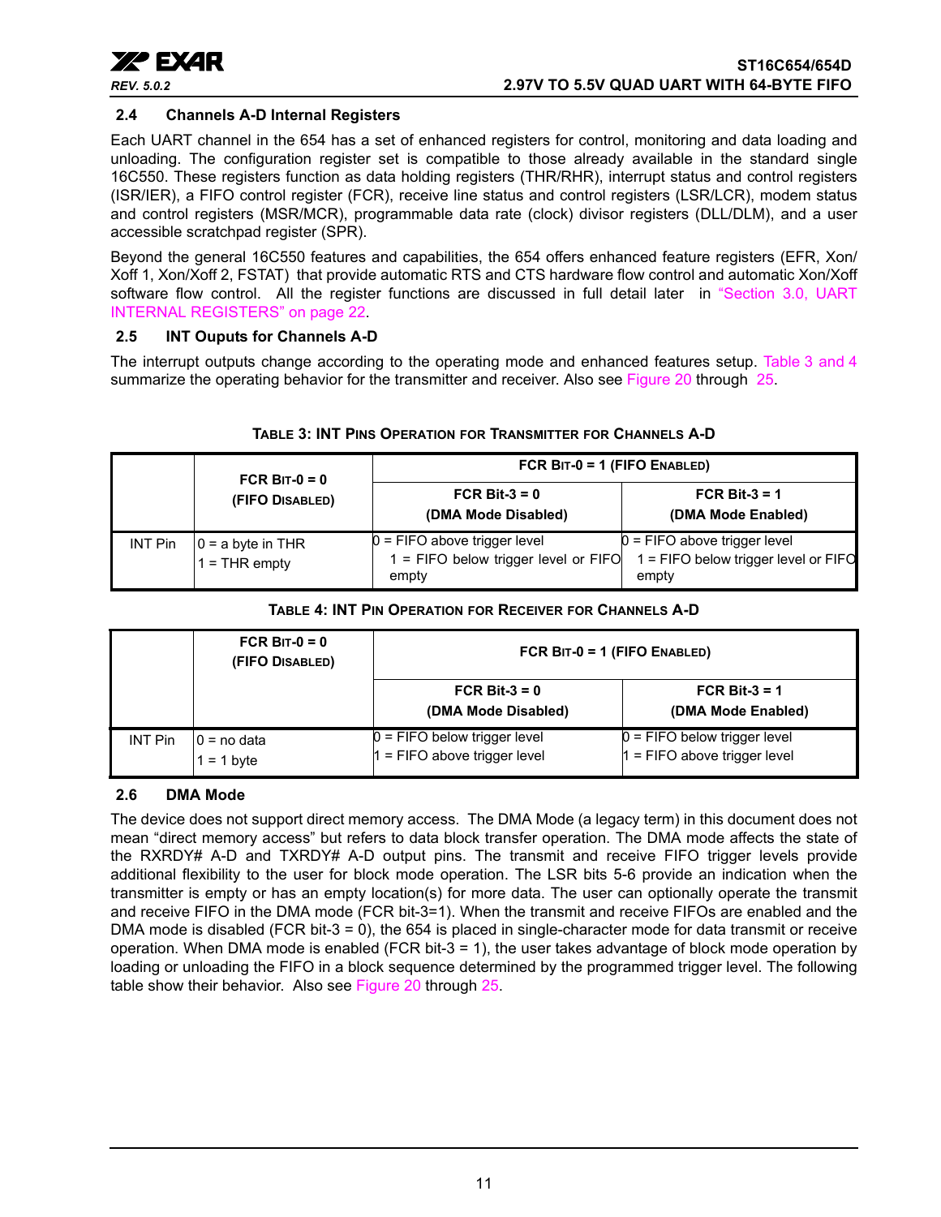### 2.4 Channels A-D Internal Registers

Each UART channel in the 654 has a set of enhanced registers for control, monitoring and data loading and unloading. The configuration register set is compatible to those already available in the standard single 16C550. These registers function as data holding registers (THR/RHR), interrupt status and control registers (ISR/IER), a FIFO control register (FCR), receive line status and control registers (LSR/LCR), modem status and control registers (MSR/MCR), programmable data rate (clock) divisor registers (DLL/DLM), and a user accessible scratchpad register (SPR).

Beyond the general 16C550 features and capabilities, the 654 offers enhanced feature registers (EFR, Xon/Xoff 1, Xon/Xoff 2, FSTAT) that provide automatic RTS and CTS hardware flow control and automatic Xon/Xoff software flow control. All the register functions are discussed in full detail later in "Section 3.0, UART INTERNAL REGISTERS" on page 22.

### 2.5 INT Ouputs for Channels A-D

The interrupt outputs change according to the operating mode and enhanced features setup. Table 3 and 4 summarize the operating behavior for the transmitter and receiver. Also see Figure 20 through 25.

**TABLE 3: INT PINS OPERATION FOR TRANSMITTER FOR CHANNELS A-D**

| | FCR BIT-0 = 0 (FIFO DISABLED) | FCR BIT-0 = 1 (FIFO ENABLED) | |
|---|---|---|---|
| | | FCR Bit-3 = 0 (DMA Mode Disabled) | FCR Bit-3 = 1 (DMA Mode Enabled) |
| INT Pin | 0 = a byte in THR<br>1 = THR empty | 0 = FIFO above trigger level<br>1 = FIFO below trigger level or FIFO empty | 0 = FIFO above trigger level<br>1 = FIFO below trigger level or FIFO empty |

**TABLE 4: INT PIN OPERATION FOR RECEIVER FOR CHANNELS A-D**

| | FCR BIT-0 = 0 (FIFO DISABLED) | FCR BIT-0 = 1 (FIFO ENABLED) | |
|---|---|---|---|
| | | FCR Bit-3 = 0 (DMA Mode Disabled) | FCR Bit-3 = 1 (DMA Mode Enabled) |
| INT Pin | 0 = no data<br>1 = 1 byte | 0 = FIFO below trigger level<br>1 = FIFO above trigger level | 0 = FIFO below trigger level<br>1 = FIFO above trigger level |

### 2.6 DMA Mode

The device does not support direct memory access. The DMA Mode (a legacy term) in this document does not mean "direct memory access" but refers to data block transfer operation. The DMA mode affects the state of the RXRDY# A-D and TXRDY# A-D output pins. The transmit and receive FIFO trigger levels provide additional flexibility to the user for block mode operation. The LSR bits 5-6 provide an indication when the transmitter is empty or has an empty location(s) for more data. The user can optionally operate the transmit and receive FIFO in the DMA mode (FCR bit-3=1). When the transmit and receive FIFOs are enabled and the DMA mode is disabled (FCR bit-3 = 0), the 654 is placed in single-character mode for data transmit or receive operation. When DMA mode is enabled (FCR bit-3 = 1), the user takes advantage of block mode operation by loading or unloading the FIFO in a block sequence determined by the programmed trigger level. The following table show their behavior. Also see Figure 20 through 25.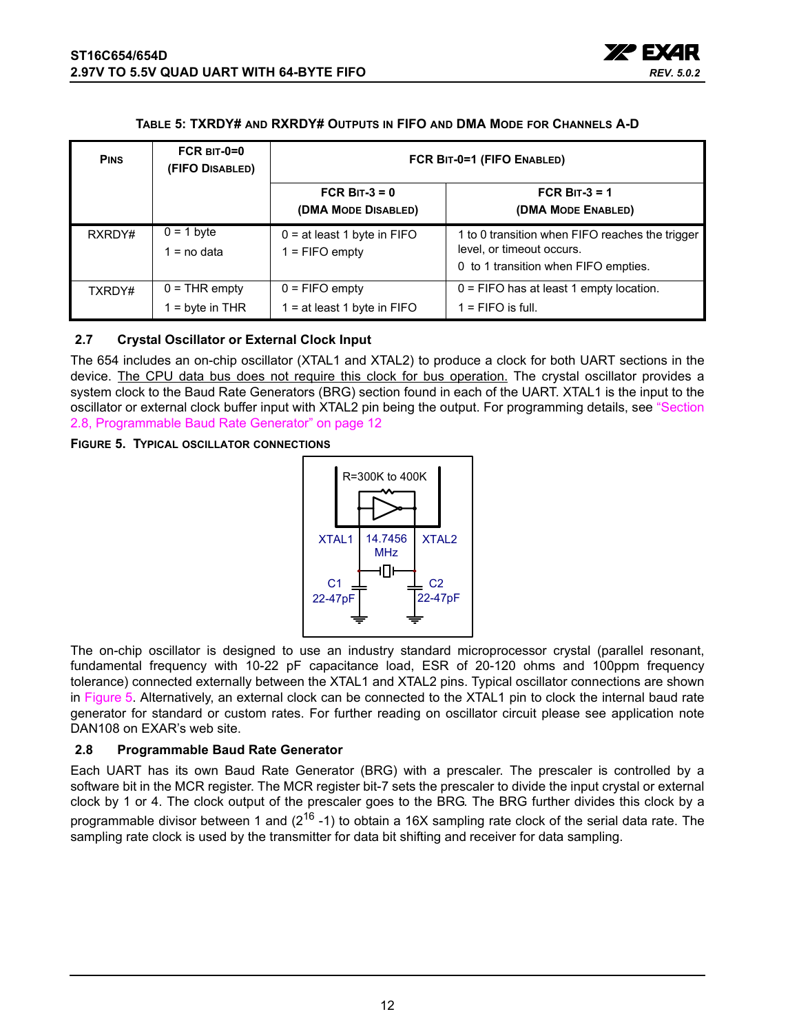**TABLE 5: TXRDY# AND RXRDY# OUTPUTS IN FIFO AND DMA MODE FOR CHANNELS A-D**

| PINS | FCR BIT-0=0 (FIFO DISABLED) | FCR BIT-0=1 (FIFO ENABLED) | |
|---|---|---|---|
| | | FCR BIT-3 = 0 (DMA MODE DISABLED) | FCR BIT-3 = 1 (DMA MODE ENABLED) |
| RXRDY# | 0 = 1 byte<br>1 = no data | 0 = at least 1 byte in FIFO<br>1 = FIFO empty | 1 to 0 transition when FIFO reaches the trigger level, or timeout occurs.<br>0 to 1 transition when FIFO empties. |
| TXRDY# | 0 = THR empty<br>1 = byte in THR | 0 = FIFO empty<br>1 = at least 1 byte in FIFO | 0 = FIFO has at least 1 empty location.<br>1 = FIFO is full. |

### 2.7 Crystal Oscillator or External Clock Input

The 654 includes an on-chip oscillator (XTAL1 and XTAL2) to produce a clock for both UART sections in the device. The CPU data bus does not require this clock for bus operation. The crystal oscillator provides a system clock to the Baud Rate Generators (BRG) section found in each of the UART. XTAL1 is the input to the oscillator or external clock buffer input with XTAL2 pin being the output. For programming details, see "Section 2.8, Programmable Baud Rate Generator" on page 12

**FIGURE 5. TYPICAL OSCILLATOR CONNECTIONS**

R=300K to 400K

XTAL1 14.7456 MHz XTAL2

C1 22-47pF C2 22-47pF

The on-chip oscillator is designed to use an industry standard microprocessor crystal (parallel resonant, fundamental frequency with 10-22 pF capacitance load, ESR of 20-120 ohms and 100ppm frequency tolerance) connected externally between the XTAL1 and XTAL2 pins. Typical oscillator connections are shown in Figure 5. Alternatively, an external clock can be connected to the XTAL1 pin to clock the internal baud rate generator for standard or custom rates. For further reading on oscillator circuit please see application note DAN108 on EXAR's web site.

### 2.8 Programmable Baud Rate Generator

Each UART has its own Baud Rate Generator (BRG) with a prescaler. The prescaler is controlled by a software bit in the MCR register. The MCR register bit-7 sets the prescaler to divide the input crystal or external clock by 1 or 4. The clock output of the prescaler goes to the BRG. The BRG further divides this clock by a programmable divisor between 1 and ($2^{16}$ -1) to obtain a 16X sampling rate clock of the serial data rate. The sampling rate clock is used by the transmitter for data bit shifting and receiver for data sampling.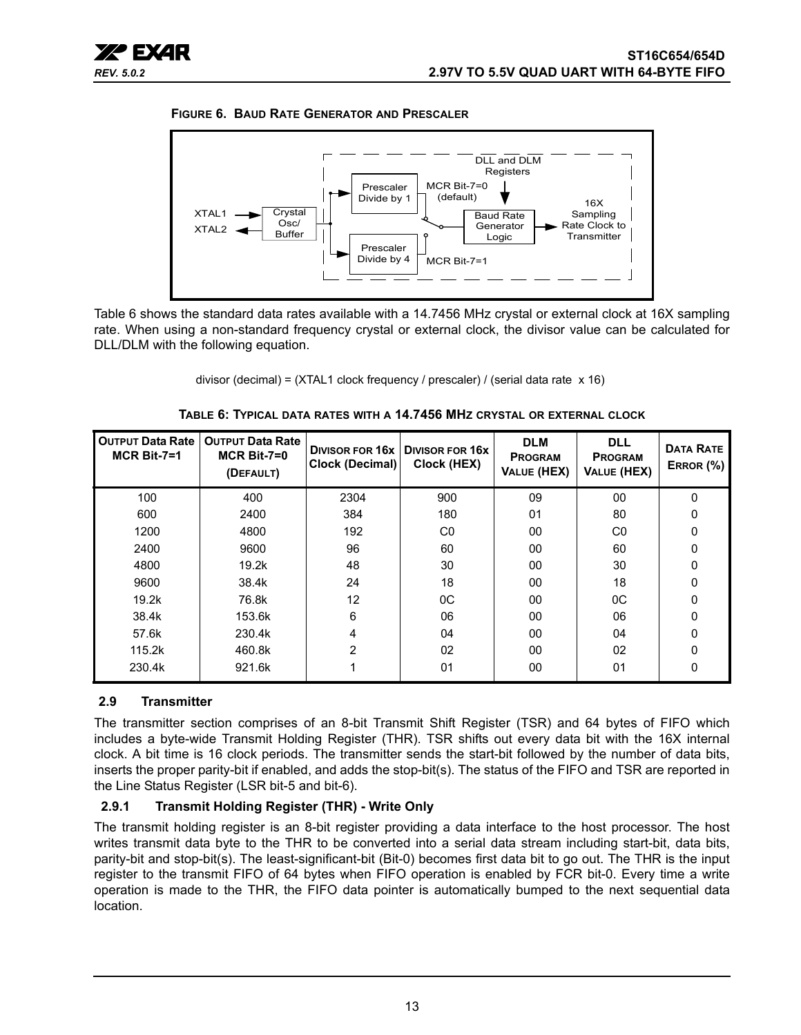**FIGURE 6. BAUD RATE GENERATOR AND PRESCALER**

Table 6 shows the standard data rates available with a 14.7456 MHz crystal or external clock at 16X sampling rate. When using a non-standard frequency crystal or external clock, the divisor value can be calculated for DLL/DLM with the following equation.

divisor (decimal) = (XTAL1 clock frequency / prescaler) / (serial data rate x 16)

**TABLE 6: TYPICAL DATA RATES WITH A 14.7456 MHZ CRYSTAL OR EXTERNAL CLOCK**

| OUTPUT Data Rate MCR Bit-7=1 | OUTPUT Data Rate MCR Bit-7=0 (DEFAULT) | DIVISOR FOR 16x Clock (Decimal) | DIVISOR FOR 16x Clock (HEX) | DLM PROGRAM VALUE (HEX) | DLL PROGRAM VALUE (HEX) | DATA RATE ERROR (%) |
|---|---|---|---|---|---|---|
| 100 | 400 | 2304 | 900 | 09 | 00 | 0 |
| 600 | 2400 | 384 | 180 | 01 | 80 | 0 |
| 1200 | 4800 | 192 | C0 | 00 | C0 | 0 |
| 2400 | 9600 | 96 | 60 | 00 | 60 | 0 |
| 4800 | 19.2k | 48 | 30 | 00 | 30 | 0 |
| 9600 | 38.4k | 24 | 18 | 00 | 18 | 0 |
| 19.2k | 76.8k | 12 | 0C | 00 | 0C | 0 |
| 38.4k | 153.6k | 6 | 06 | 00 | 06 | 0 |
| 57.6k | 230.4k | 4 | 04 | 00 | 04 | 0 |
| 115.2k | 460.8k | 2 | 02 | 00 | 02 | 0 |
| 230.4k | 921.6k | 1 | 01 | 00 | 01 | 0 |

## 2.9 Transmitter

The transmitter section comprises of an 8-bit Transmit Shift Register (TSR) and 64 bytes of FIFO which includes a byte-wide Transmit Holding Register (THR). TSR shifts out every data bit with the 16X internal clock. A bit time is 16 clock periods. The transmitter sends the start-bit followed by the number of data bits, inserts the proper parity-bit if enabled, and adds the stop-bit(s). The status of the FIFO and TSR are reported in the Line Status Register (LSR bit-5 and bit-6).

### 2.9.1 Transmit Holding Register (THR) - Write Only

The transmit holding register is an 8-bit register providing a data interface to the host processor. The host writes transmit data byte to the THR to be converted into a serial data stream including start-bit, data bits, parity-bit and stop-bit(s). The least-significant-bit (Bit-0) becomes first data bit to go out. The THR is the input register to the transmit FIFO of 64 bytes when FIFO operation is enabled by FCR bit-0. Every time a write operation is made to the THR, the FIFO data pointer is automatically bumped to the next sequential data location.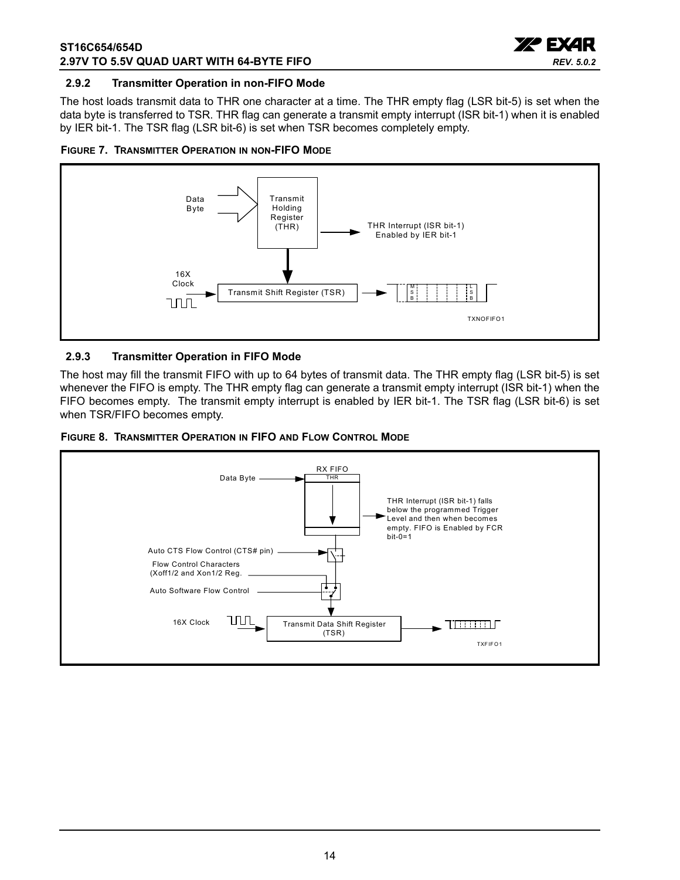### 2.9.2 Transmitter Operation in non-FIFO Mode

The host loads transmit data to THR one character at a time. The THR empty flag (LSR bit-5) is set when the data byte is transferred to TSR. THR flag can generate a transmit empty interrupt (ISR bit-1) when it is enabled by IER bit-1. The TSR flag (LSR bit-6) is set when TSR becomes completely empty.

**FIGURE 7. TRANSMITTER OPERATION IN NON-FIFO MODE**

### 2.9.3 Transmitter Operation in FIFO Mode

The host may fill the transmit FIFO with up to 64 bytes of transmit data. The THR empty flag (LSR bit-5) is set whenever the FIFO is empty. The THR empty flag can generate a transmit empty interrupt (ISR bit-1) when the FIFO becomes empty. The transmit empty interrupt is enabled by IER bit-1. The TSR flag (LSR bit-6) is set when TSR/FIFO becomes empty.

**FIGURE 8. TRANSMITTER OPERATION IN FIFO AND FLOW CONTROL MODE**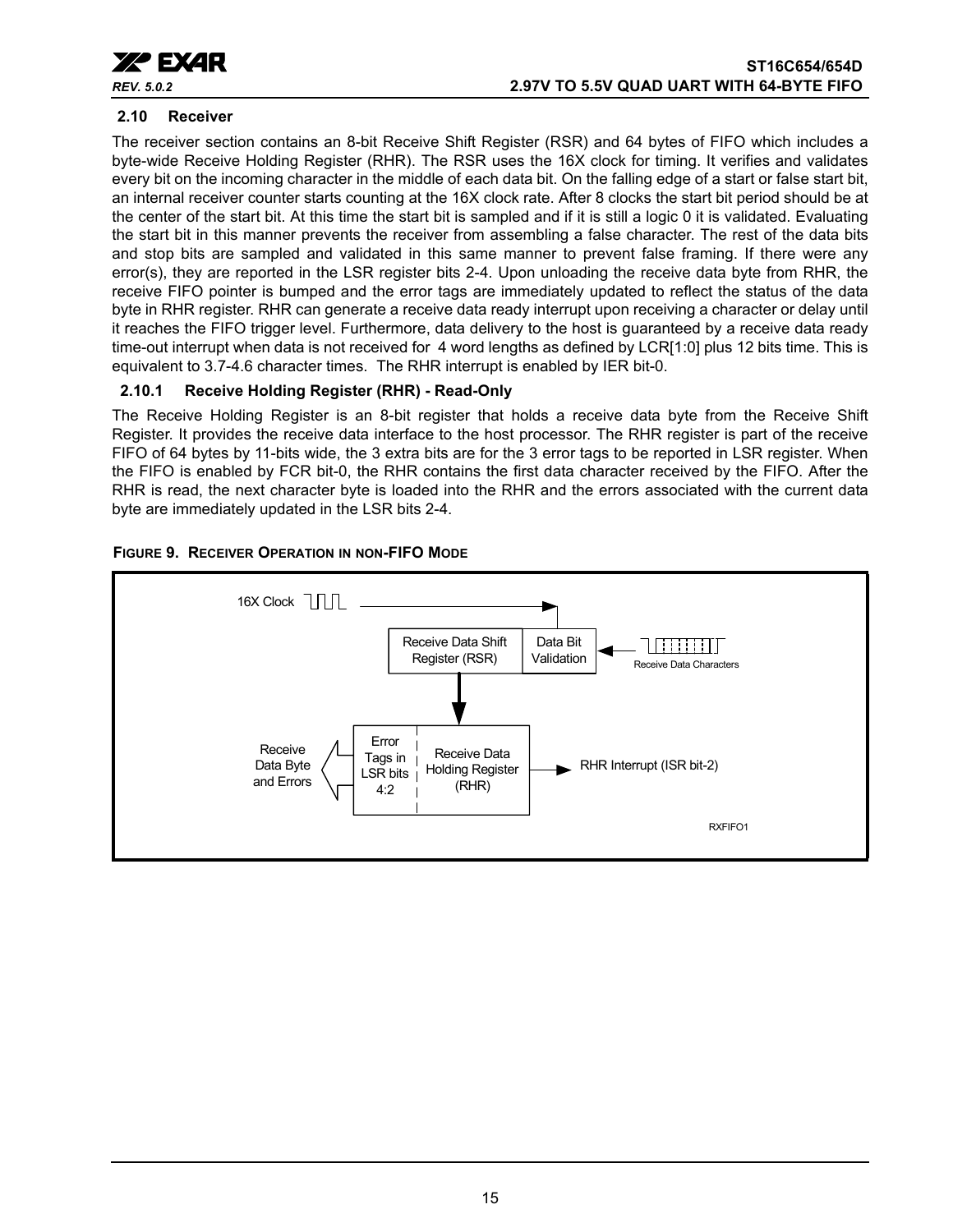### 2.10 Receiver

The receiver section contains an 8-bit Receive Shift Register (RSR) and 64 bytes of FIFO which includes a byte-wide Receive Holding Register (RHR). The RSR uses the 16X clock for timing. It verifies and validates every bit on the incoming character in the middle of each data bit. On the falling edge of a start or false start bit, an internal receiver counter starts counting at the 16X clock rate. After 8 clocks the start bit period should be at the center of the start bit. At this time the start bit is sampled and if it is still a logic 0 it is validated. Evaluating the start bit in this manner prevents the receiver from assembling a false character. The rest of the data bits and stop bits are sampled and validated in this same manner to prevent false framing. If there were any error(s), they are reported in the LSR register bits 2-4. Upon unloading the receive data byte from RHR, the receive FIFO pointer is bumped and the error tags are immediately updated to reflect the status of the data byte in RHR register. RHR can generate a receive data ready interrupt upon receiving a character or delay until it reaches the FIFO trigger level. Furthermore, data delivery to the host is guaranteed by a receive data ready time-out interrupt when data is not received for 4 word lengths as defined by LCR[1:0] plus 12 bits time. This is equivalent to 3.7-4.6 character times. The RHR interrupt is enabled by IER bit-0.

#### 2.10.1 Receive Holding Register (RHR) - Read-Only

The Receive Holding Register is an 8-bit register that holds a receive data byte from the Receive Shift Register. It provides the receive data interface to the host processor. The RHR register is part of the receive FIFO of 64 bytes by 11-bits wide, the 3 extra bits are for the 3 error tags to be reported in LSR register. When the FIFO is enabled by FCR bit-0, the RHR contains the first data character received by the FIFO. After the RHR is read, the next character byte is loaded into the RHR and the errors associated with the current data byte are immediately updated in the LSR bits 2-4.

**FIGURE 9. RECEIVER OPERATION IN NON-FIFO MODE**

16X Clock

Receive Data Shift Register (RSR) | Data Bit Validation | Receive Data Characters

Receive Data Byte and Errors | Error Tags in LSR bits 4:2 | Receive Data Holding Register (RHR) | RHR Interrupt (ISR bit-2)

RXFIFO1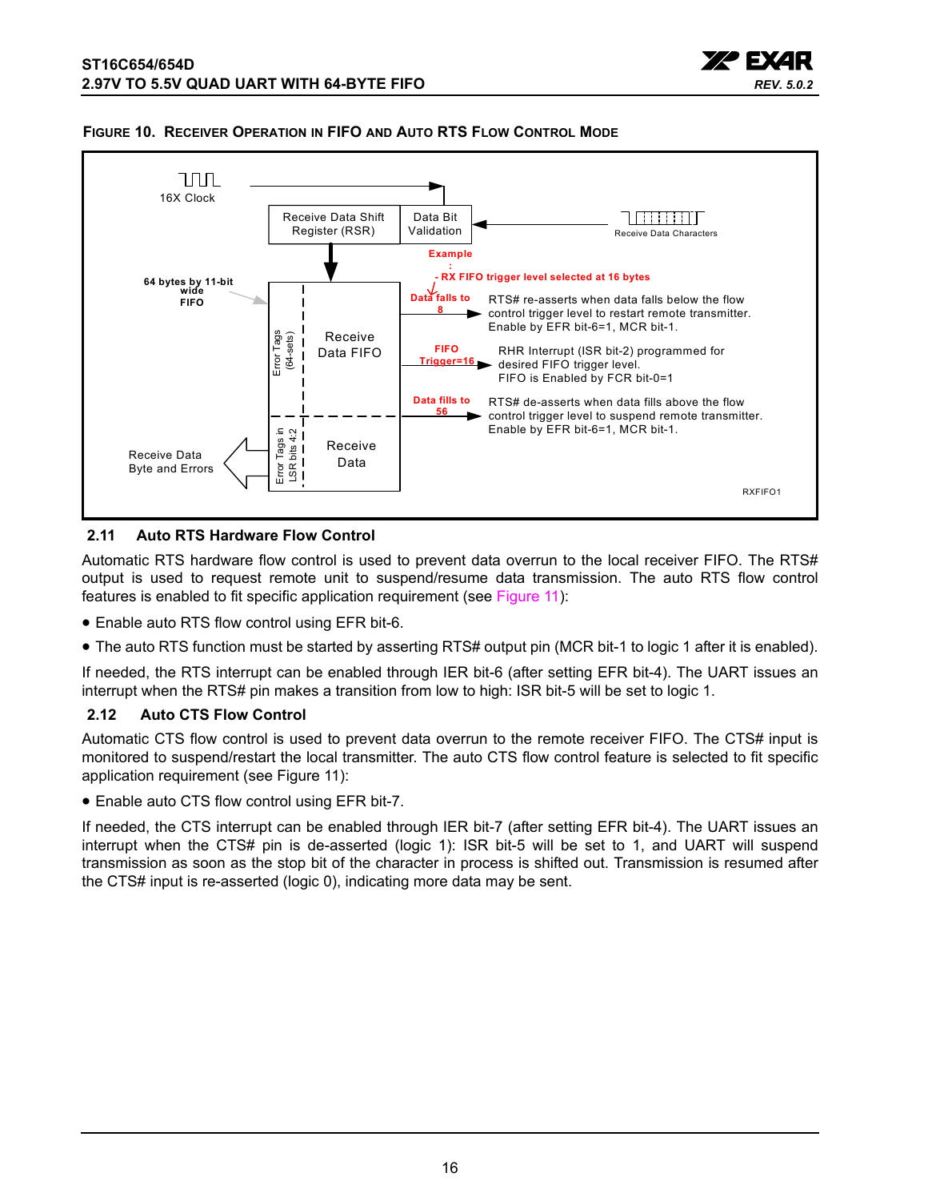**FIGURE 10. RECEIVER OPERATION IN FIFO AND AUTO RTS FLOW CONTROL MODE**

16X Clock

Receive Data Shift Register (RSR)

Data Bit Validation

Receive Data Characters

Example:
- RX FIFO trigger level selected at 16 bytes

64 bytes by 11-bit wide FIFO

Error Tags (64-sets)

Receive Data FIFO

Data falls to 8 — RTS# re-asserts when data falls below the flow control trigger level to restart remote transmitter. Enable by EFR bit-6=1, MCR bit-1.

FIFO Trigger=16 — RHR Interrupt (ISR bit-2) programmed for desired FIFO trigger level. FIFO is Enabled by FCR bit-0=1

Data fills to 56 — RTS# de-asserts when data fills above the flow control trigger level to suspend remote transmitter. Enable by EFR bit-6=1, MCR bit-1.

Receive Data Byte and Errors

Error Tags in LSR bits 4:2

Receive Data

RXFIFO1

### 2.11 Auto RTS Hardware Flow Control

Automatic RTS hardware flow control is used to prevent data overrun to the local receiver FIFO. The RTS# output is used to request remote unit to suspend/resume data transmission. The auto RTS flow control features is enabled to fit specific application requirement (see Figure 11):

- Enable auto RTS flow control using EFR bit-6.
- The auto RTS function must be started by asserting RTS# output pin (MCR bit-1 to logic 1 after it is enabled).

If needed, the RTS interrupt can be enabled through IER bit-6 (after setting EFR bit-4). The UART issues an interrupt when the RTS# pin makes a transition from low to high: ISR bit-5 will be set to logic 1.

### 2.12 Auto CTS Flow Control

Automatic CTS flow control is used to prevent data overrun to the remote receiver FIFO. The CTS# input is monitored to suspend/restart the local transmitter. The auto CTS flow control feature is selected to fit specific application requirement (see Figure 11):

- Enable auto CTS flow control using EFR bit-7.

If needed, the CTS interrupt can be enabled through IER bit-7 (after setting EFR bit-4). The UART issues an interrupt when the CTS# pin is de-asserted (logic 1): ISR bit-5 will be set to 1, and UART will suspend transmission as soon as the stop bit of the character in process is shifted out. Transmission is resumed after the CTS# input is re-asserted (logic 0), indicating more data may be sent.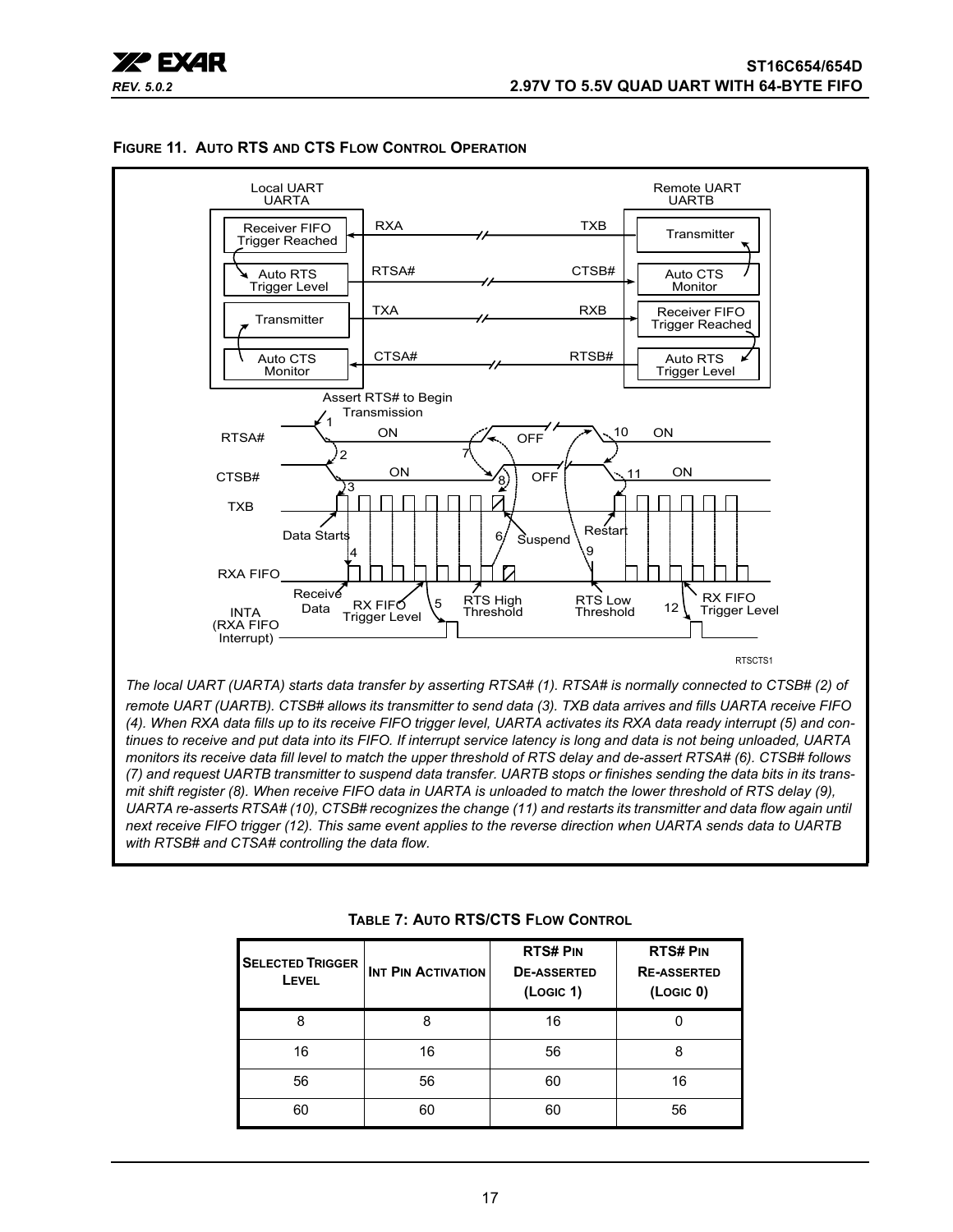**FIGURE 11. AUTO RTS AND CTS FLOW CONTROL OPERATION**

*The local UART (UARTA) starts data transfer by asserting RTSA# (1). RTSA# is normally connected to CTSB# (2) of remote UART (UARTB). CTSB# allows its transmitter to send data (3). TXB data arrives and fills UARTA receive FIFO (4). When RXA data fills up to its receive FIFO trigger level, UARTA activates its RXA data ready interrupt (5) and continues to receive and put data into its FIFO. If interrupt service latency is long and data is not being unloaded, UARTA monitors its receive data fill level to match the upper threshold of RTS delay and de-assert RTSA# (6). CTSB# follows (7) and request UARTB transmitter to suspend data transfer. UARTB stops or finishes sending the data bits in its transmit shift register (8). When receive FIFO data in UARTA is unloaded to match the lower threshold of RTS delay (9), UARTA re-asserts RTSA# (10), CTSB# recognizes the change (11) and restarts its transmitter and data flow again until next receive FIFO trigger (12). This same event applies to the reverse direction when UARTA sends data to UARTB with RTSB# and CTSA# controlling the data flow.*

**TABLE 7: AUTO RTS/CTS FLOW CONTROL**

| SELECTED TRIGGER LEVEL | INT PIN ACTIVATION | RTS# PIN DE-ASSERTED (LOGIC 1) | RTS# PIN RE-ASSERTED (LOGIC 0) |
|---|---|---|---|
| 8 | 8 | 16 | 0 |
| 16 | 16 | 56 | 8 |
| 56 | 56 | 60 | 16 |
| 60 | 60 | 60 | 56 |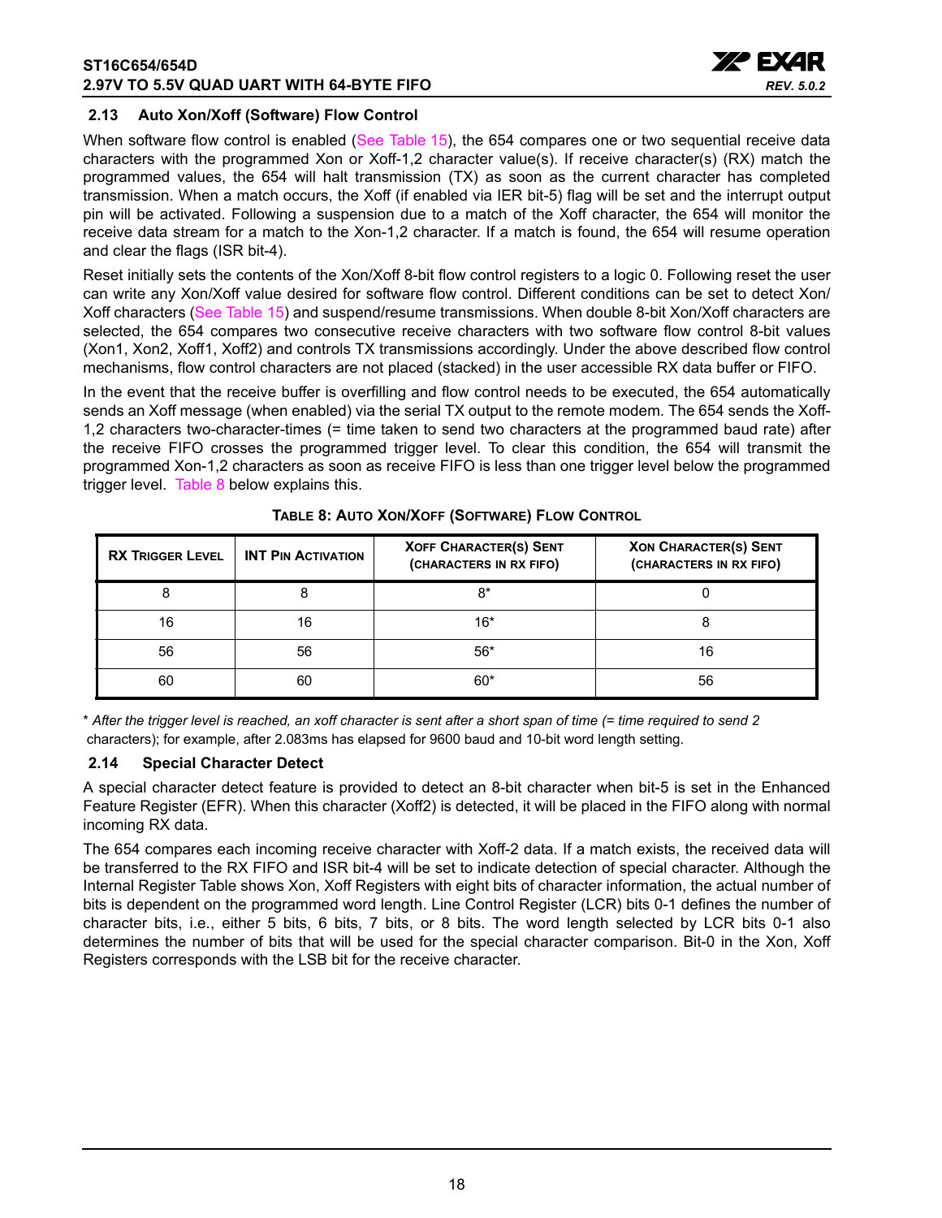### 2.13 Auto Xon/Xoff (Software) Flow Control

When software flow control is enabled (See Table 15), the 654 compares one or two sequential receive data characters with the programmed Xon or Xoff-1,2 character value(s). If receive character(s) (RX) match the programmed values, the 654 will halt transmission (TX) as soon as the current character has completed transmission. When a match occurs, the Xoff (if enabled via IER bit-5) flag will be set and the interrupt output pin will be activated. Following a suspension due to a match of the Xoff character, the 654 will monitor the receive data stream for a match to the Xon-1,2 character. If a match is found, the 654 will resume operation and clear the flags (ISR bit-4).

Reset initially sets the contents of the Xon/Xoff 8-bit flow control registers to a logic 0. Following reset the user can write any Xon/Xoff value desired for software flow control. Different conditions can be set to detect Xon/Xoff characters (See Table 15) and suspend/resume transmissions. When double 8-bit Xon/Xoff characters are selected, the 654 compares two consecutive receive characters with two software flow control 8-bit values (Xon1, Xon2, Xoff1, Xoff2) and controls TX transmissions accordingly. Under the above described flow control mechanisms, flow control characters are not placed (stacked) in the user accessible RX data buffer or FIFO.

In the event that the receive buffer is overfilling and flow control needs to be executed, the 654 automatically sends an Xoff message (when enabled) via the serial TX output to the remote modem. The 654 sends the Xoff-1,2 characters two-character-times (= time taken to send two characters at the programmed baud rate) after the receive FIFO crosses the programmed trigger level. To clear this condition, the 654 will transmit the programmed Xon-1,2 characters as soon as receive FIFO is less than one trigger level below the programmed trigger level. Table 8 below explains this.

**TABLE 8: AUTO XON/XOFF (SOFTWARE) FLOW CONTROL**

| RX TRIGGER LEVEL | INT PIN ACTIVATION | XOFF CHARACTER(S) SENT (CHARACTERS IN RX FIFO) | XON CHARACTER(S) SENT (CHARACTERS IN RX FIFO) |
|---|---|---|---|
| 8 | 8 | 8* | 0 |
| 16 | 16 | 16* | 8 |
| 56 | 56 | 56* | 16 |
| 60 | 60 | 60* | 56 |

\* *After the trigger level is reached, an xoff character is sent after a short span of time (= time required to send 2* characters); for example, after 2.083ms has elapsed for 9600 baud and 10-bit word length setting.

### 2.14 Special Character Detect

A special character detect feature is provided to detect an 8-bit character when bit-5 is set in the Enhanced Feature Register (EFR). When this character (Xoff2) is detected, it will be placed in the FIFO along with normal incoming RX data.

The 654 compares each incoming receive character with Xoff-2 data. If a match exists, the received data will be transferred to the RX FIFO and ISR bit-4 will be set to indicate detection of special character. Although the Internal Register Table shows Xon, Xoff Registers with eight bits of character information, the actual number of bits is dependent on the programmed word length. Line Control Register (LCR) bits 0-1 defines the number of character bits, i.e., either 5 bits, 6 bits, 7 bits, or 8 bits. The word length selected by LCR bits 0-1 also determines the number of bits that will be used for the special character comparison. Bit-0 in the Xon, Xoff Registers corresponds with the LSB bit for the receive character.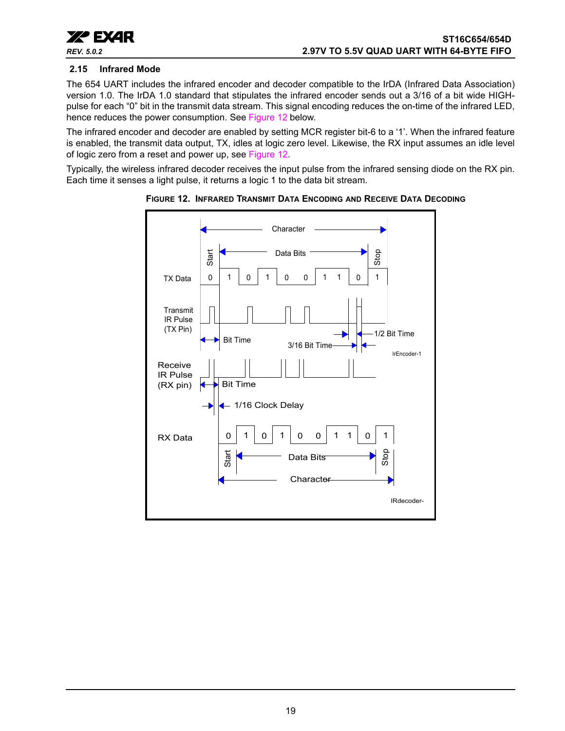## 2.15 Infrared Mode

The 654 UART includes the infrared encoder and decoder compatible to the IrDA (Infrared Data Association) version 1.0. The IrDA 1.0 standard that stipulates the infrared encoder sends out a 3/16 of a bit wide HIGH-pulse for each "0" bit in the transmit data stream. This signal encoding reduces the on-time of the infrared LED, hence reduces the power consumption. See Figure 12 below.

The infrared encoder and decoder are enabled by setting MCR register bit-6 to a '1'. When the infrared feature is enabled, the transmit data output, TX, idles at logic zero level. Likewise, the RX input assumes an idle level of logic zero from a reset and power up, see Figure 12.

Typically, the wireless infrared decoder receives the input pulse from the infrared sensing diode on the RX pin. Each time it senses a light pulse, it returns a logic 1 to the data bit stream.

**FIGURE 12. INFRARED TRANSMIT DATA ENCODING AND RECEIVE DATA DECODING**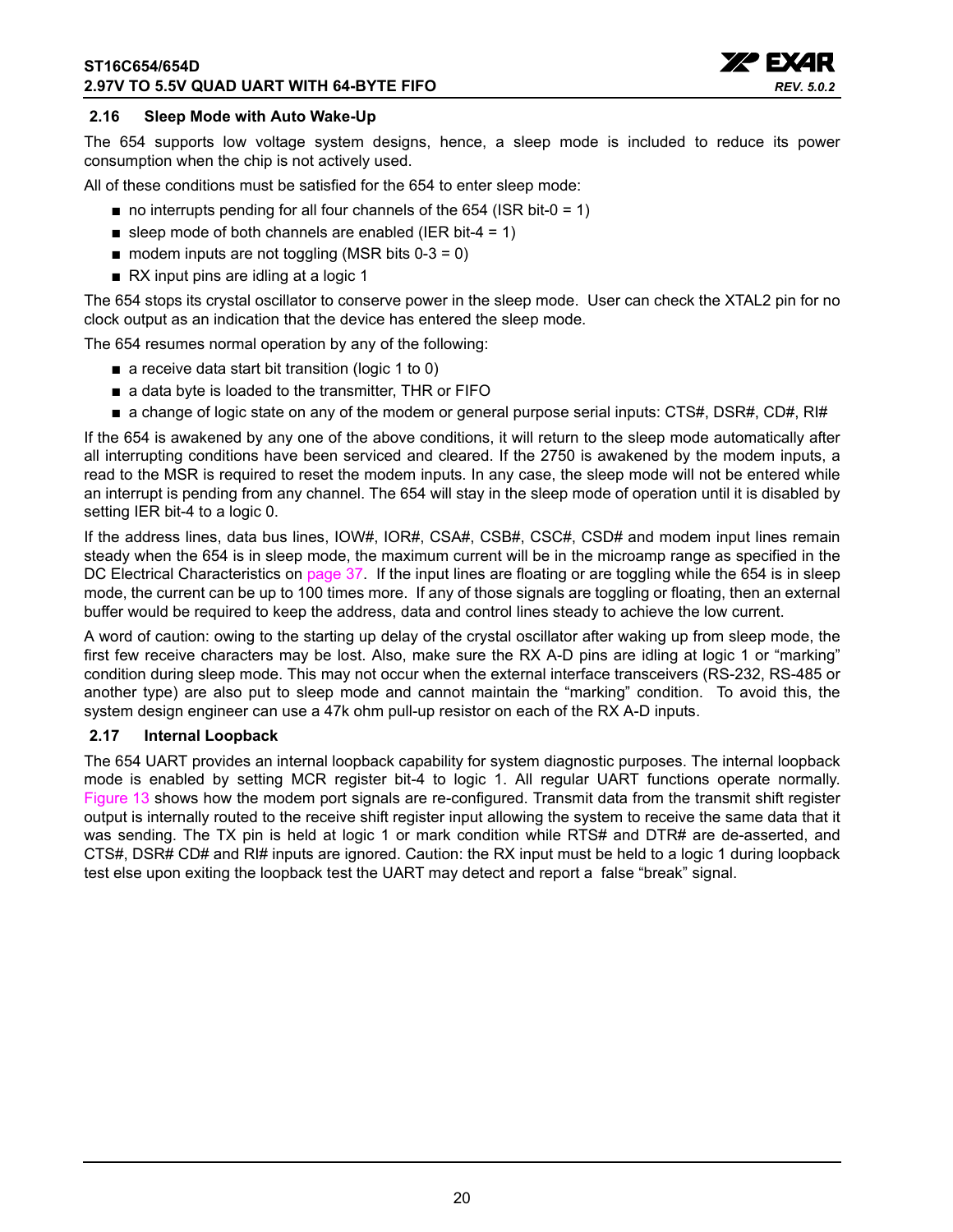### 2.16 Sleep Mode with Auto Wake-Up

The 654 supports low voltage system designs, hence, a sleep mode is included to reduce its power consumption when the chip is not actively used.

All of these conditions must be satisfied for the 654 to enter sleep mode:

- no interrupts pending for all four channels of the 654 (ISR bit-0 = 1)
- sleep mode of both channels are enabled (IER bit-4 = 1)
- modem inputs are not toggling (MSR bits 0-3 = 0)
- RX input pins are idling at a logic 1

The 654 stops its crystal oscillator to conserve power in the sleep mode. User can check the XTAL2 pin for no clock output as an indication that the device has entered the sleep mode.

The 654 resumes normal operation by any of the following:

- a receive data start bit transition (logic 1 to 0)
- a data byte is loaded to the transmitter, THR or FIFO
- a change of logic state on any of the modem or general purpose serial inputs: CTS#, DSR#, CD#, RI#

If the 654 is awakened by any one of the above conditions, it will return to the sleep mode automatically after all interrupting conditions have been serviced and cleared. If the 2750 is awakened by the modem inputs, a read to the MSR is required to reset the modem inputs. In any case, the sleep mode will not be entered while an interrupt is pending from any channel. The 654 will stay in the sleep mode of operation until it is disabled by setting IER bit-4 to a logic 0.

If the address lines, data bus lines, IOW#, IOR#, CSA#, CSB#, CSC#, CSD# and modem input lines remain steady when the 654 is in sleep mode, the maximum current will be in the microamp range as specified in the DC Electrical Characteristics on page 37. If the input lines are floating or are toggling while the 654 is in sleep mode, the current can be up to 100 times more. If any of those signals are toggling or floating, then an external buffer would be required to keep the address, data and control lines steady to achieve the low current.

A word of caution: owing to the starting up delay of the crystal oscillator after waking up from sleep mode, the first few receive characters may be lost. Also, make sure the RX A-D pins are idling at logic 1 or "marking" condition during sleep mode. This may not occur when the external interface transceivers (RS-232, RS-485 or another type) are also put to sleep mode and cannot maintain the "marking" condition. To avoid this, the system design engineer can use a 47k ohm pull-up resistor on each of the RX A-D inputs.

### 2.17 Internal Loopback

The 654 UART provides an internal loopback capability for system diagnostic purposes. The internal loopback mode is enabled by setting MCR register bit-4 to logic 1. All regular UART functions operate normally. Figure 13 shows how the modem port signals are re-configured. Transmit data from the transmit shift register output is internally routed to the receive shift register input allowing the system to receive the same data that it was sending. The TX pin is held at logic 1 or mark condition while RTS# and DTR# are de-asserted, and CTS#, DSR# CD# and RI# inputs are ignored. Caution: the RX input must be held to a logic 1 during loopback test else upon exiting the loopback test the UART may detect and report a false "break" signal.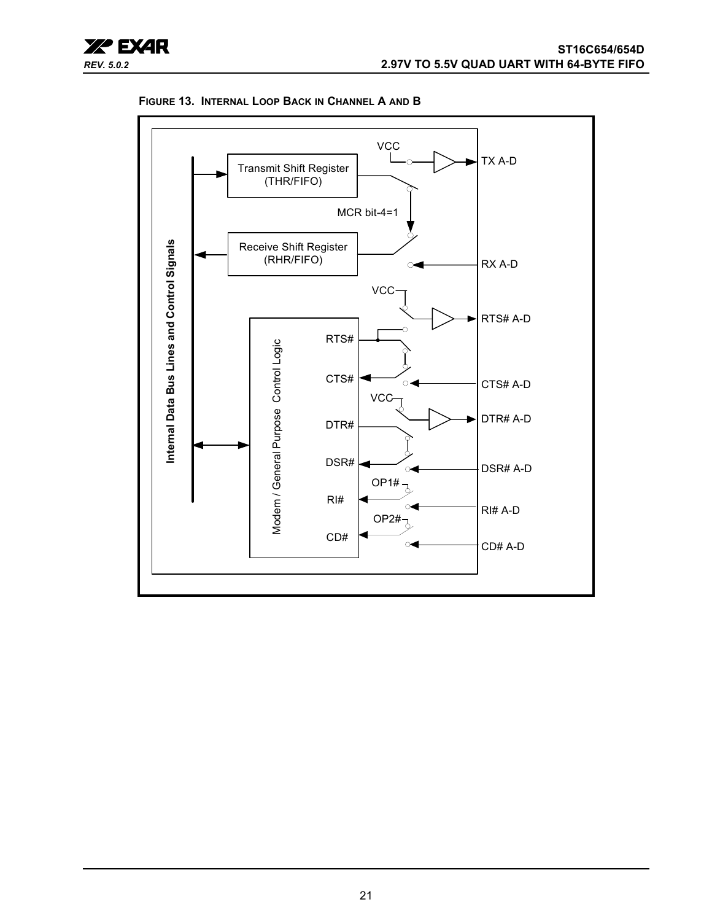**FIGURE 13. INTERNAL LOOP BACK IN CHANNEL A AND B**

Internal Data Bus Lines and Control Signals

Transmit Shift Register (THR/FIFO)

Receive Shift Register (RHR/FIFO)

VCC

TX A-D

MCR bit-4=1

RX A-D

VCC

RTS# A-D

Modem / General Purpose Control Logic

RTS#

CTS#

CTS# A-D

VCC

DTR# A-D

DTR#

DSR#

DSR# A-D

OP1#

RI#

RI# A-D

OP2#

CD#

CD# A-D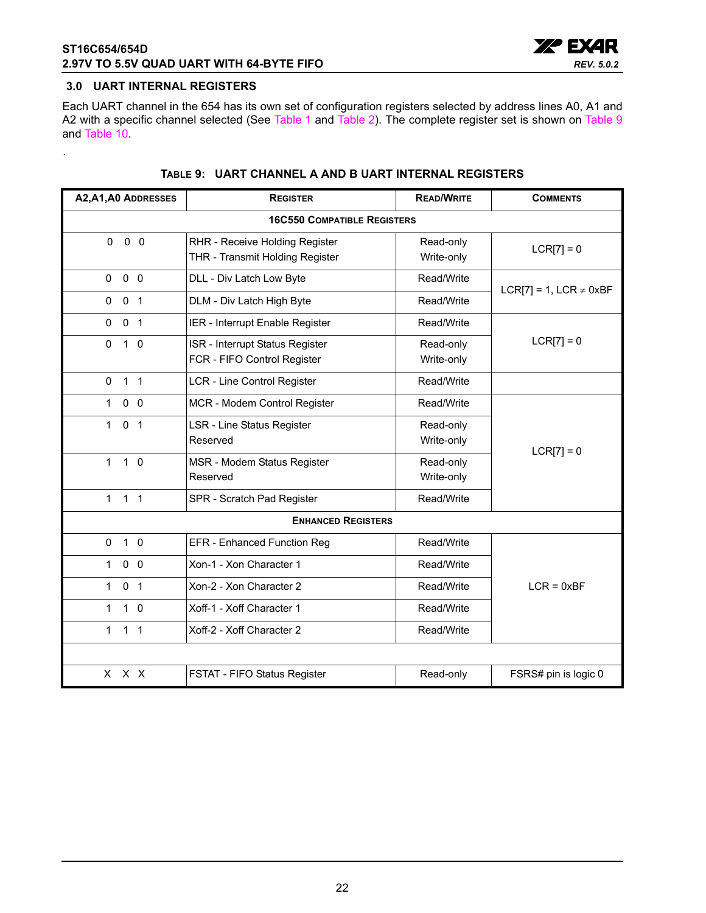## 3.0 UART INTERNAL REGISTERS

Each UART channel in the 654 has its own set of configuration registers selected by address lines A0, A1 and A2 with a specific channel selected (See Table 1 and Table 2). The complete register set is shown on Table 9 and Table 10.

.

**TABLE 9: UART CHANNEL A AND B UART INTERNAL REGISTERS**

| A2,A1,A0 ADDRESSES | REGISTER | READ/WRITE | COMMENTS |
|---|---|---|---|
| **16C550 COMPATIBLE REGISTERS** | | | |
| 0 0 0 | RHR - Receive Holding Register<br>THR - Transmit Holding Register | Read-only<br>Write-only | LCR[7] = 0 |
| 0 0 0 | DLL - Div Latch Low Byte | Read/Write | LCR[7] = 1, LCR ≠ 0xBF |
| 0 0 1 | DLM - Div Latch High Byte | Read/Write | |
| 0 0 1 | IER - Interrupt Enable Register | Read/Write | LCR[7] = 0 |
| 0 1 0 | ISR - Interrupt Status Register<br>FCR - FIFO Control Register | Read-only<br>Write-only | |
| 0 1 1 | LCR - Line Control Register | Read/Write | |
| 1 0 0 | MCR - Modem Control Register | Read/Write | LCR[7] = 0 |
| 1 0 1 | LSR - Line Status Register<br>Reserved | Read-only<br>Write-only | |
| 1 1 0 | MSR - Modem Status Register<br>Reserved | Read-only<br>Write-only | |
| 1 1 1 | SPR - Scratch Pad Register | Read/Write | |
| **ENHANCED REGISTERS** | | | |
| 0 1 0 | EFR - Enhanced Function Reg | Read/Write | LCR = 0xBF |
| 1 0 0 | Xon-1 - Xon Character 1 | Read/Write | |
| 1 0 1 | Xon-2 - Xon Character 2 | Read/Write | |
| 1 1 0 | Xoff-1 - Xoff Character 1 | Read/Write | |
| 1 1 1 | Xoff-2 - Xoff Character 2 | Read/Write | |
| | | | |
| X X X | FSTAT - FIFO Status Register | Read-only | FSRS# pin is logic 0 |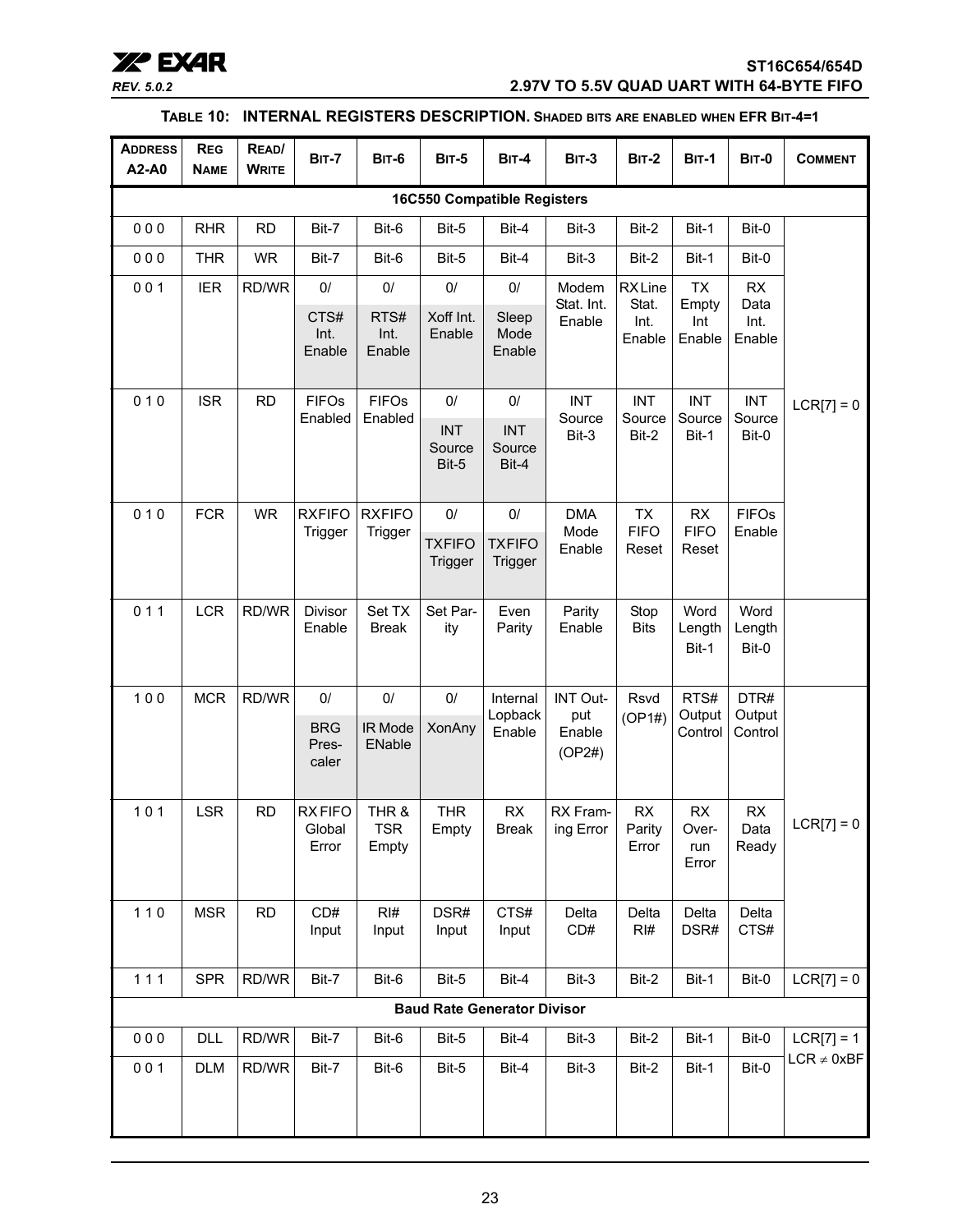**TABLE 10: INTERNAL REGISTERS DESCRIPTION. SHADED BITS ARE ENABLED WHEN EFR BIT-4=1**

| ADDRESS A2-A0 | REG NAME | READ/ WRITE | BIT-7 | BIT-6 | BIT-5 | BIT-4 | BIT-3 | BIT-2 | BIT-1 | BIT-0 | COMMENT |
|---|---|---|---|---|---|---|---|---|---|---|---|
| **16C550 Compatible Registers** | | | | | | | | | | | |
| 0 0 0 | RHR | RD | Bit-7 | Bit-6 | Bit-5 | Bit-4 | Bit-3 | Bit-2 | Bit-1 | Bit-0 | LCR[7] = 0 |
| 0 0 0 | THR | WR | Bit-7 | Bit-6 | Bit-5 | Bit-4 | Bit-3 | Bit-2 | Bit-1 | Bit-0 | |
| 0 0 1 | IER | RD/WR | 0/ CTS# Int. Enable | 0/ RTS# Int. Enable | 0/ Xoff Int. Enable | 0/ Sleep Mode Enable | Modem Stat. Int. Enable | RX Line Stat. Int. Enable | TX Empty Int Enable | RX Data Int. Enable | |
| 0 1 0 | ISR | RD | FIFOs Enabled | FIFOs Enabled | 0/ INT Source Bit-5 | 0/ INT Source Bit-4 | INT Source Bit-3 | INT Source Bit-2 | INT Source Bit-1 | INT Source Bit-0 | |
| 0 1 0 | FCR | WR | RXFIFO Trigger | RXFIFO Trigger | 0/ TXFIFO Trigger | 0/ TXFIFO Trigger | DMA Mode Enable | TX FIFO Reset | RX FIFO Reset | FIFOs Enable | |
| 0 1 1 | LCR | RD/WR | Divisor Enable | Set TX Break | Set Parity | Even Parity | Parity Enable | Stop Bits | Word Length Bit-1 | Word Length Bit-0 | |
| 1 0 0 | MCR | RD/WR | 0/ BRG Prescaler | 0/ IR Mode ENable | 0/ XonAny | Internal Lopback Enable | INT Output Enable (OP2#) | Rsvd (OP1#) | RTS# Output Control | DTR# Output Control | LCR[7] = 0 |
| 1 0 1 | LSR | RD | RX FIFO Global Error | THR & TSR Empty | THR Empty | RX Break | RX Framing Error | RX Parity Error | RX Overrun Error | RX Data Ready | |
| 1 1 0 | MSR | RD | CD# Input | RI# Input | DSR# Input | CTS# Input | Delta CD# | Delta RI# | Delta DSR# | Delta CTS# | |
| 1 1 1 | SPR | RD/WR | Bit-7 | Bit-6 | Bit-5 | Bit-4 | Bit-3 | Bit-2 | Bit-1 | Bit-0 | LCR[7] = 0 |
| **Baud Rate Generator Divisor** | | | | | | | | | | | |
| 0 0 0 | DLL | RD/WR | Bit-7 | Bit-6 | Bit-5 | Bit-4 | Bit-3 | Bit-2 | Bit-1 | Bit-0 | LCR[7] = 1 LCR ≠ 0xBF |
| 0 0 1 | DLM | RD/WR | Bit-7 | Bit-6 | Bit-5 | Bit-4 | Bit-3 | Bit-2 | Bit-1 | Bit-0 | |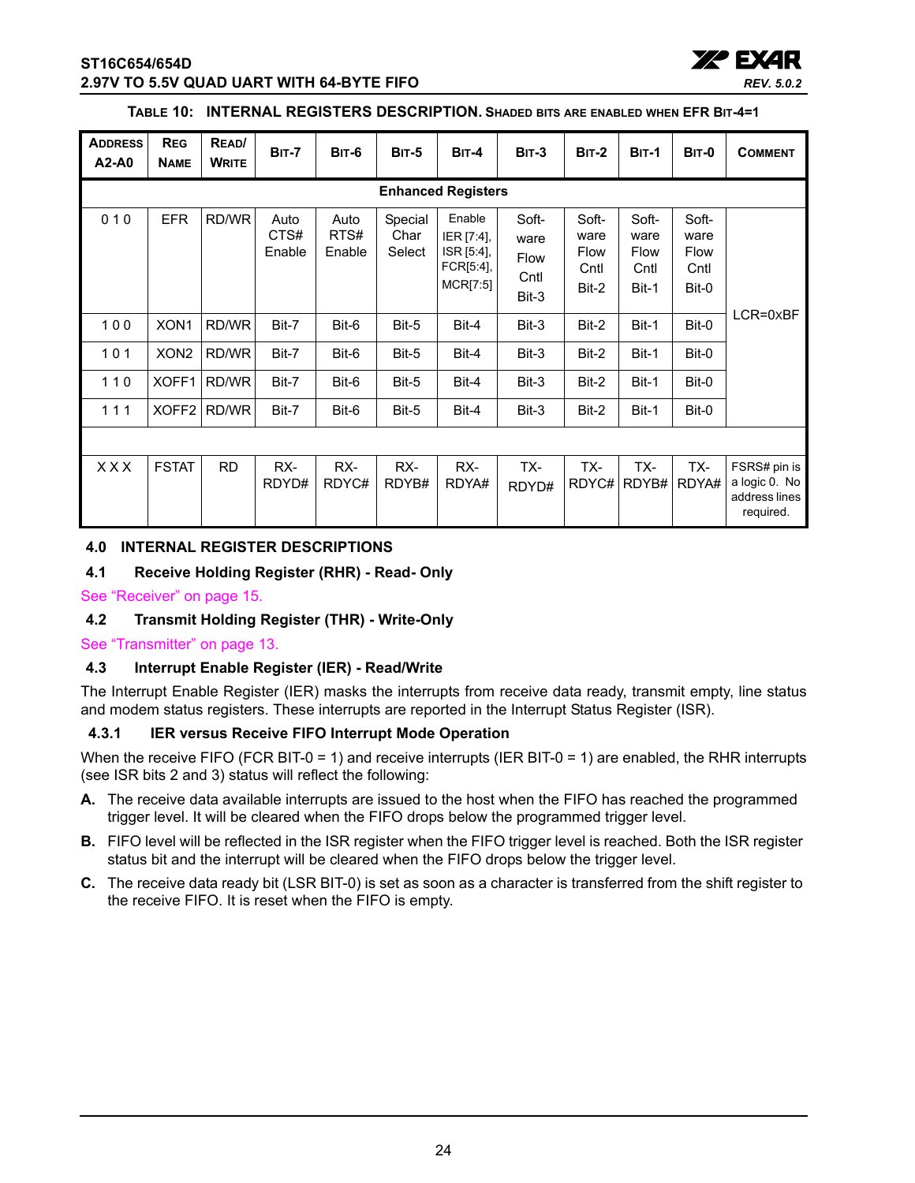**TABLE 10: INTERNAL REGISTERS DESCRIPTION. SHADED BITS ARE ENABLED WHEN EFR BIT-4=1**

| ADDRESS A2-A0 | REG NAME | READ/ WRITE | BIT-7 | BIT-6 | BIT-5 | BIT-4 | BIT-3 | BIT-2 | BIT-1 | BIT-0 | COMMENT |
|---|---|---|---|---|---|---|---|---|---|---|---|
| | | | | | | **Enhanced Registers** | | | | | |
| 0 1 0 | EFR | RD/WR | Auto CTS# Enable | Auto RTS# Enable | Special Char Select | Enable IER [7:4], ISR [5:4], FCR[5:4], MCR[7:5] | Soft-ware Flow Cntl Bit-3 | Soft-ware Flow Cntl Bit-2 | Soft-ware Flow Cntl Bit-1 | Soft-ware Flow Cntl Bit-0 | LCR=0xBF |
| 1 0 0 | XON1 | RD/WR | Bit-7 | Bit-6 | Bit-5 | Bit-4 | Bit-3 | Bit-2 | Bit-1 | Bit-0 | |
| 1 0 1 | XON2 | RD/WR | Bit-7 | Bit-6 | Bit-5 | Bit-4 | Bit-3 | Bit-2 | Bit-1 | Bit-0 | |
| 1 1 0 | XOFF1 | RD/WR | Bit-7 | Bit-6 | Bit-5 | Bit-4 | Bit-3 | Bit-2 | Bit-1 | Bit-0 | |
| 1 1 1 | XOFF2 | RD/WR | Bit-7 | Bit-6 | Bit-5 | Bit-4 | Bit-3 | Bit-2 | Bit-1 | Bit-0 | |
| | | | | | | | | | | | |
| X X X | FSTAT | RD | RX-RDYD# | RX-RDYC# | RX-RDYB# | RX-RDYA# | TX-RDYD# | TX-RDYC# | TX-RDYB# | TX-RDYA# | FSRS# pin is a logic 0. No address lines required. |

## 4.0 INTERNAL REGISTER DESCRIPTIONS

### 4.1 Receive Holding Register (RHR) - Read- Only

See "Receiver" on page 15.

### 4.2 Transmit Holding Register (THR) - Write-Only

See "Transmitter" on page 13.

### 4.3 Interrupt Enable Register (IER) - Read/Write

The Interrupt Enable Register (IER) masks the interrupts from receive data ready, transmit empty, line status and modem status registers. These interrupts are reported in the Interrupt Status Register (ISR).

#### 4.3.1 IER versus Receive FIFO Interrupt Mode Operation

When the receive FIFO (FCR BIT-0 = 1) and receive interrupts (IER BIT-0 = 1) are enabled, the RHR interrupts (see ISR bits 2 and 3) status will reflect the following:

**A.** The receive data available interrupts are issued to the host when the FIFO has reached the programmed trigger level. It will be cleared when the FIFO drops below the programmed trigger level.

**B.** FIFO level will be reflected in the ISR register when the FIFO trigger level is reached. Both the ISR register status bit and the interrupt will be cleared when the FIFO drops below the trigger level.

**C.** The receive data ready bit (LSR BIT-0) is set as soon as a character is transferred from the shift register to the receive FIFO. It is reset when the FIFO is empty.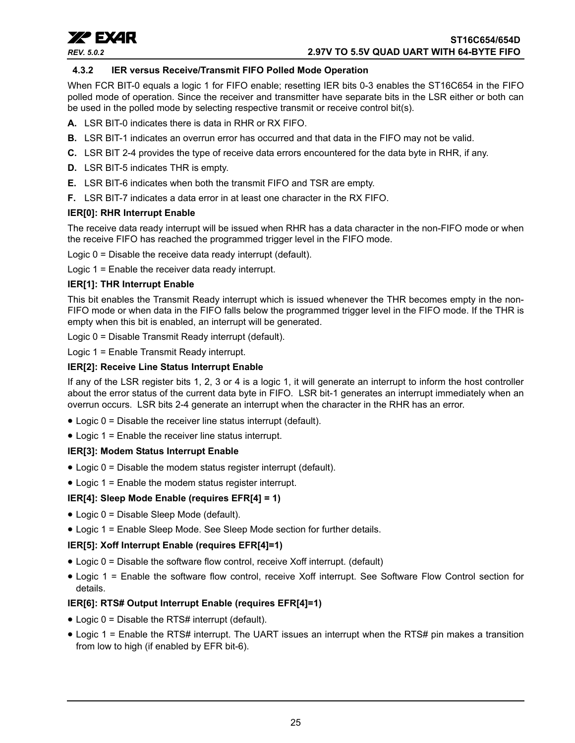### 4.3.2 IER versus Receive/Transmit FIFO Polled Mode Operation

When FCR BIT-0 equals a logic 1 for FIFO enable; resetting IER bits 0-3 enables the ST16C654 in the FIFO polled mode of operation. Since the receiver and transmitter have separate bits in the LSR either or both can be used in the polled mode by selecting respective transmit or receive control bit(s).

**A.** LSR BIT-0 indicates there is data in RHR or RX FIFO.

**B.** LSR BIT-1 indicates an overrun error has occurred and that data in the FIFO may not be valid.

**C.** LSR BIT 2-4 provides the type of receive data errors encountered for the data byte in RHR, if any.

**D.** LSR BIT-5 indicates THR is empty.

**E.** LSR BIT-6 indicates when both the transmit FIFO and TSR are empty.

**F.** LSR BIT-7 indicates a data error in at least one character in the RX FIFO.

**IER[0]: RHR Interrupt Enable**

The receive data ready interrupt will be issued when RHR has a data character in the non-FIFO mode or when the receive FIFO has reached the programmed trigger level in the FIFO mode.

Logic 0 = Disable the receive data ready interrupt (default).

Logic 1 = Enable the receiver data ready interrupt.

**IER[1]: THR Interrupt Enable**

This bit enables the Transmit Ready interrupt which is issued whenever the THR becomes empty in the non-FIFO mode or when data in the FIFO falls below the programmed trigger level in the FIFO mode. If the THR is empty when this bit is enabled, an interrupt will be generated.

Logic 0 = Disable Transmit Ready interrupt (default).

Logic 1 = Enable Transmit Ready interrupt.

**IER[2]: Receive Line Status Interrupt Enable**

If any of the LSR register bits 1, 2, 3 or 4 is a logic 1, it will generate an interrupt to inform the host controller about the error status of the current data byte in FIFO. LSR bit-1 generates an interrupt immediately when an overrun occurs. LSR bits 2-4 generate an interrupt when the character in the RHR has an error.

- Logic 0 = Disable the receiver line status interrupt (default).
- Logic 1 = Enable the receiver line status interrupt.

**IER[3]: Modem Status Interrupt Enable**

- Logic 0 = Disable the modem status register interrupt (default).
- Logic 1 = Enable the modem status register interrupt.

**IER[4]: Sleep Mode Enable (requires EFR[4] = 1)**

- Logic 0 = Disable Sleep Mode (default).
- Logic 1 = Enable Sleep Mode. See Sleep Mode section for further details.

**IER[5]: Xoff Interrupt Enable (requires EFR[4]=1)**

- Logic 0 = Disable the software flow control, receive Xoff interrupt. (default)
- Logic 1 = Enable the software flow control, receive Xoff interrupt. See Software Flow Control section for details.

**IER[6]: RTS# Output Interrupt Enable (requires EFR[4]=1)**

- Logic 0 = Disable the RTS# interrupt (default).
- Logic 1 = Enable the RTS# interrupt. The UART issues an interrupt when the RTS# pin makes a transition from low to high (if enabled by EFR bit-6).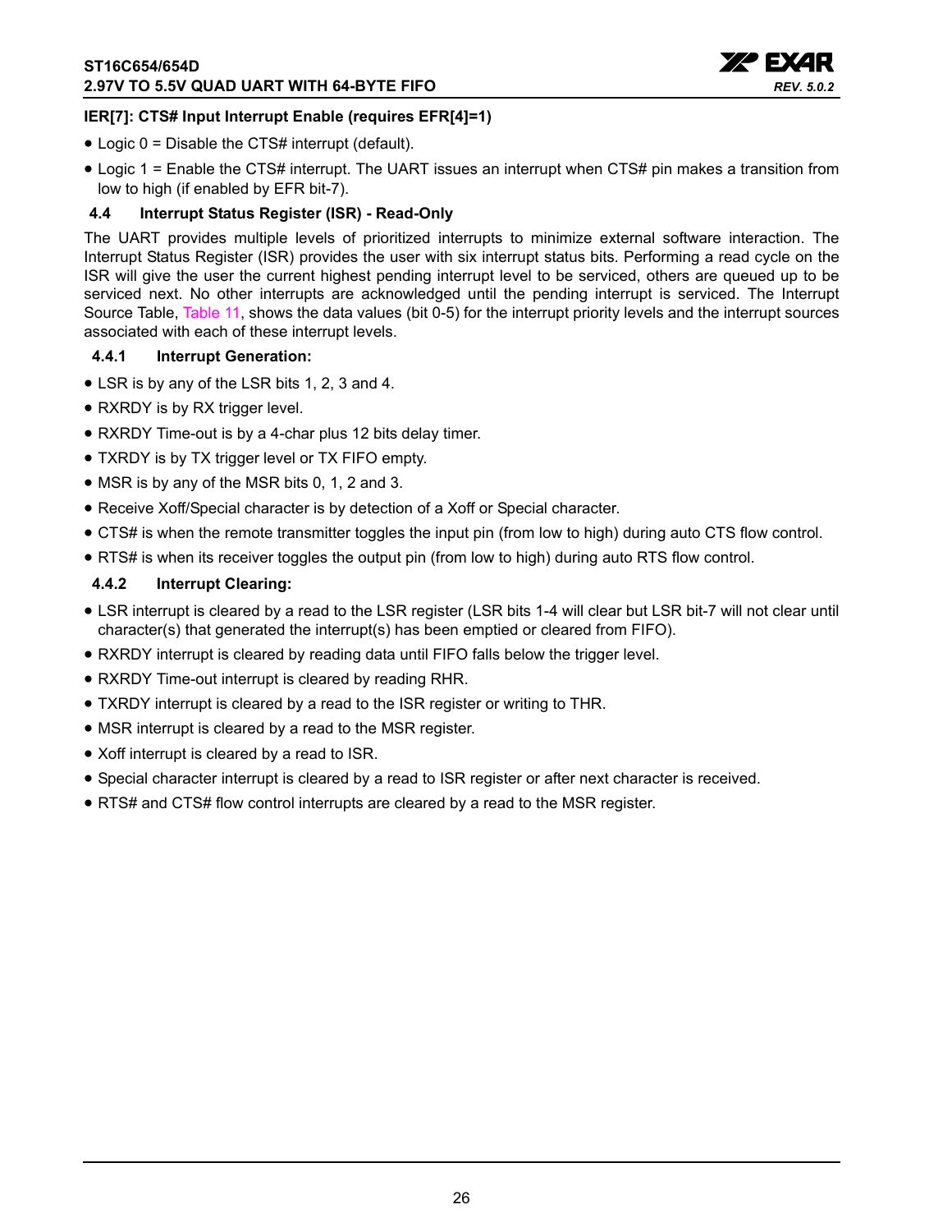**IER[7]: CTS# Input Interrupt Enable (requires EFR[4]=1)**

- Logic 0 = Disable the CTS# interrupt (default).
- Logic 1 = Enable the CTS# interrupt. The UART issues an interrupt when CTS# pin makes a transition from low to high (if enabled by EFR bit-7).

### 4.4 Interrupt Status Register (ISR) - Read-Only

The UART provides multiple levels of prioritized interrupts to minimize external software interaction. The Interrupt Status Register (ISR) provides the user with six interrupt status bits. Performing a read cycle on the ISR will give the user the current highest pending interrupt level to be serviced, others are queued up to be serviced next. No other interrupts are acknowledged until the pending interrupt is serviced. The Interrupt Source Table, Table 11, shows the data values (bit 0-5) for the interrupt priority levels and the interrupt sources associated with each of these interrupt levels.

#### 4.4.1 Interrupt Generation:

- LSR is by any of the LSR bits 1, 2, 3 and 4.
- RXRDY is by RX trigger level.
- RXRDY Time-out is by a 4-char plus 12 bits delay timer.
- TXRDY is by TX trigger level or TX FIFO empty.
- MSR is by any of the MSR bits 0, 1, 2 and 3.
- Receive Xoff/Special character is by detection of a Xoff or Special character.
- CTS# is when the remote transmitter toggles the input pin (from low to high) during auto CTS flow control.
- RTS# is when its receiver toggles the output pin (from low to high) during auto RTS flow control.

#### 4.4.2 Interrupt Clearing:

- LSR interrupt is cleared by a read to the LSR register (LSR bits 1-4 will clear but LSR bit-7 will not clear until character(s) that generated the interrupt(s) has been emptied or cleared from FIFO).
- RXRDY interrupt is cleared by reading data until FIFO falls below the trigger level.
- RXRDY Time-out interrupt is cleared by reading RHR.
- TXRDY interrupt is cleared by a read to the ISR register or writing to THR.
- MSR interrupt is cleared by a read to the MSR register.
- Xoff interrupt is cleared by a read to ISR.
- Special character interrupt is cleared by a read to ISR register or after next character is received.
- RTS# and CTS# flow control interrupts are cleared by a read to the MSR register.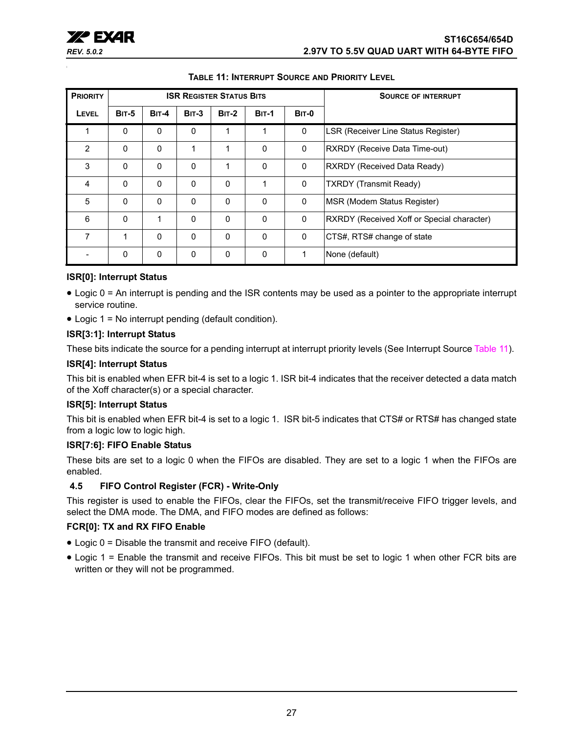**TABLE 11: INTERRUPT SOURCE AND PRIORITY LEVEL**

| PRIORITY | ISR REGISTER STATUS BITS | | | | | | SOURCE OF INTERRUPT |
|---|---|---|---|---|---|---|---|
| LEVEL | BIT-5 | BIT-4 | BIT-3 | BIT-2 | BIT-1 | BIT-0 | |
| 1 | 0 | 0 | 0 | 1 | 1 | 0 | LSR (Receiver Line Status Register) |
| 2 | 0 | 0 | 1 | 1 | 0 | 0 | RXRDY (Receive Data Time-out) |
| 3 | 0 | 0 | 0 | 1 | 0 | 0 | RXRDY (Received Data Ready) |
| 4 | 0 | 0 | 0 | 0 | 1 | 0 | TXRDY (Transmit Ready) |
| 5 | 0 | 0 | 0 | 0 | 0 | 0 | MSR (Modem Status Register) |
| 6 | 0 | 1 | 0 | 0 | 0 | 0 | RXRDY (Received Xoff or Special character) |
| 7 | 1 | 0 | 0 | 0 | 0 | 0 | CTS#, RTS# change of state |
| - | 0 | 0 | 0 | 0 | 0 | 1 | None (default) |

**ISR[0]: Interrupt Status**

- Logic 0 = An interrupt is pending and the ISR contents may be used as a pointer to the appropriate interrupt service routine.
- Logic 1 = No interrupt pending (default condition).

**ISR[3:1]: Interrupt Status**

These bits indicate the source for a pending interrupt at interrupt priority levels (See Interrupt Source Table 11).

**ISR[4]: Interrupt Status**

This bit is enabled when EFR bit-4 is set to a logic 1. ISR bit-4 indicates that the receiver detected a data match of the Xoff character(s) or a special character.

**ISR[5]: Interrupt Status**

This bit is enabled when EFR bit-4 is set to a logic 1. ISR bit-5 indicates that CTS# or RTS# has changed state from a logic low to logic high.

**ISR[7:6]: FIFO Enable Status**

These bits are set to a logic 0 when the FIFOs are disabled. They are set to a logic 1 when the FIFOs are enabled.

### 4.5 FIFO Control Register (FCR) - Write-Only

This register is used to enable the FIFOs, clear the FIFOs, set the transmit/receive FIFO trigger levels, and select the DMA mode. The DMA, and FIFO modes are defined as follows:

**FCR[0]: TX and RX FIFO Enable**

- Logic 0 = Disable the transmit and receive FIFO (default).
- Logic 1 = Enable the transmit and receive FIFOs. This bit must be set to logic 1 when other FCR bits are written or they will not be programmed.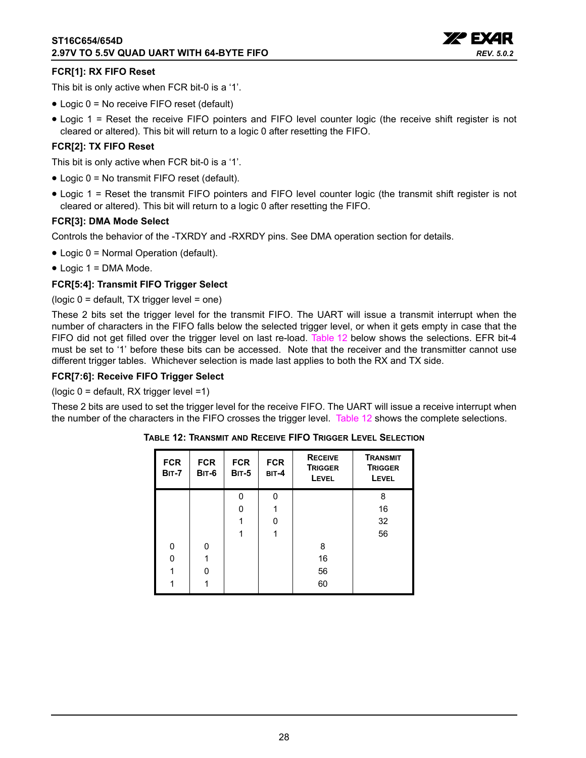### FCR[1]: RX FIFO Reset

This bit is only active when FCR bit-0 is a '1'.

- Logic 0 = No receive FIFO reset (default)
- Logic 1 = Reset the receive FIFO pointers and FIFO level counter logic (the receive shift register is not cleared or altered). This bit will return to a logic 0 after resetting the FIFO.

### FCR[2]: TX FIFO Reset

This bit is only active when FCR bit-0 is a '1'.

- Logic 0 = No transmit FIFO reset (default).
- Logic 1 = Reset the transmit FIFO pointers and FIFO level counter logic (the transmit shift register is not cleared or altered). This bit will return to a logic 0 after resetting the FIFO.

### FCR[3]: DMA Mode Select

Controls the behavior of the -TXRDY and -RXRDY pins. See DMA operation section for details.

- Logic 0 = Normal Operation (default).
- Logic 1 = DMA Mode.

### FCR[5:4]: Transmit FIFO Trigger Select

(logic 0 = default, TX trigger level = one)

These 2 bits set the trigger level for the transmit FIFO. The UART will issue a transmit interrupt when the number of characters in the FIFO falls below the selected trigger level, or when it gets empty in case that the FIFO did not get filled over the trigger level on last re-load. Table 12 below shows the selections. EFR bit-4 must be set to '1' before these bits can be accessed. Note that the receiver and the transmitter cannot use different trigger tables. Whichever selection is made last applies to both the RX and TX side.

### FCR[7:6]: Receive FIFO Trigger Select

(logic 0 = default, RX trigger level =1)

These 2 bits are used to set the trigger level for the receive FIFO. The UART will issue a receive interrupt when the number of the characters in the FIFO crosses the trigger level. Table 12 shows the complete selections.

**TABLE 12: TRANSMIT AND RECEIVE FIFO TRIGGER LEVEL SELECTION**

| FCR BIT-7 | FCR BIT-6 | FCR BIT-5 | FCR BIT-4 | RECEIVE TRIGGER LEVEL | TRANSMIT TRIGGER LEVEL |
|---|---|---|---|---|---|
| | | 0 | 0 | | 8 |
| | | 0 | 1 | | 16 |
| | | 1 | 0 | | 32 |
| | | 1 | 1 | | 56 |
| 0 | 0 | | | 8 | |
| 0 | 1 | | | 16 | |
| 1 | 0 | | | 56 | |
| 1 | 1 | | | 60 | |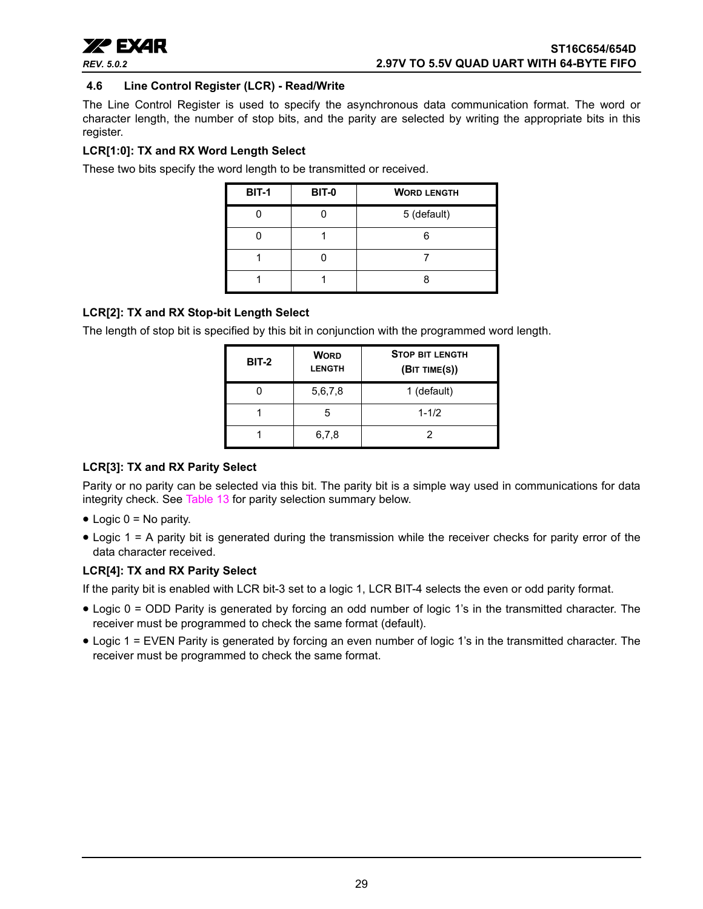### 4.6 Line Control Register (LCR) - Read/Write

The Line Control Register is used to specify the asynchronous data communication format. The word or character length, the number of stop bits, and the parity are selected by writing the appropriate bits in this register.

**LCR[1:0]: TX and RX Word Length Select**

These two bits specify the word length to be transmitted or received.

| BIT-1 | BIT-0 | WORD LENGTH |
|---|---|---|
| 0 | 0 | 5 (default) |
| 0 | 1 | 6 |
| 1 | 0 | 7 |
| 1 | 1 | 8 |

**LCR[2]: TX and RX Stop-bit Length Select**

The length of stop bit is specified by this bit in conjunction with the programmed word length.

| BIT-2 | WORD LENGTH | STOP BIT LENGTH (BIT TIME(S)) |
|---|---|---|
| 0 | 5,6,7,8 | 1 (default) |
| 1 | 5 | 1-1/2 |
| 1 | 6,7,8 | 2 |

**LCR[3]: TX and RX Parity Select**

Parity or no parity can be selected via this bit. The parity bit is a simple way used in communications for data integrity check. See Table 13 for parity selection summary below.

- Logic 0 = No parity.
- Logic 1 = A parity bit is generated during the transmission while the receiver checks for parity error of the data character received.

**LCR[4]: TX and RX Parity Select**

If the parity bit is enabled with LCR bit-3 set to a logic 1, LCR BIT-4 selects the even or odd parity format.

- Logic 0 = ODD Parity is generated by forcing an odd number of logic 1's in the transmitted character. The receiver must be programmed to check the same format (default).
- Logic 1 = EVEN Parity is generated by forcing an even number of logic 1's in the transmitted character. The receiver must be programmed to check the same format.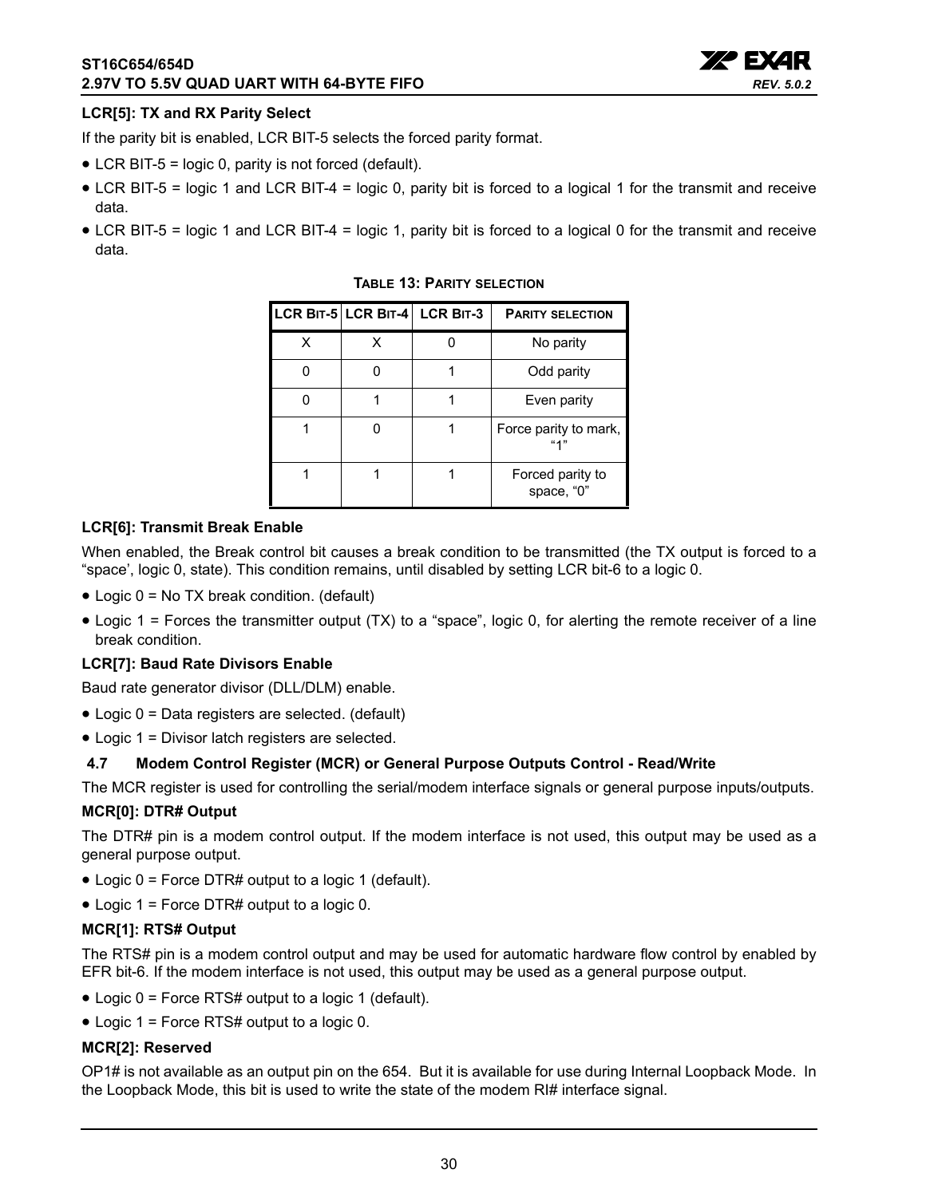#### LCR[5]: TX and RX Parity Select

If the parity bit is enabled, LCR BIT-5 selects the forced parity format.

- LCR BIT-5 = logic 0, parity is not forced (default).
- LCR BIT-5 = logic 1 and LCR BIT-4 = logic 0, parity bit is forced to a logical 1 for the transmit and receive data.
- LCR BIT-5 = logic 1 and LCR BIT-4 = logic 1, parity bit is forced to a logical 0 for the transmit and receive data.

**TABLE 13: PARITY SELECTION**

| LCR BIT-5 | LCR BIT-4 | LCR BIT-3 | PARITY SELECTION |
|---|---|---|---|
| X | X | 0 | No parity |
| 0 | 0 | 1 | Odd parity |
| 0 | 1 | 1 | Even parity |
| 1 | 0 | 1 | Force parity to mark, “1” |
| 1 | 1 | 1 | Forced parity to space, “0” |

#### LCR[6]: Transmit Break Enable

When enabled, the Break control bit causes a break condition to be transmitted (the TX output is forced to a “space’, logic 0, state). This condition remains, until disabled by setting LCR bit-6 to a logic 0.

- Logic 0 = No TX break condition. (default)
- Logic 1 = Forces the transmitter output (TX) to a “space”, logic 0, for alerting the remote receiver of a line break condition.

#### LCR[7]: Baud Rate Divisors Enable

Baud rate generator divisor (DLL/DLM) enable.

- Logic 0 = Data registers are selected. (default)
- Logic 1 = Divisor latch registers are selected.

### 4.7 Modem Control Register (MCR) or General Purpose Outputs Control - Read/Write

The MCR register is used for controlling the serial/modem interface signals or general purpose inputs/outputs.

#### MCR[0]: DTR# Output

The DTR# pin is a modem control output. If the modem interface is not used, this output may be used as a general purpose output.

- Logic 0 = Force DTR# output to a logic 1 (default).
- Logic 1 = Force DTR# output to a logic 0.

#### MCR[1]: RTS# Output

The RTS# pin is a modem control output and may be used for automatic hardware flow control by enabled by EFR bit-6. If the modem interface is not used, this output may be used as a general purpose output.

- Logic 0 = Force RTS# output to a logic 1 (default).
- Logic 1 = Force RTS# output to a logic 0.

#### MCR[2]: Reserved

OP1# is not available as an output pin on the 654. But it is available for use during Internal Loopback Mode. In the Loopback Mode, this bit is used to write the state of the modem RI# interface signal.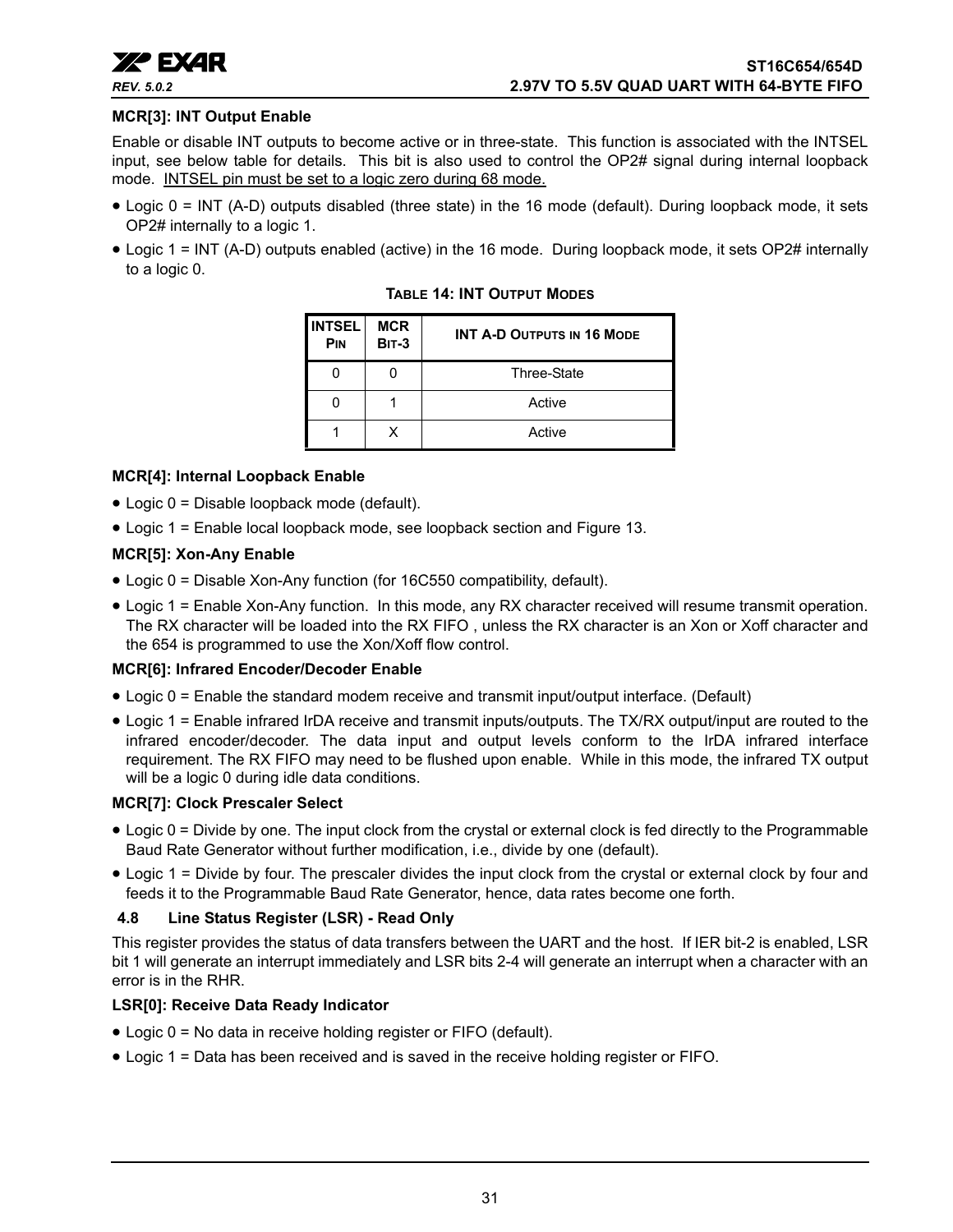### MCR[3]: INT Output Enable

Enable or disable INT outputs to become active or in three-state. This function is associated with the INTSEL input, see below table for details. This bit is also used to control the OP2# signal during internal loopback mode. INTSEL pin must be set to a logic zero during 68 mode.

- Logic 0 = INT (A-D) outputs disabled (three state) in the 16 mode (default). During loopback mode, it sets OP2# internally to a logic 1.
- Logic 1 = INT (A-D) outputs enabled (active) in the 16 mode. During loopback mode, it sets OP2# internally to a logic 0.

**TABLE 14: INT OUTPUT MODES**

| INTSEL PIN | MCR BIT-3 | INT A-D OUTPUTS IN 16 MODE |
|---|---|---|
| 0 | 0 | Three-State |
| 0 | 1 | Active |
| 1 | X | Active |

### MCR[4]: Internal Loopback Enable

- Logic 0 = Disable loopback mode (default).
- Logic 1 = Enable local loopback mode, see loopback section and Figure 13.

### MCR[5]: Xon-Any Enable

- Logic 0 = Disable Xon-Any function (for 16C550 compatibility, default).
- Logic 1 = Enable Xon-Any function. In this mode, any RX character received will resume transmit operation. The RX character will be loaded into the RX FIFO , unless the RX character is an Xon or Xoff character and the 654 is programmed to use the Xon/Xoff flow control.

### MCR[6]: Infrared Encoder/Decoder Enable

- Logic 0 = Enable the standard modem receive and transmit input/output interface. (Default)
- Logic 1 = Enable infrared IrDA receive and transmit inputs/outputs. The TX/RX output/input are routed to the infrared encoder/decoder. The data input and output levels conform to the IrDA infrared interface requirement. The RX FIFO may need to be flushed upon enable. While in this mode, the infrared TX output will be a logic 0 during idle data conditions.

### MCR[7]: Clock Prescaler Select

- Logic 0 = Divide by one. The input clock from the crystal or external clock is fed directly to the Programmable Baud Rate Generator without further modification, i.e., divide by one (default).
- Logic 1 = Divide by four. The prescaler divides the input clock from the crystal or external clock by four and feeds it to the Programmable Baud Rate Generator, hence, data rates become one forth.

## 4.8 Line Status Register (LSR) - Read Only

This register provides the status of data transfers between the UART and the host. If IER bit-2 is enabled, LSR bit 1 will generate an interrupt immediately and LSR bits 2-4 will generate an interrupt when a character with an error is in the RHR.

### LSR[0]: Receive Data Ready Indicator

- Logic 0 = No data in receive holding register or FIFO (default).
- Logic 1 = Data has been received and is saved in the receive holding register or FIFO.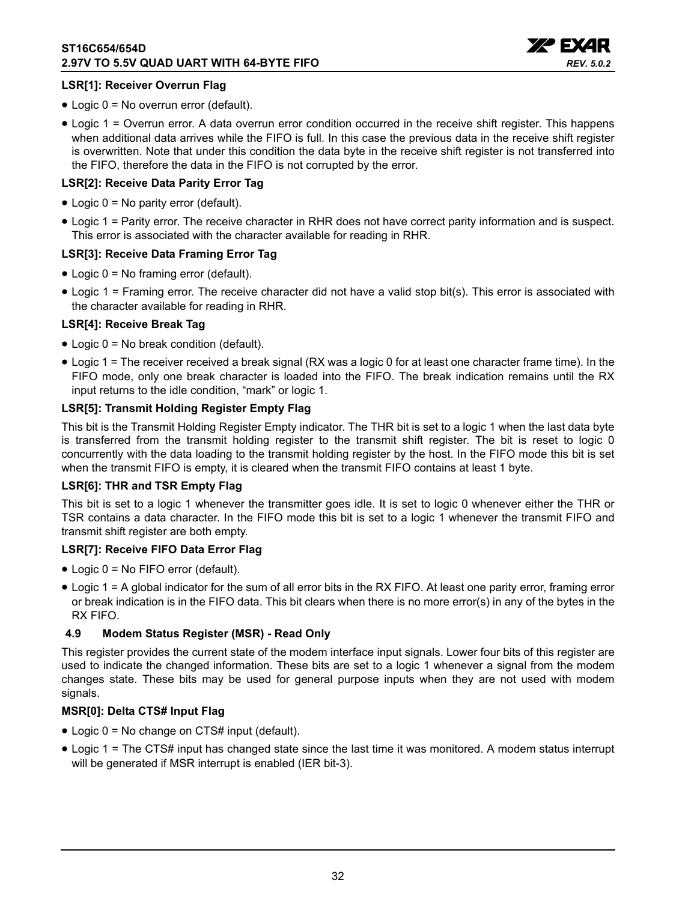**LSR[1]: Receiver Overrun Flag**

- Logic 0 = No overrun error (default).
- Logic 1 = Overrun error. A data overrun error condition occurred in the receive shift register. This happens when additional data arrives while the FIFO is full. In this case the previous data in the receive shift register is overwritten. Note that under this condition the data byte in the receive shift register is not transferred into the FIFO, therefore the data in the FIFO is not corrupted by the error.

**LSR[2]: Receive Data Parity Error Tag**

- Logic 0 = No parity error (default).
- Logic 1 = Parity error. The receive character in RHR does not have correct parity information and is suspect. This error is associated with the character available for reading in RHR.

**LSR[3]: Receive Data Framing Error Tag**

- Logic 0 = No framing error (default).
- Logic 1 = Framing error. The receive character did not have a valid stop bit(s). This error is associated with the character available for reading in RHR.

**LSR[4]: Receive Break Tag**

- Logic 0 = No break condition (default).
- Logic 1 = The receiver received a break signal (RX was a logic 0 for at least one character frame time). In the FIFO mode, only one break character is loaded into the FIFO. The break indication remains until the RX input returns to the idle condition, "mark" or logic 1.

**LSR[5]: Transmit Holding Register Empty Flag**

This bit is the Transmit Holding Register Empty indicator. The THR bit is set to a logic 1 when the last data byte is transferred from the transmit holding register to the transmit shift register. The bit is reset to logic 0 concurrently with the data loading to the transmit holding register by the host. In the FIFO mode this bit is set when the transmit FIFO is empty, it is cleared when the transmit FIFO contains at least 1 byte.

**LSR[6]: THR and TSR Empty Flag**

This bit is set to a logic 1 whenever the transmitter goes idle. It is set to logic 0 whenever either the THR or TSR contains a data character. In the FIFO mode this bit is set to a logic 1 whenever the transmit FIFO and transmit shift register are both empty.

**LSR[7]: Receive FIFO Data Error Flag**

- Logic 0 = No FIFO error (default).
- Logic 1 = A global indicator for the sum of all error bits in the RX FIFO. At least one parity error, framing error or break indication is in the FIFO data. This bit clears when there is no more error(s) in any of the bytes in the RX FIFO.

### 4.9 Modem Status Register (MSR) - Read Only

This register provides the current state of the modem interface input signals. Lower four bits of this register are used to indicate the changed information. These bits are set to a logic 1 whenever a signal from the modem changes state. These bits may be used for general purpose inputs when they are not used with modem signals.

**MSR[0]: Delta CTS# Input Flag**

- Logic 0 = No change on CTS# input (default).
- Logic 1 = The CTS# input has changed state since the last time it was monitored. A modem status interrupt will be generated if MSR interrupt is enabled (IER bit-3).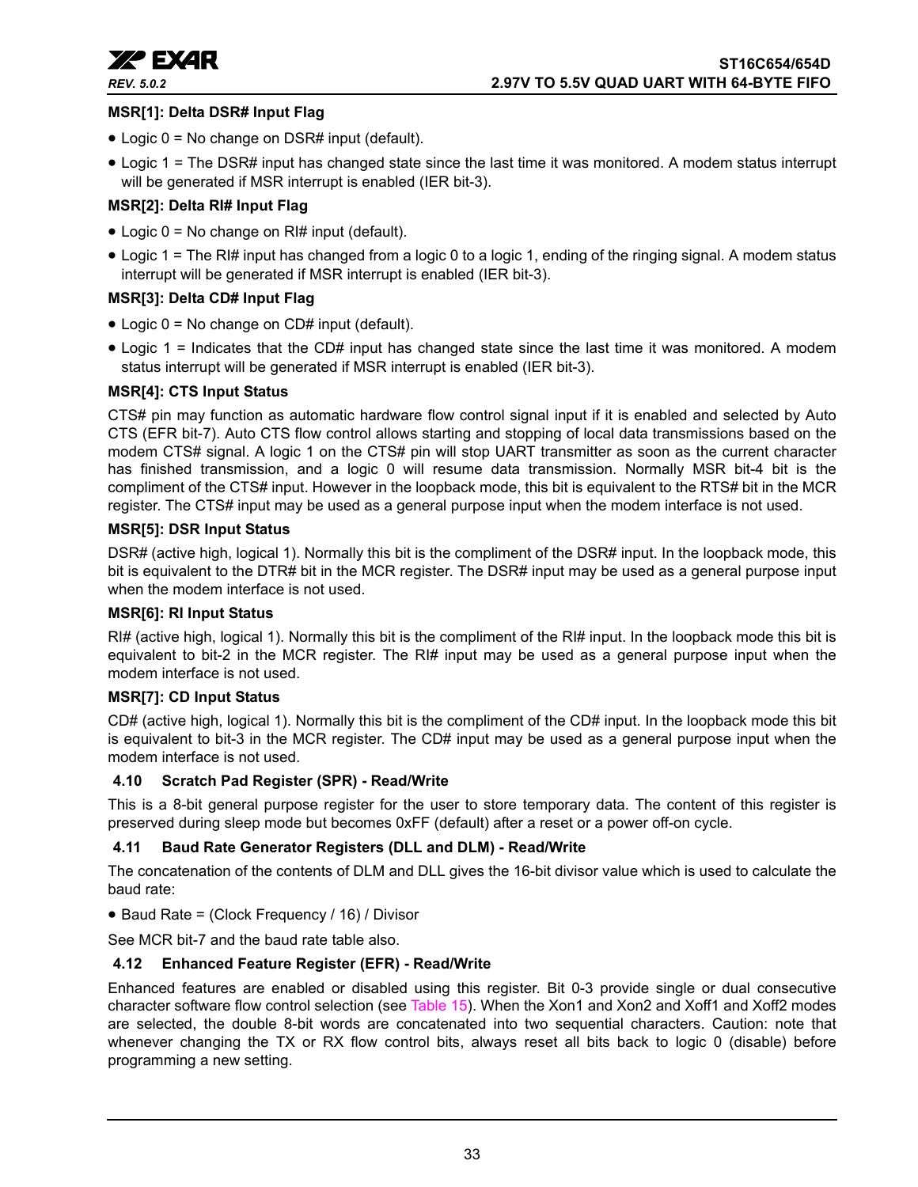**MSR[1]: Delta DSR# Input Flag**

- Logic 0 = No change on DSR# input (default).
- Logic 1 = The DSR# input has changed state since the last time it was monitored. A modem status interrupt will be generated if MSR interrupt is enabled (IER bit-3).

**MSR[2]: Delta RI# Input Flag**

- Logic 0 = No change on RI# input (default).
- Logic 1 = The RI# input has changed from a logic 0 to a logic 1, ending of the ringing signal. A modem status interrupt will be generated if MSR interrupt is enabled (IER bit-3).

**MSR[3]: Delta CD# Input Flag**

- Logic 0 = No change on CD# input (default).
- Logic 1 = Indicates that the CD# input has changed state since the last time it was monitored. A modem status interrupt will be generated if MSR interrupt is enabled (IER bit-3).

**MSR[4]: CTS Input Status**

CTS# pin may function as automatic hardware flow control signal input if it is enabled and selected by Auto CTS (EFR bit-7). Auto CTS flow control allows starting and stopping of local data transmissions based on the modem CTS# signal. A logic 1 on the CTS# pin will stop UART transmitter as soon as the current character has finished transmission, and a logic 0 will resume data transmission. Normally MSR bit-4 bit is the compliment of the CTS# input. However in the loopback mode, this bit is equivalent to the RTS# bit in the MCR register. The CTS# input may be used as a general purpose input when the modem interface is not used.

**MSR[5]: DSR Input Status**

DSR# (active high, logical 1). Normally this bit is the compliment of the DSR# input. In the loopback mode, this bit is equivalent to the DTR# bit in the MCR register. The DSR# input may be used as a general purpose input when the modem interface is not used.

**MSR[6]: RI Input Status**

RI# (active high, logical 1). Normally this bit is the compliment of the RI# input. In the loopback mode this bit is equivalent to bit-2 in the MCR register. The RI# input may be used as a general purpose input when the modem interface is not used.

**MSR[7]: CD Input Status**

CD# (active high, logical 1). Normally this bit is the compliment of the CD# input. In the loopback mode this bit is equivalent to bit-3 in the MCR register. The CD# input may be used as a general purpose input when the modem interface is not used.

### 4.10 Scratch Pad Register (SPR) - Read/Write

This is a 8-bit general purpose register for the user to store temporary data. The content of this register is preserved during sleep mode but becomes 0xFF (default) after a reset or a power off-on cycle.

### 4.11 Baud Rate Generator Registers (DLL and DLM) - Read/Write

The concatenation of the contents of DLM and DLL gives the 16-bit divisor value which is used to calculate the baud rate:

- Baud Rate = (Clock Frequency / 16) / Divisor

See MCR bit-7 and the baud rate table also.

### 4.12 Enhanced Feature Register (EFR) - Read/Write

Enhanced features are enabled or disabled using this register. Bit 0-3 provide single or dual consecutive character software flow control selection (see Table 15). When the Xon1 and Xon2 and Xoff1 and Xoff2 modes are selected, the double 8-bit words are concatenated into two sequential characters. Caution: note that whenever changing the TX or RX flow control bits, always reset all bits back to logic 0 (disable) before programming a new setting.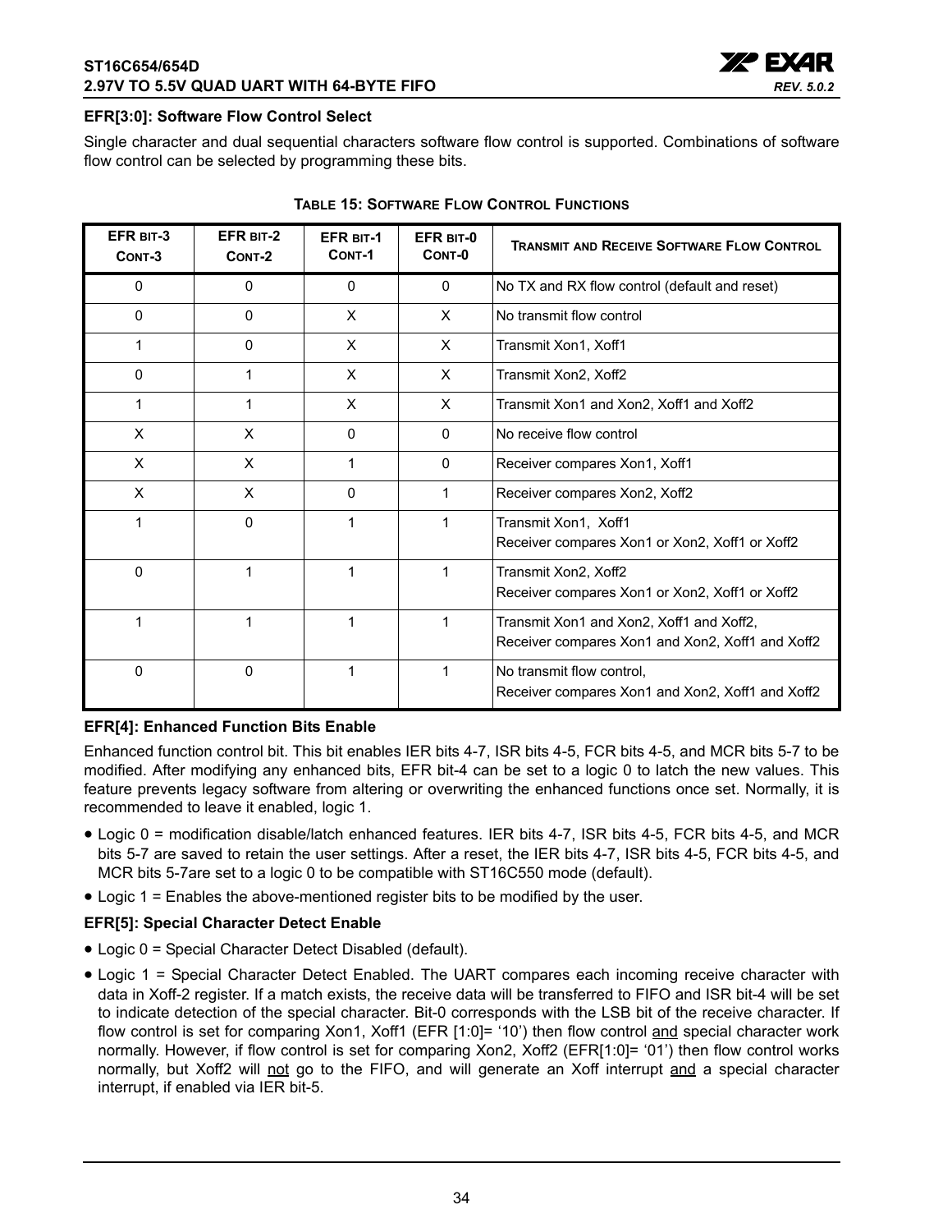### EFR[3:0]: Software Flow Control Select

Single character and dual sequential characters software flow control is supported. Combinations of software flow control can be selected by programming these bits.

**TABLE 15: SOFTWARE FLOW CONTROL FUNCTIONS**

| EFR BIT-3 CONT-3 | EFR BIT-2 CONT-2 | EFR BIT-1 CONT-1 | EFR BIT-0 CONT-0 | TRANSMIT AND RECEIVE SOFTWARE FLOW CONTROL |
|---|---|---|---|---|
| 0 | 0 | 0 | 0 | No TX and RX flow control (default and reset) |
| 0 | 0 | X | X | No transmit flow control |
| 1 | 0 | X | X | Transmit Xon1, Xoff1 |
| 0 | 1 | X | X | Transmit Xon2, Xoff2 |
| 1 | 1 | X | X | Transmit Xon1 and Xon2, Xoff1 and Xoff2 |
| X | X | 0 | 0 | No receive flow control |
| X | X | 1 | 0 | Receiver compares Xon1, Xoff1 |
| X | X | 0 | 1 | Receiver compares Xon2, Xoff2 |
| 1 | 0 | 1 | 1 | Transmit Xon1, Xoff1<br>Receiver compares Xon1 or Xon2, Xoff1 or Xoff2 |
| 0 | 1 | 1 | 1 | Transmit Xon2, Xoff2<br>Receiver compares Xon1 or Xon2, Xoff1 or Xoff2 |
| 1 | 1 | 1 | 1 | Transmit Xon1 and Xon2, Xoff1 and Xoff2,<br>Receiver compares Xon1 and Xon2, Xoff1 and Xoff2 |
| 0 | 0 | 1 | 1 | No transmit flow control,<br>Receiver compares Xon1 and Xon2, Xoff1 and Xoff2 |

### EFR[4]: Enhanced Function Bits Enable

Enhanced function control bit. This bit enables IER bits 4-7, ISR bits 4-5, FCR bits 4-5, and MCR bits 5-7 to be modified. After modifying any enhanced bits, EFR bit-4 can be set to a logic 0 to latch the new values. This feature prevents legacy software from altering or overwriting the enhanced functions once set. Normally, it is recommended to leave it enabled, logic 1.

- Logic 0 = modification disable/latch enhanced features. IER bits 4-7, ISR bits 4-5, FCR bits 4-5, and MCR bits 5-7 are saved to retain the user settings. After a reset, the IER bits 4-7, ISR bits 4-5, FCR bits 4-5, and MCR bits 5-7are set to a logic 0 to be compatible with ST16C550 mode (default).
- Logic 1 = Enables the above-mentioned register bits to be modified by the user.

### EFR[5]: Special Character Detect Enable

- Logic 0 = Special Character Detect Disabled (default).
- Logic 1 = Special Character Detect Enabled. The UART compares each incoming receive character with data in Xoff-2 register. If a match exists, the receive data will be transferred to FIFO and ISR bit-4 will be set to indicate detection of the special character. Bit-0 corresponds with the LSB bit of the receive character. If flow control is set for comparing Xon1, Xoff1 (EFR [1:0]= '10') then flow control <u>and</u> special character work normally. However, if flow control is set for comparing Xon2, Xoff2 (EFR[1:0]= '01') then flow control works normally, but Xoff2 will <u>not</u> go to the FIFO, and will generate an Xoff interrupt <u>and</u> a special character interrupt, if enabled via IER bit-5.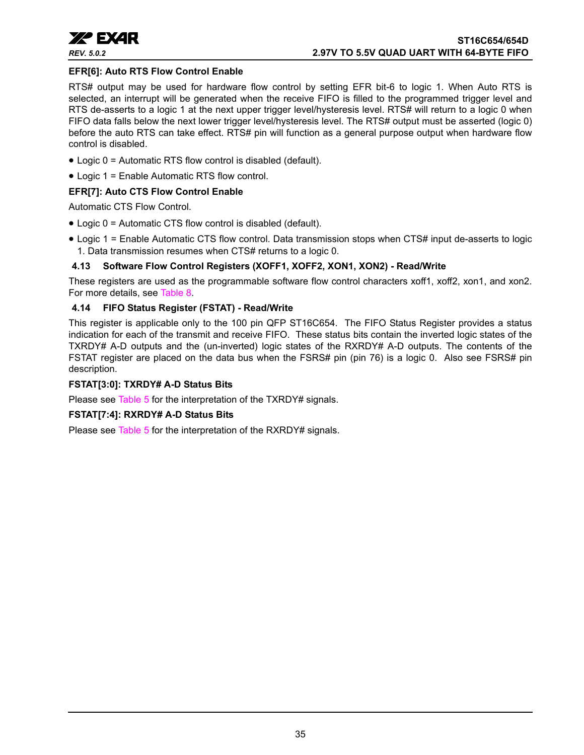**EFR[6]: Auto RTS Flow Control Enable**

RTS# output may be used for hardware flow control by setting EFR bit-6 to logic 1. When Auto RTS is selected, an interrupt will be generated when the receive FIFO is filled to the programmed trigger level and RTS de-asserts to a logic 1 at the next upper trigger level/hysteresis level. RTS# will return to a logic 0 when FIFO data falls below the next lower trigger level/hysteresis level. The RTS# output must be asserted (logic 0) before the auto RTS can take effect. RTS# pin will function as a general purpose output when hardware flow control is disabled.

- Logic 0 = Automatic RTS flow control is disabled (default).
- Logic 1 = Enable Automatic RTS flow control.

**EFR[7]: Auto CTS Flow Control Enable**

Automatic CTS Flow Control.

- Logic 0 = Automatic CTS flow control is disabled (default).
- Logic 1 = Enable Automatic CTS flow control. Data transmission stops when CTS# input de-asserts to logic 1. Data transmission resumes when CTS# returns to a logic 0.

### 4.13 Software Flow Control Registers (XOFF1, XOFF2, XON1, XON2) - Read/Write

These registers are used as the programmable software flow control characters xoff1, xoff2, xon1, and xon2. For more details, see Table 8.

### 4.14 FIFO Status Register (FSTAT) - Read/Write

This register is applicable only to the 100 pin QFP ST16C654. The FIFO Status Register provides a status indication for each of the transmit and receive FIFO. These status bits contain the inverted logic states of the TXRDY# A-D outputs and the (un-inverted) logic states of the RXRDY# A-D outputs. The contents of the FSTAT register are placed on the data bus when the FSRS# pin (pin 76) is a logic 0. Also see FSRS# pin description.

**FSTAT[3:0]: TXRDY# A-D Status Bits**

Please see Table 5 for the interpretation of the TXRDY# signals.

**FSTAT[7:4]: RXRDY# A-D Status Bits**

Please see Table 5 for the interpretation of the RXRDY# signals.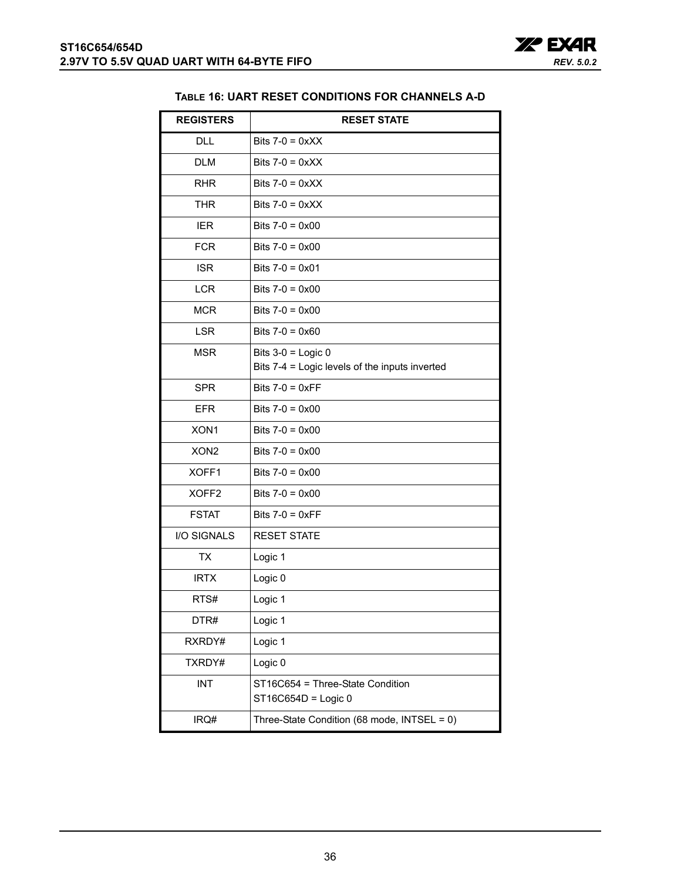**TABLE 16: UART RESET CONDITIONS FOR CHANNELS A-D**

| REGISTERS | RESET STATE |
|---|---|
| DLL | Bits 7-0 = 0xXX |
| DLM | Bits 7-0 = 0xXX |
| RHR | Bits 7-0 = 0xXX |
| THR | Bits 7-0 = 0xXX |
| IER | Bits 7-0 = 0x00 |
| FCR | Bits 7-0 = 0x00 |
| ISR | Bits 7-0 = 0x01 |
| LCR | Bits 7-0 = 0x00 |
| MCR | Bits 7-0 = 0x00 |
| LSR | Bits 7-0 = 0x60 |
| MSR | Bits 3-0 = Logic 0<br>Bits 7-4 = Logic levels of the inputs inverted |
| SPR | Bits 7-0 = 0xFF |
| EFR | Bits 7-0 = 0x00 |
| XON1 | Bits 7-0 = 0x00 |
| XON2 | Bits 7-0 = 0x00 |
| XOFF1 | Bits 7-0 = 0x00 |
| XOFF2 | Bits 7-0 = 0x00 |
| FSTAT | Bits 7-0 = 0xFF |
| I/O SIGNALS | RESET STATE |
| TX | Logic 1 |
| IRTX | Logic 0 |
| RTS# | Logic 1 |
| DTR# | Logic 1 |
| RXRDY# | Logic 1 |
| TXRDY# | Logic 0 |
| INT | ST16C654 = Three-State Condition<br>ST16C654D = Logic 0 |
| IRQ# | Three-State Condition (68 mode, INTSEL = 0) |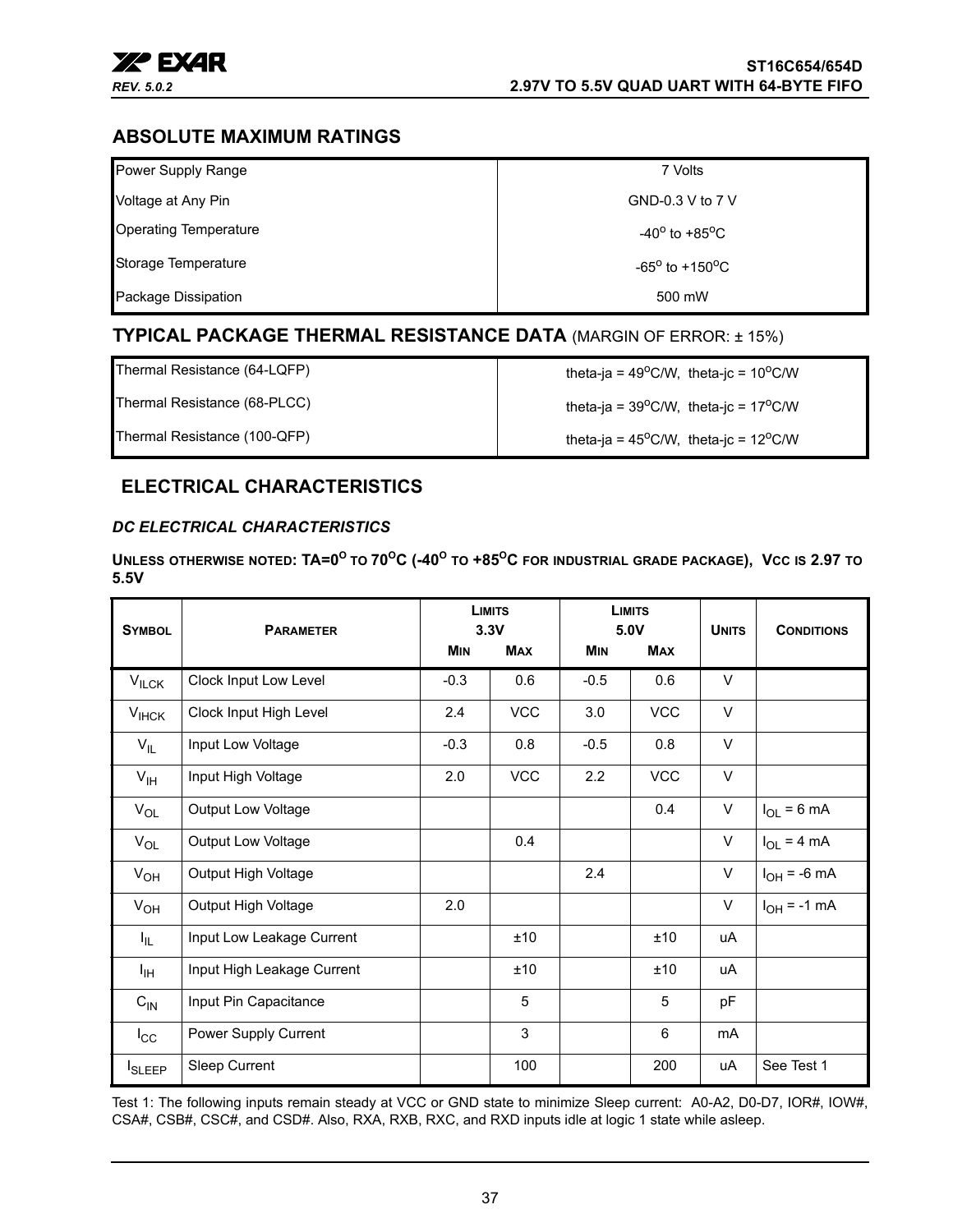## ABSOLUTE MAXIMUM RATINGS

| | |
|---|---|
| Power Supply Range | 7 Volts |
| Voltage at Any Pin | GND-0.3 V to 7 V |
| Operating Temperature | -40°  to +85°C |
| Storage Temperature | -65°  to +150°C |
| Package Dissipation | 500 mW |

## TYPICAL PACKAGE THERMAL RESISTANCE DATA (MARGIN OF ERROR: ± 15%)

| | |
|---|---|
| Thermal Resistance (64-LQFP) | theta-ja = 49°C/W,  theta-jc = 10°C/W |
| Thermal Resistance (68-PLCC) | theta-ja = 39°C/W,  theta-jc = 17°C/W |
| Thermal Resistance (100-QFP) | theta-ja = 45°C/W,  theta-jc = 12°C/W |

## ELECTRICAL CHARACTERISTICS

### *DC ELECTRICAL CHARACTERISTICS*

**UNLESS OTHERWISE NOTED: TA=0° TO 70°C (-40° TO +85°C FOR INDUSTRIAL GRADE PACKAGE), VCC IS 2.97 TO 5.5V**

| SYMBOL | PARAMETER | LIMITS 3.3V | | LIMITS 5.0V | | UNITS | CONDITIONS |
|---|---|---|---|---|---|---|---|
| | | MIN | MAX | MIN | MAX | | |
| $V_{ILCK}$ | Clock Input Low Level | -0.3 | 0.6 | -0.5 | 0.6 | V | |
| $V_{IHCK}$ | Clock Input High Level | 2.4 | VCC | 3.0 | VCC | V | |
| $V_{IL}$ | Input Low Voltage | -0.3 | 0.8 | -0.5 | 0.8 | V | |
| $V_{IH}$ | Input High Voltage | 2.0 | VCC | 2.2 | VCC | V | |
| $V_{OL}$ | Output Low Voltage | | | | 0.4 | V | $I_{OL}$ = 6 mA |
| $V_{OL}$ | Output Low Voltage | | 0.4 | | | V | $I_{OL}$ = 4 mA |
| $V_{OH}$ | Output High Voltage | | | 2.4 | | V | $I_{OH}$ = -6 mA |
| $V_{OH}$ | Output High Voltage | 2.0 | | | | V | $I_{OH}$ = -1 mA |
| $I_{IL}$ | Input Low Leakage Current | | ±10 | | ±10 | uA | |
| $I_{IH}$ | Input High Leakage Current | | ±10 | | ±10 | uA | |
| $C_{IN}$ | Input Pin Capacitance | | 5 | | 5 | pF | |
| $I_{CC}$ | Power Supply Current | | 3 | | 6 | mA | |
| $I_{SLEEP}$ | Sleep Current | | 100 | | 200 | uA | See Test 1 |

Test 1: The following inputs remain steady at VCC or GND state to minimize Sleep current: A0-A2, D0-D7, IOR#, IOW#, CSA#, CSB#, CSC#, and CSD#. Also, RXA, RXB, RXC, and RXD inputs idle at logic 1 state while asleep.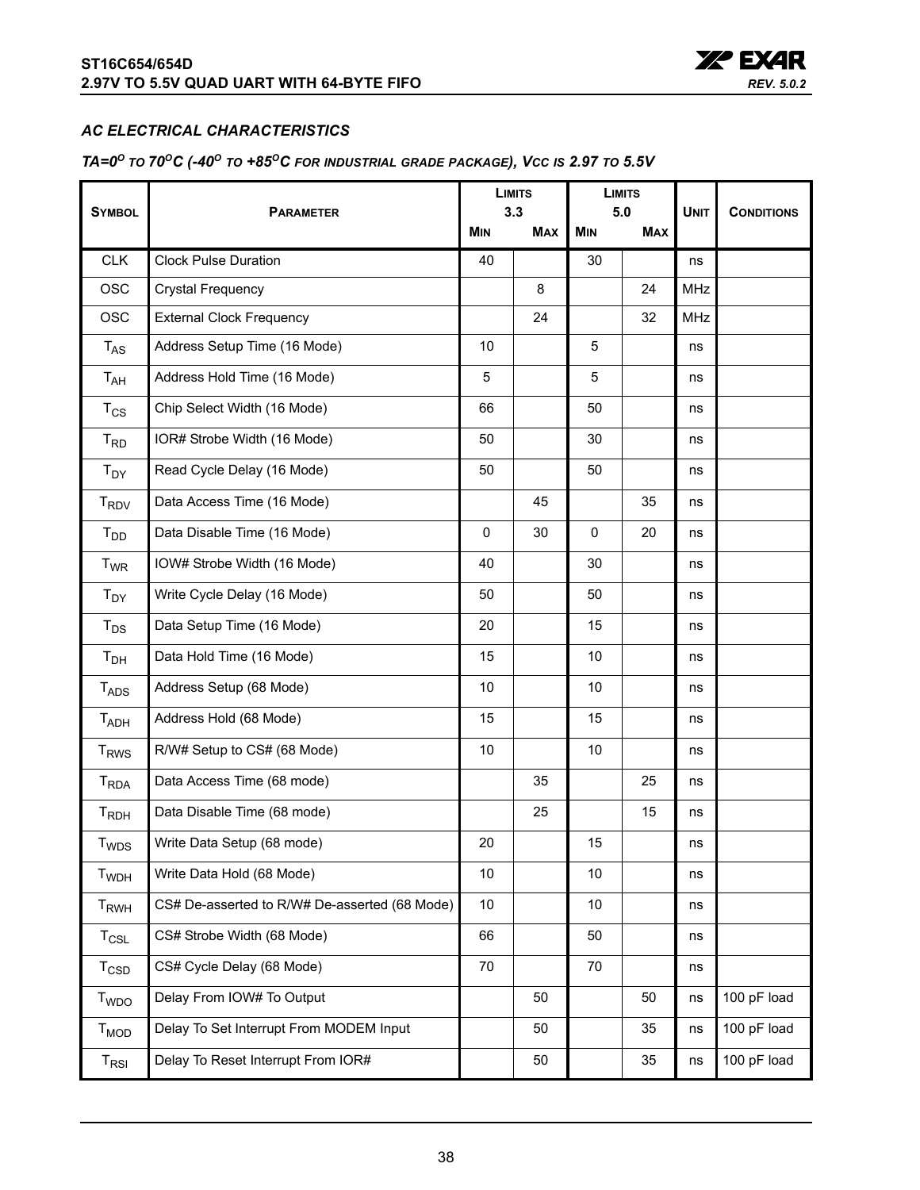## *AC ELECTRICAL CHARACTERISTICS*

### *TA=0$^O$ TO 70$^O$C (-40$^O$ TO +85$^O$C FOR INDUSTRIAL GRADE PACKAGE), VCC IS 2.97 TO 5.5V*

| SYMBOL | PARAMETER | LIMITS 3.3 | | LIMITS 5.0 | | UNIT | CONDITIONS |
|---|---|---|---|---|---|---|---|
| | | MIN | MAX | MIN | MAX | | |
| CLK | Clock Pulse Duration | 40 | | 30 | | ns | |
| OSC | Crystal Frequency | | 8 | | 24 | MHz | |
| OSC | External Clock Frequency | | 24 | | 32 | MHz | |
| $T_{AS}$ | Address Setup Time (16 Mode) | 10 | | 5 | | ns | |
| $T_{AH}$ | Address Hold Time (16 Mode) | 5 | | 5 | | ns | |
| $T_{CS}$ | Chip Select Width (16 Mode) | 66 | | 50 | | ns | |
| $T_{RD}$ | IOR# Strobe Width (16 Mode) | 50 | | 30 | | ns | |
| $T_{DY}$ | Read Cycle Delay (16 Mode) | 50 | | 50 | | ns | |
| $T_{RDV}$ | Data Access Time (16 Mode) | | 45 | | 35 | ns | |
| $T_{DD}$ | Data Disable Time (16 Mode) | 0 | 30 | 0 | 20 | ns | |
| $T_{WR}$ | IOW# Strobe Width (16 Mode) | 40 | | 30 | | ns | |
| $T_{DY}$ | Write Cycle Delay (16 Mode) | 50 | | 50 | | ns | |
| $T_{DS}$ | Data Setup Time (16 Mode) | 20 | | 15 | | ns | |
| $T_{DH}$ | Data Hold Time (16 Mode) | 15 | | 10 | | ns | |
| $T_{ADS}$ | Address Setup (68 Mode) | 10 | | 10 | | ns | |
| $T_{ADH}$ | Address Hold (68 Mode) | 15 | | 15 | | ns | |
| $T_{RWS}$ | R/W# Setup to CS# (68 Mode) | 10 | | 10 | | ns | |
| $T_{RDA}$ | Data Access Time (68 mode) | | 35 | | 25 | ns | |
| $T_{RDH}$ | Data Disable Time (68 mode) | | 25 | | 15 | ns | |
| $T_{WDS}$ | Write Data Setup (68 mode) | 20 | | 15 | | ns | |
| $T_{WDH}$ | Write Data Hold (68 Mode) | 10 | | 10 | | ns | |
| $T_{RWH}$ | CS# De-asserted to R/W# De-asserted (68 Mode) | 10 | | 10 | | ns | |
| $T_{CSL}$ | CS# Strobe Width (68 Mode) | 66 | | 50 | | ns | |
| $T_{CSD}$ | CS# Cycle Delay (68 Mode) | 70 | | 70 | | ns | |
| $T_{WDO}$ | Delay From IOW# To Output | | 50 | | 50 | ns | 100 pF load |
| $T_{MOD}$ | Delay To Set Interrupt From MODEM Input | | 50 | | 35 | ns | 100 pF load |
| $T_{RSI}$ | Delay To Reset Interrupt From IOR# | | 50 | | 35 | ns | 100 pF load |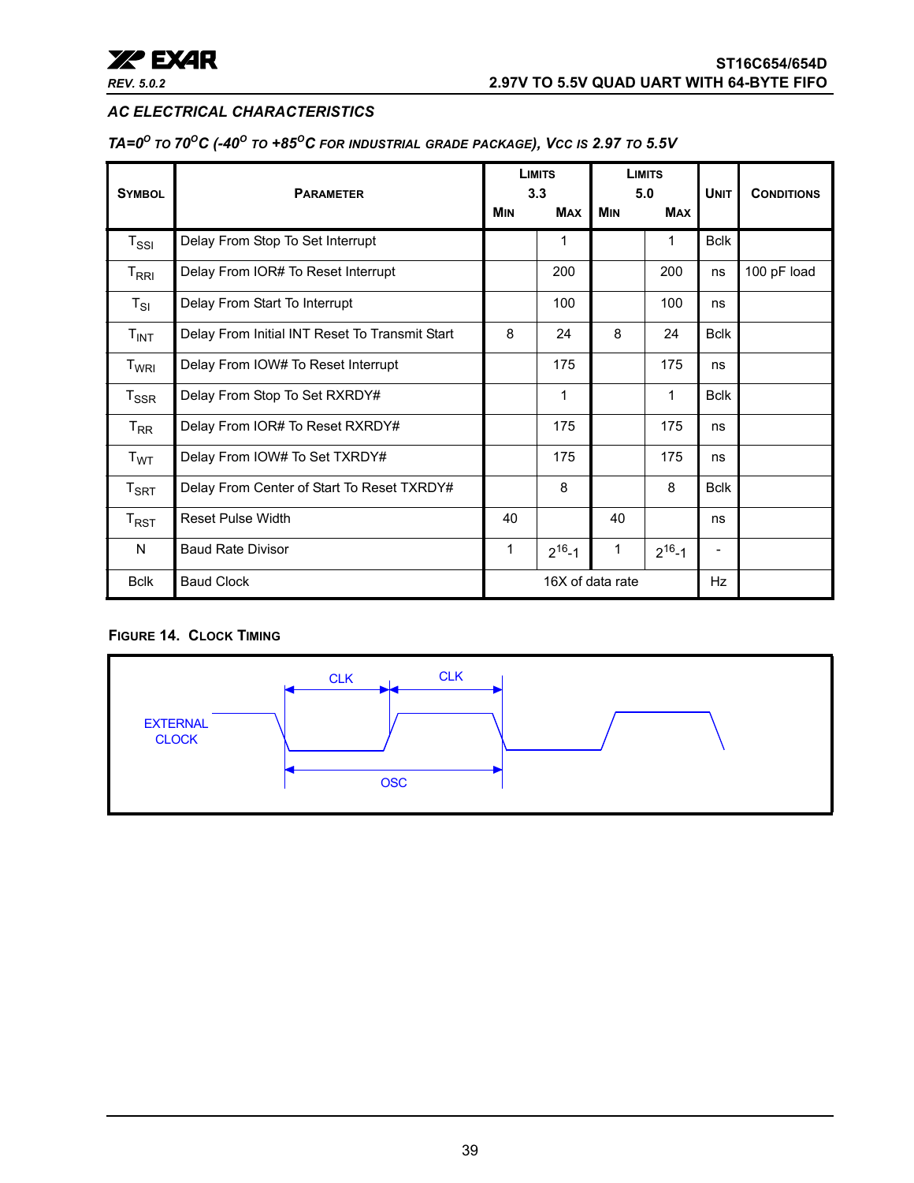## AC ELECTRICAL CHARACTERISTICS

*TA=0$^{O}$ TO 70$^{O}$C (-40$^{O}$ TO +85$^{O}$C FOR INDUSTRIAL GRADE PACKAGE), VCC IS 2.97 TO 5.5V*

| SYMBOL | PARAMETER | LIMITS 3.3 MIN | LIMITS 3.3 MAX | LIMITS 5.0 MIN | LIMITS 5.0 MAX | UNIT | CONDITIONS |
|---|---|---|---|---|---|---|---|
| $T_{SSI}$ | Delay From Stop To Set Interrupt | | 1 | | 1 | Bclk | |
| $T_{RRI}$ | Delay From IOR# To Reset Interrupt | | 200 | | 200 | ns | 100 pF load |
| $T_{SI}$ | Delay From Start To Interrupt | | 100 | | 100 | ns | |
| $T_{INT}$ | Delay From Initial INT Reset To Transmit Start | 8 | 24 | 8 | 24 | Bclk | |
| $T_{WRI}$ | Delay From IOW# To Reset Interrupt | | 175 | | 175 | ns | |
| $T_{SSR}$ | Delay From Stop To Set RXRDY# | | 1 | | 1 | Bclk | |
| $T_{RR}$ | Delay From IOR# To Reset RXRDY# | | 175 | | 175 | ns | |
| $T_{WT}$ | Delay From IOW# To Set TXRDY# | | 175 | | 175 | ns | |
| $T_{SRT}$ | Delay From Center of Start To Reset TXRDY# | | 8 | | 8 | Bclk | |
| $T_{RST}$ | Reset Pulse Width | 40 | | 40 | | ns | |
| N | Baud Rate Divisor | 1 | $2^{16}$-1 | 1 | $2^{16}$-1 | - | |
| Bclk | Baud Clock | 16X of data rate | | | | Hz | |

**FIGURE 14. CLOCK TIMING**

EXTERNAL CLOCK

CLK CLK

OSC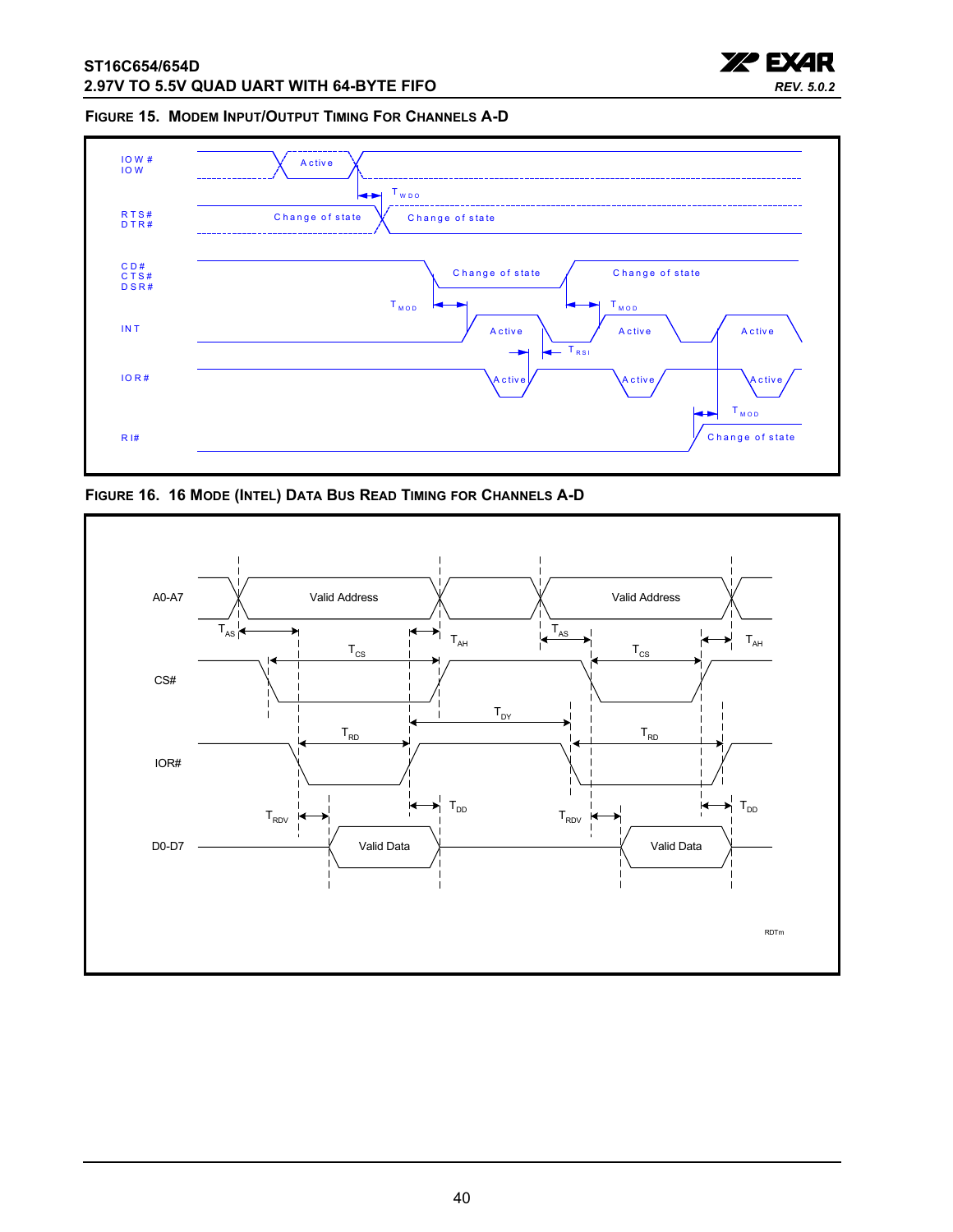**FIGURE 15. MODEM INPUT/OUTPUT TIMING FOR CHANNELS A-D**

IOW#
IOW
Active
$T_{WDO}$
RTS#
DTR#
Change of state
Change of state
CD#
CTS#
DSR#
Change of state
Change of state
$T_{MOD}$
$T_{MOD}$
INT
Active
Active
Active
$T_{RSI}$
IOR#
Active
Active
Active
$T_{MOD}$
RI#
Change of state

**FIGURE 16. 16 MODE (INTEL) DATA BUS READ TIMING FOR CHANNELS A-D**

A0-A7
Valid Address
Valid Address
$T_{AS}$
$T_{AH}$
$T_{AS}$
$T_{AH}$
$T_{CS}$
$T_{CS}$
CS#
$T_{DY}$
$T_{RD}$
$T_{RD}$
IOR#
$T_{RDV}$
$T_{DD}$
$T_{RDV}$
$T_{DD}$
D0-D7
Valid Data
Valid Data

RDTm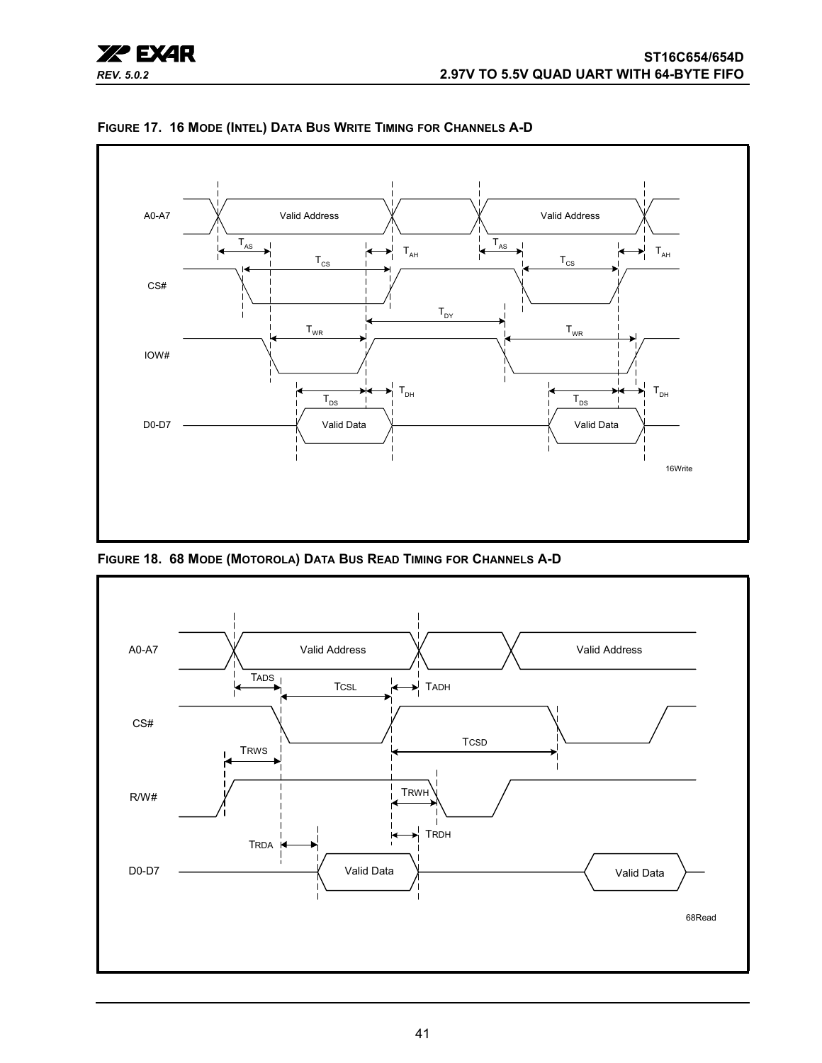**FIGURE 17. 16 MODE (INTEL) DATA BUS WRITE TIMING FOR CHANNELS A-D**

A0-A7 — Valid Address — Valid Address

$T_{AS}$ $T_{AH}$ $T_{AS}$ $T_{AH}$

$T_{CS}$ $T_{CS}$

CS#

$T_{DY}$

$T_{WR}$ $T_{WR}$

IOW#

$T_{DS}$ $T_{DH}$ $T_{DS}$ $T_{DH}$

D0-D7 — Valid Data — Valid Data

16Write

**FIGURE 18. 68 MODE (MOTOROLA) DATA BUS READ TIMING FOR CHANNELS A-D**

A0-A7 — Valid Address — Valid Address

TADS TCSL TADH

CS#

TRWS TCSD

R/W#

TRWH

TRDH

TRDA

D0-D7 — Valid Data — Valid Data

68Read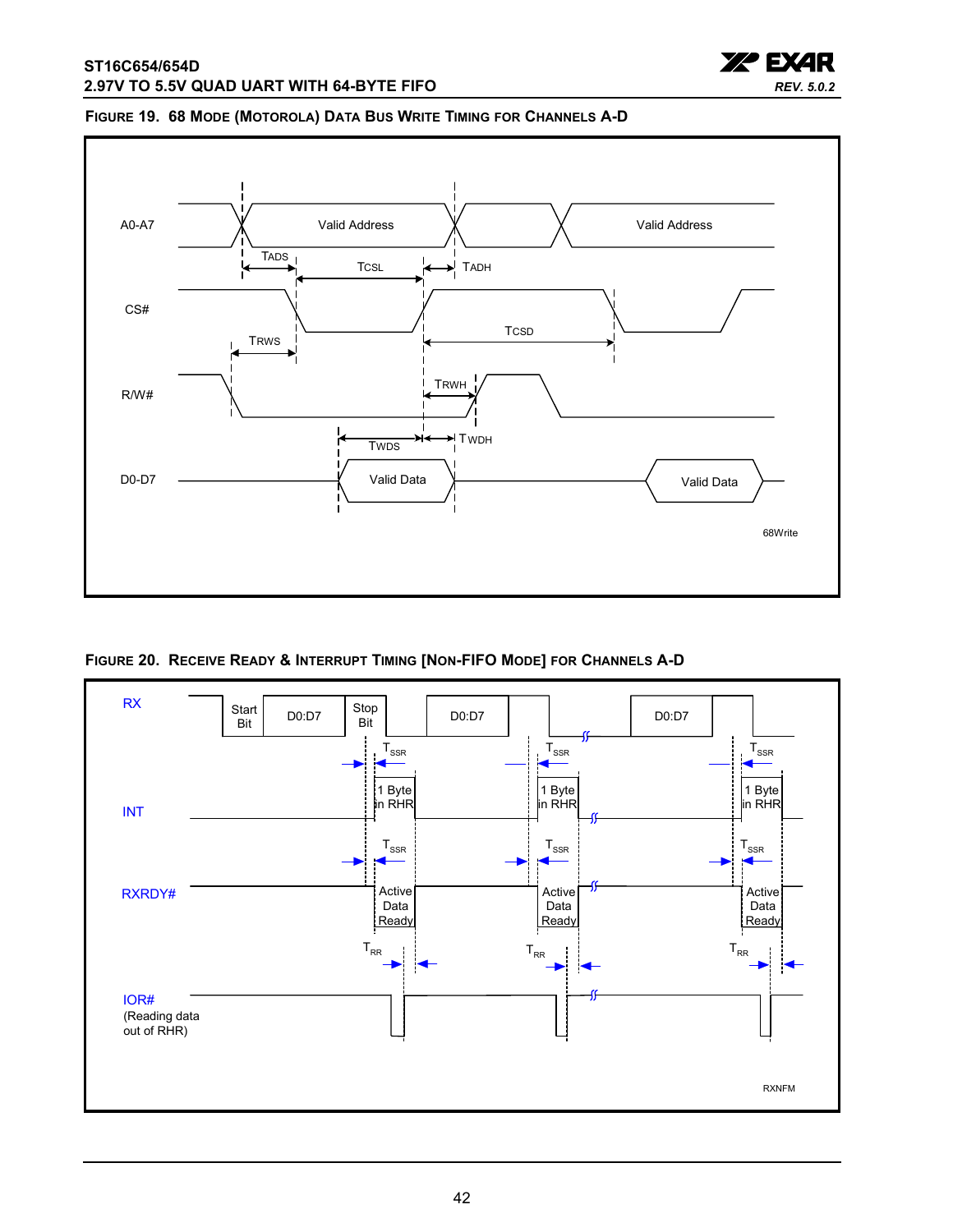## Figure 19. 68 Mode (Motorola) Data Bus Write Timing for Channels A-D

A0-A7 — Valid Address — Valid Address

TADS — TCSL — TADH

CS#

TRWS — TCSD

R/W#

TRWH

TWDS — TWDH

D0-D7 — Valid Data — Valid Data

68Write

## Figure 20. Receive Ready & Interrupt Timing [Non-FIFO Mode] for Channels A-D

RX — Start Bit — D0:D7 — Stop Bit — D0:D7 — D0:D7

$T_{SSR}$ — $T_{SSR}$ — $T_{SSR}$

INT — 1 Byte in RHR — 1 Byte in RHR — 1 Byte in RHR

$T_{SSR}$ — $T_{SSR}$ — $T_{SSR}$

RXRDY# — Active Data Ready — Active Data Ready — Active Data Ready

$T_{RR}$ — $T_{RR}$ — $T_{RR}$

IOR# (Reading data out of RHR)

RXNFM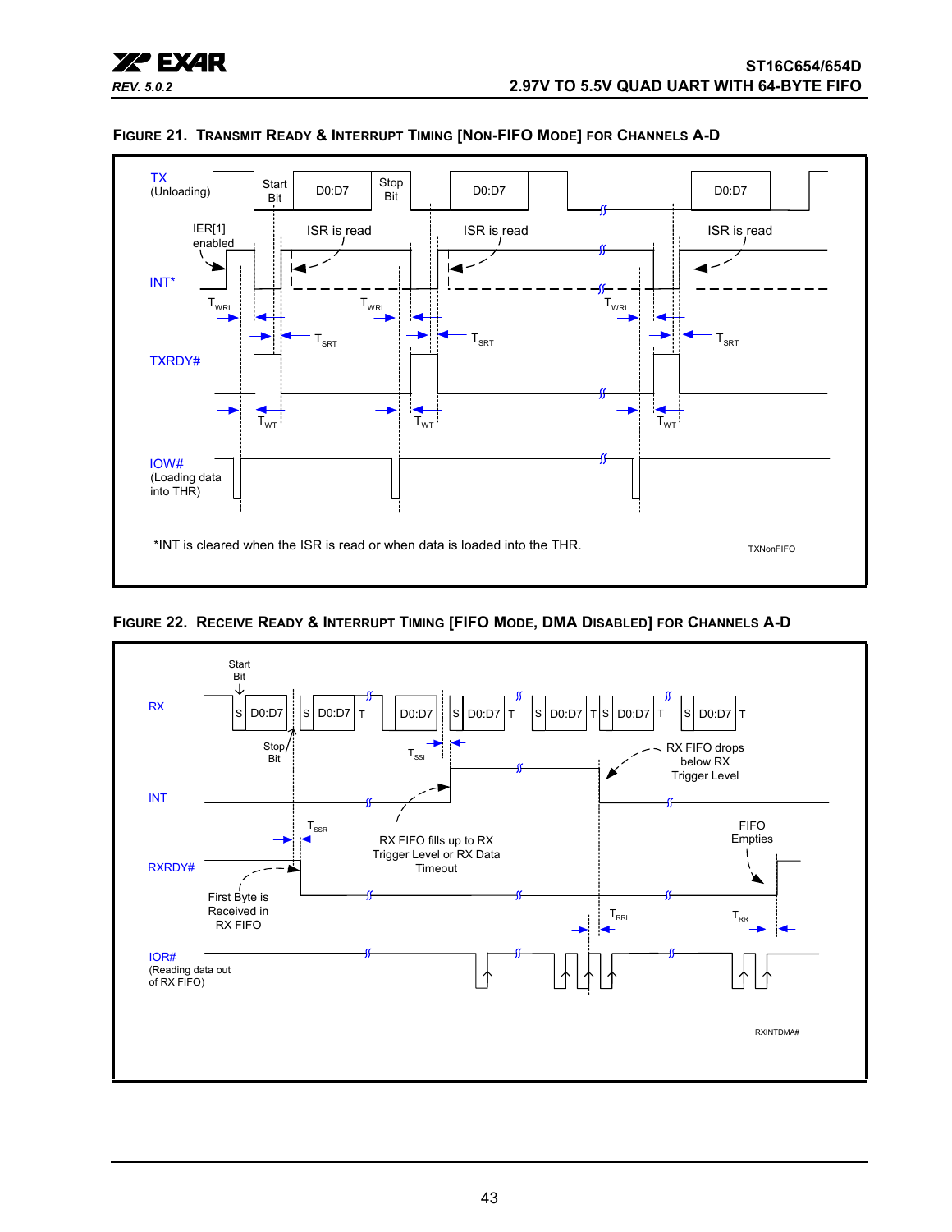**FIGURE 21. TRANSMIT READY & INTERRUPT TIMING [NON-FIFO MODE] FOR CHANNELS A-D**

TX (Unloading) — Start Bit, D0:D7, Stop Bit, D0:D7, D0:D7

IER[1] enabled

ISR is read

INT*

$T_{WRI}$

$T_{SRT}$

TXRDY#

$T_{WT}$

IOW# (Loading data into THR)

*INT is cleared when the ISR is read or when data is loaded into the THR.

TXNonFIFO

**FIGURE 22. RECEIVE READY & INTERRUPT TIMING [FIFO MODE, DMA DISABLED] FOR CHANNELS A-D**

RX — Start Bit, S D0:D7, S D0:D7 T, D0:D7, S D0:D7 T, S D0:D7 T S D0:D7 T, S D0:D7 T

Stop Bit

$T_{SSI}$

RX FIFO drops below RX Trigger Level

INT

$T_{SSR}$

RX FIFO fills up to RX Trigger Level or RX Data Timeout

FIFO Empties

RXRDY#

First Byte is Received in RX FIFO

$T_{RRI}$

$T_{RR}$

IOR# (Reading data out of RX FIFO)

RXINTDMA#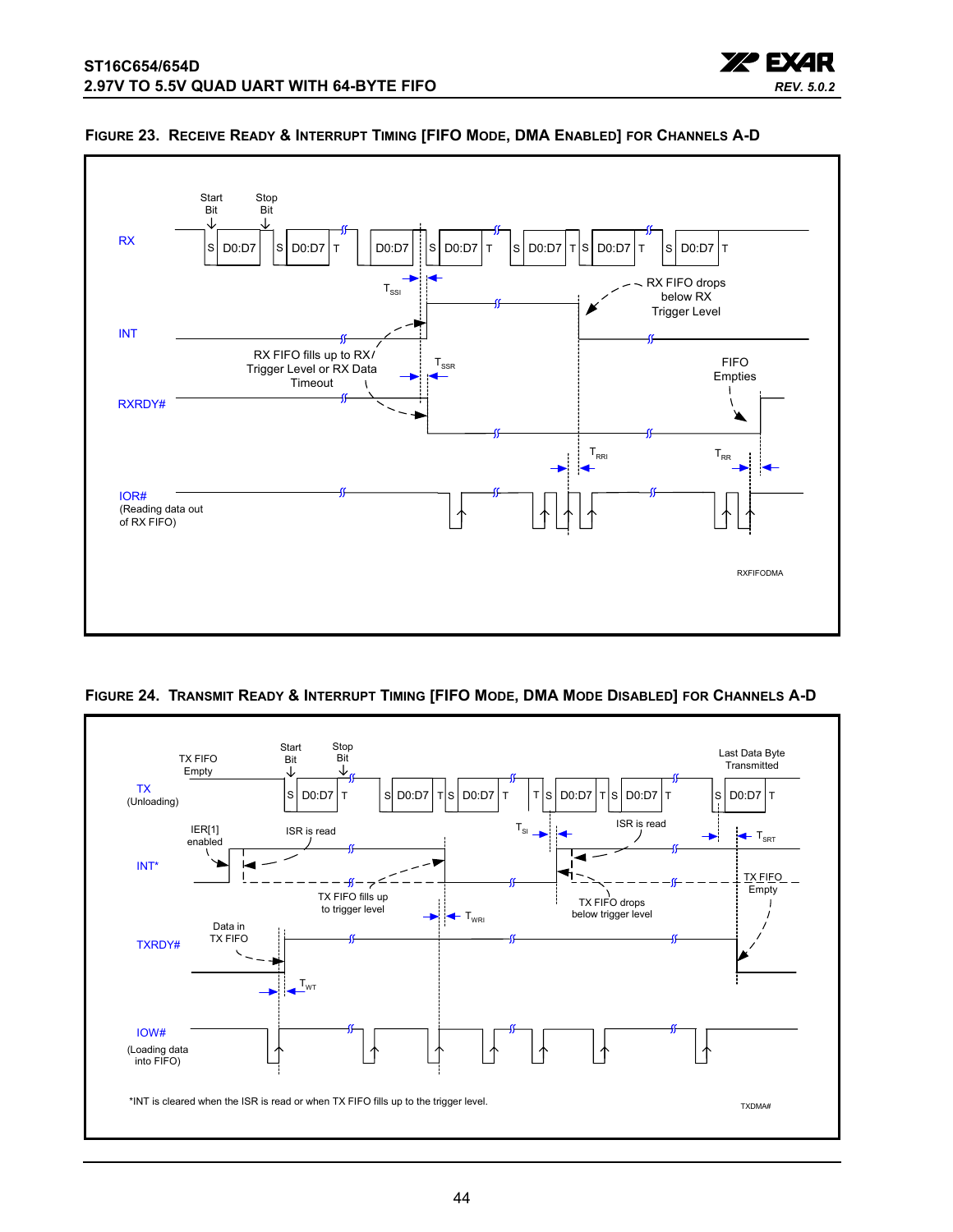FIGURE 23. RECEIVE READY & INTERRUPT TIMING [FIFO MODE, DMA ENABLED] FOR CHANNELS A-D

Start Bit

Stop Bit

RX

S D0:D7 S D0:D7 T D0:D7 S D0:D7 T S D0:D7 T S D0:D7 T S D0:D7 T

$T_{SSI}$

RX FIFO drops below RX Trigger Level

INT

RX FIFO fills up to RX Trigger Level or RX Data Timeout

$T_{SSR}$

FIFO Empties

RXRDY#

$T_{RRI}$

$T_{RR}$

IOR#
(Reading data out of RX FIFO)

RXFIFODMA

FIGURE 24. TRANSMIT READY & INTERRUPT TIMING [FIFO MODE, DMA MODE DISABLED] FOR CHANNELS A-D

TX FIFO Empty

Start Bit

Stop Bit

Last Data Byte Transmitted

TX
(Unloading)

S D0:D7 T S D0:D7 T S D0:D7 T T S D0:D7 T S D0:D7 T S D0:D7 T

IER[1] enabled

ISR is read

$T_{SI}$

ISR is read

$T_{SRT}$

INT*

TX FIFO fills up to trigger level

TX FIFO drops below trigger level

TX FIFO Empty

$T_{WRI}$

Data in TX FIFO

TXRDY#

$T_{WT}$

IOW#
(Loading data into FIFO)

*INT is cleared when the ISR is read or when TX FIFO fills up to the trigger level.

TXDMA#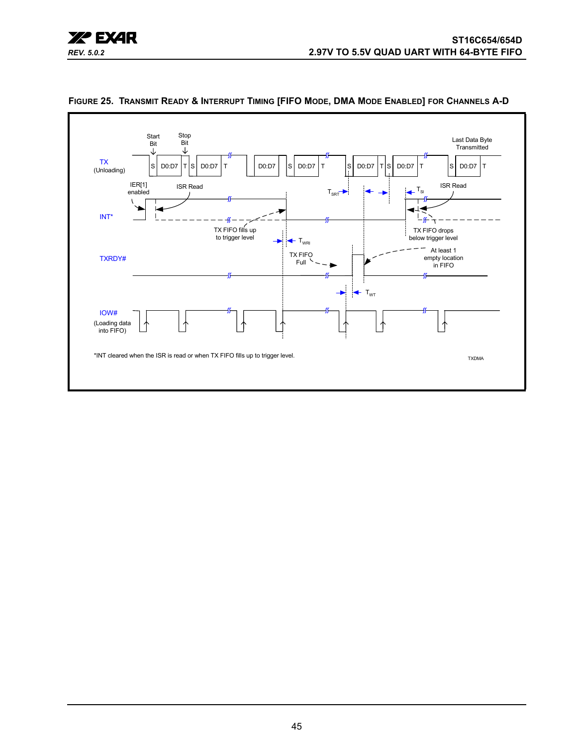#### FIGURE 25. TRANSMIT READY & INTERRUPT TIMING [FIFO MODE, DMA MODE ENABLED] FOR CHANNELS A-D

TX (Unloading)

Start Bit

Stop Bit

S | D0:D7 | T | S | D0:D7 | T | D0:D7 | S | D0:D7 | T | S | D0:D7 | T | S | D0:D7 | T | S | D0:D7 | T

Last Data Byte Transmitted

IER[1] enabled

ISR Read

$T_{SRT}$

$T_{SI}$

ISR Read

INT*

TX FIFO fills up to trigger level

TX FIFO drops below trigger level

$T_{WRI}$

TXRDY#

TX FIFO Full

At least 1 empty location in FIFO

$T_{WT}$

IOW# (Loading data into FIFO)

*INT cleared when the ISR is read or when TX FIFO fills up to trigger level.

TXDMA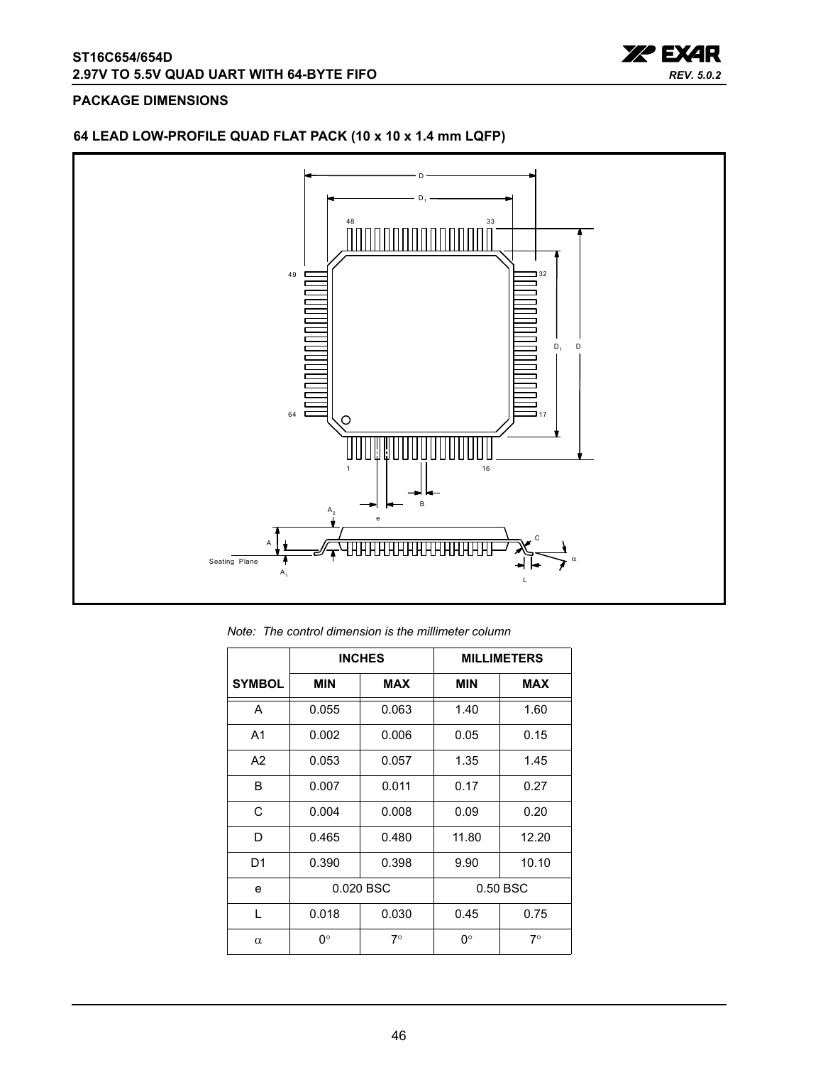## PACKAGE DIMENSIONS

### 64 LEAD LOW-PROFILE QUAD FLAT PACK (10 x 10 x 1.4 mm LQFP)

*Note: The control dimension is the millimeter column*

| SYMBOL | INCHES | | MILLIMETERS | |
|---|---|---|---|---|
| | MIN | MAX | MIN | MAX |
| A | 0.055 | 0.063 | 1.40 | 1.60 |
| A1 | 0.002 | 0.006 | 0.05 | 0.15 |
| A2 | 0.053 | 0.057 | 1.35 | 1.45 |
| B | 0.007 | 0.011 | 0.17 | 0.27 |
| C | 0.004 | 0.008 | 0.09 | 0.20 |
| D | 0.465 | 0.480 | 11.80 | 12.20 |
| D1 | 0.390 | 0.398 | 9.90 | 10.10 |
| e | 0.020 BSC | | 0.50 BSC | |
| L | 0.018 | 0.030 | 0.45 | 0.75 |
| $\alpha$ | 0° | 7° | 0° | 7° |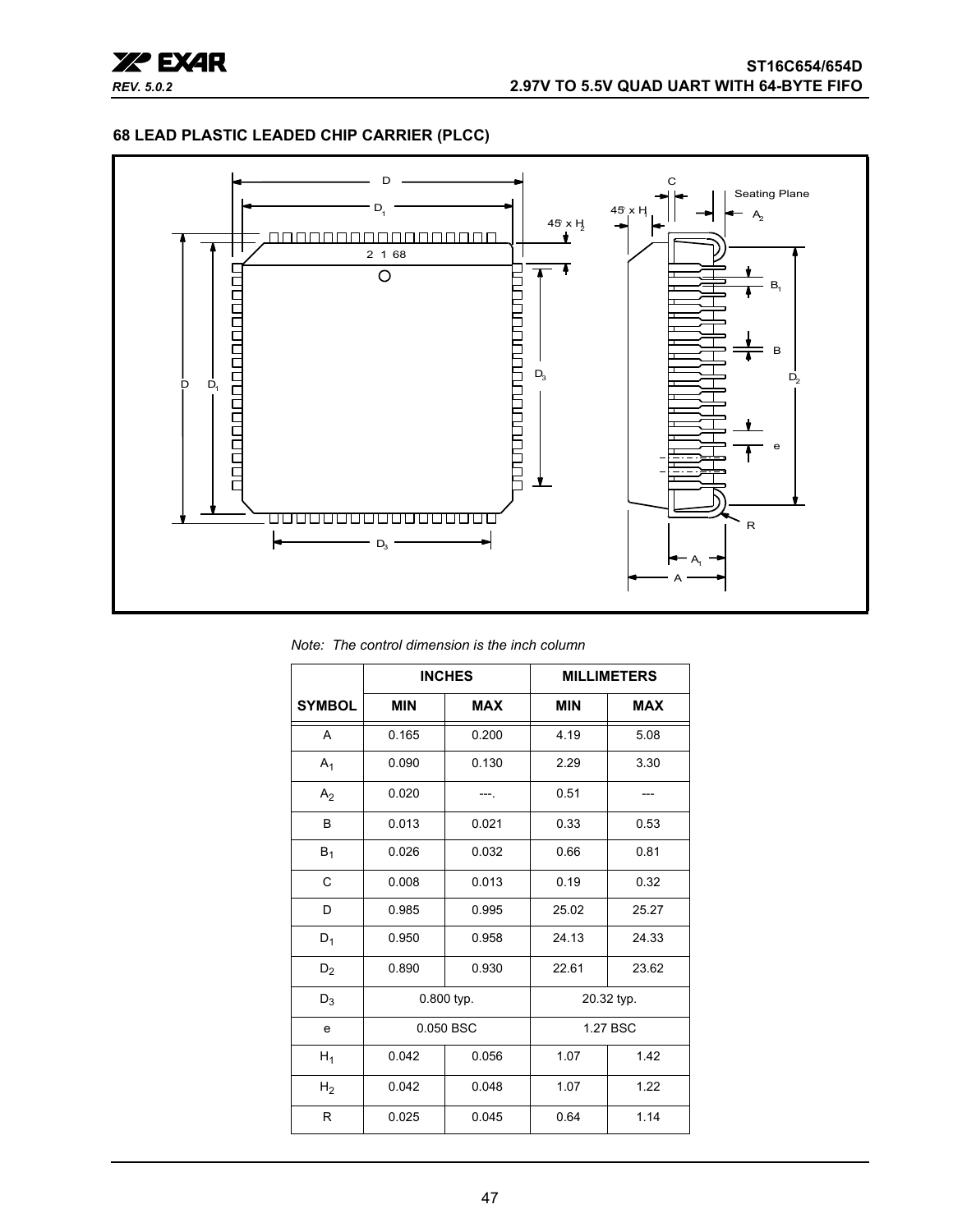## 68 LEAD PLASTIC LEADED CHIP CARRIER (PLCC)

*Note: The control dimension is the inch column*

| | INCHES | | MILLIMETERS | |
|---|---|---|---|---|
| SYMBOL | MIN | MAX | MIN | MAX |
| A | 0.165 | 0.200 | 4.19 | 5.08 |
| $A_1$ | 0.090 | 0.130 | 2.29 | 3.30 |
| $A_2$ | 0.020 | ---. | 0.51 | --- |
| B | 0.013 | 0.021 | 0.33 | 0.53 |
| $B_1$ | 0.026 | 0.032 | 0.66 | 0.81 |
| C | 0.008 | 0.013 | 0.19 | 0.32 |
| D | 0.985 | 0.995 | 25.02 | 25.27 |
| $D_1$ | 0.950 | 0.958 | 24.13 | 24.33 |
| $D_2$ | 0.890 | 0.930 | 22.61 | 23.62 |
| $D_3$ | 0.800 typ. | | 20.32 typ. | |
| e | 0.050 BSC | | 1.27 BSC | |
| $H_1$ | 0.042 | 0.056 | 1.07 | 1.42 |
| $H_2$ | 0.042 | 0.048 | 1.07 | 1.22 |
| R | 0.025 | 0.045 | 0.64 | 1.14 |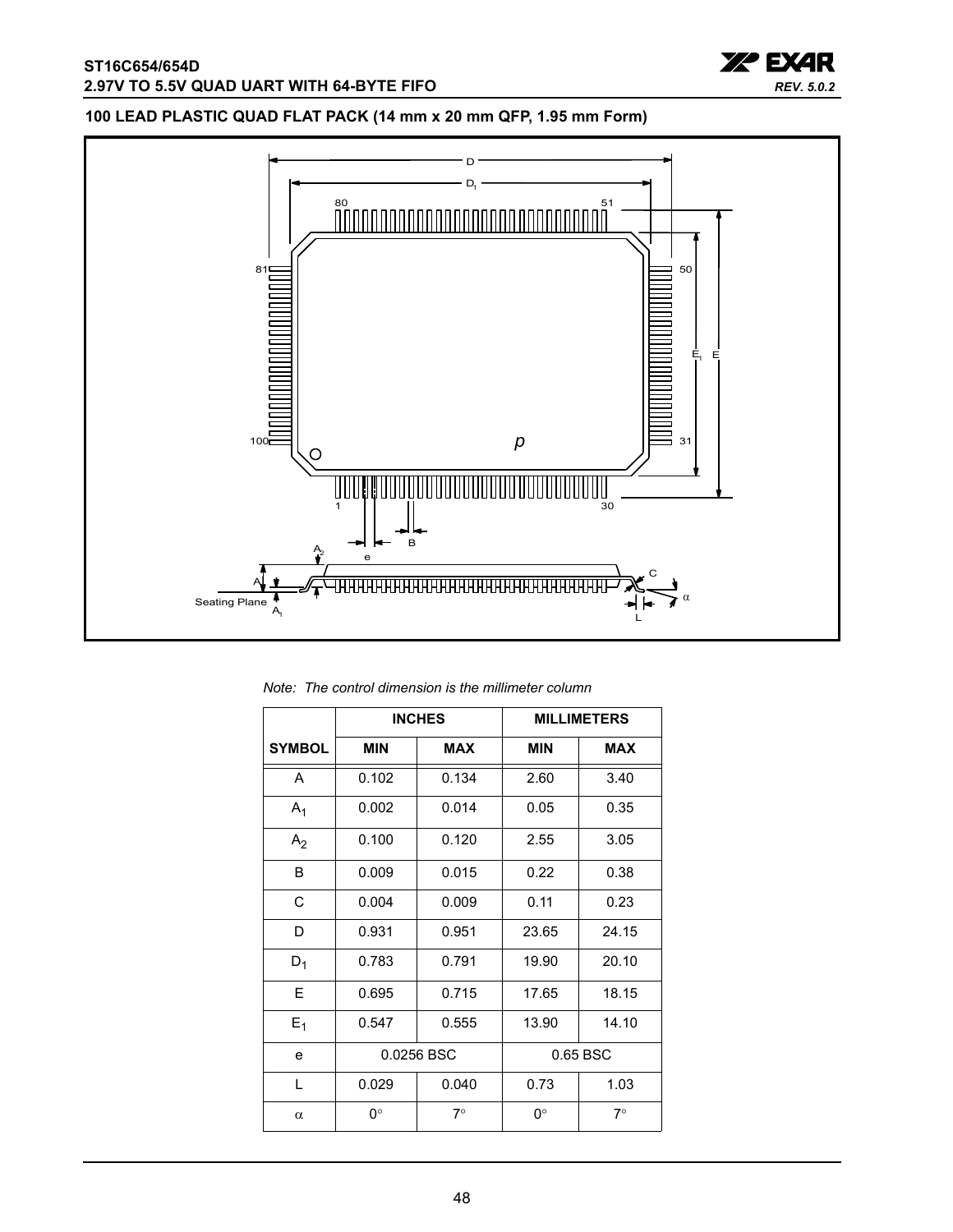## 100 LEAD PLASTIC QUAD FLAT PACK (14 mm x 20 mm QFP, 1.95 mm Form)

*Note: The control dimension is the millimeter column*

| | INCHES | | MILLIMETERS | |
|---|---|---|---|---|
| SYMBOL | MIN | MAX | MIN | MAX |
| A | 0.102 | 0.134 | 2.60 | 3.40 |
| $A_1$ | 0.002 | 0.014 | 0.05 | 0.35 |
| $A_2$ | 0.100 | 0.120 | 2.55 | 3.05 |
| B | 0.009 | 0.015 | 0.22 | 0.38 |
| C | 0.004 | 0.009 | 0.11 | 0.23 |
| D | 0.931 | 0.951 | 23.65 | 24.15 |
| $D_1$ | 0.783 | 0.791 | 19.90 | 20.10 |
| E | 0.695 | 0.715 | 17.65 | 18.15 |
| $E_1$ | 0.547 | 0.555 | 13.90 | 14.10 |
| e | 0.0256 BSC | | 0.65 BSC | |
| L | 0.029 | 0.040 | 0.73 | 1.03 |
| $\alpha$ | 0° | 7° | 0° | 7° |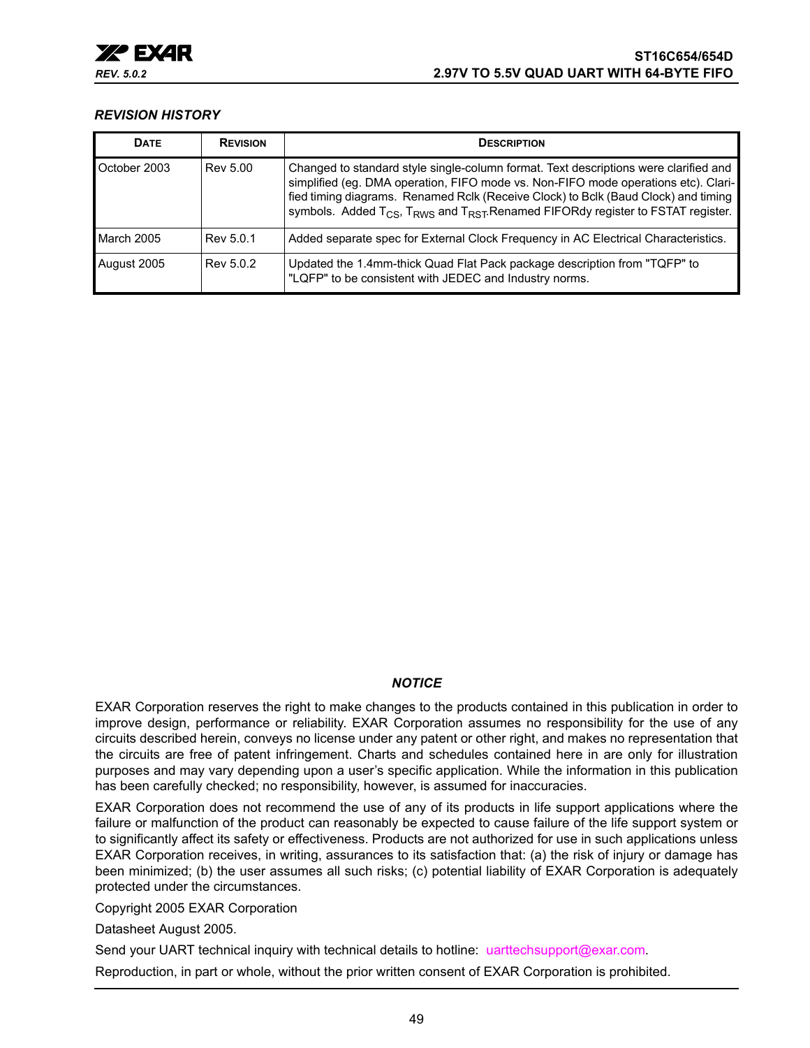### *REVISION HISTORY*

| DATE | REVISION | DESCRIPTION |
|---|---|---|
| October 2003 | Rev 5.00 | Changed to standard style single-column format. Text descriptions were clarified and simplified (eg. DMA operation, FIFO mode vs. Non-FIFO mode operations etc). Clarified timing diagrams. Renamed Rclk (Receive Clock) to Bclk (Baud Clock) and timing symbols. Added $T_{CS}$, $T_{RWS}$ and $T_{RST}$. Renamed FIFORdy register to FSTAT register. |
| March 2005 | Rev 5.0.1 | Added separate spec for External Clock Frequency in AC Electrical Characteristics. |
| August 2005 | Rev 5.0.2 | Updated the 1.4mm-thick Quad Flat Pack package description from "TQFP" to "LQFP" to be consistent with JEDEC and Industry norms. |

### *NOTICE*

EXAR Corporation reserves the right to make changes to the products contained in this publication in order to improve design, performance or reliability. EXAR Corporation assumes no responsibility for the use of any circuits described herein, conveys no license under any patent or other right, and makes no representation that the circuits are free of patent infringement. Charts and schedules contained here in are only for illustration purposes and may vary depending upon a user's specific application. While the information in this publication has been carefully checked; no responsibility, however, is assumed for inaccuracies.

EXAR Corporation does not recommend the use of any of its products in life support applications where the failure or malfunction of the product can reasonably be expected to cause failure of the life support system or to significantly affect its safety or effectiveness. Products are not authorized for use in such applications unless EXAR Corporation receives, in writing, assurances to its satisfaction that: (a) the risk of injury or damage has been minimized; (b) the user assumes all such risks; (c) potential liability of EXAR Corporation is adequately protected under the circumstances.

Copyright 2005 EXAR Corporation

Datasheet August 2005.

Send your UART technical inquiry with technical details to hotline: uarttechsupport@exar.com.

Reproduction, in part or whole, without the prior written consent of EXAR Corporation is prohibited.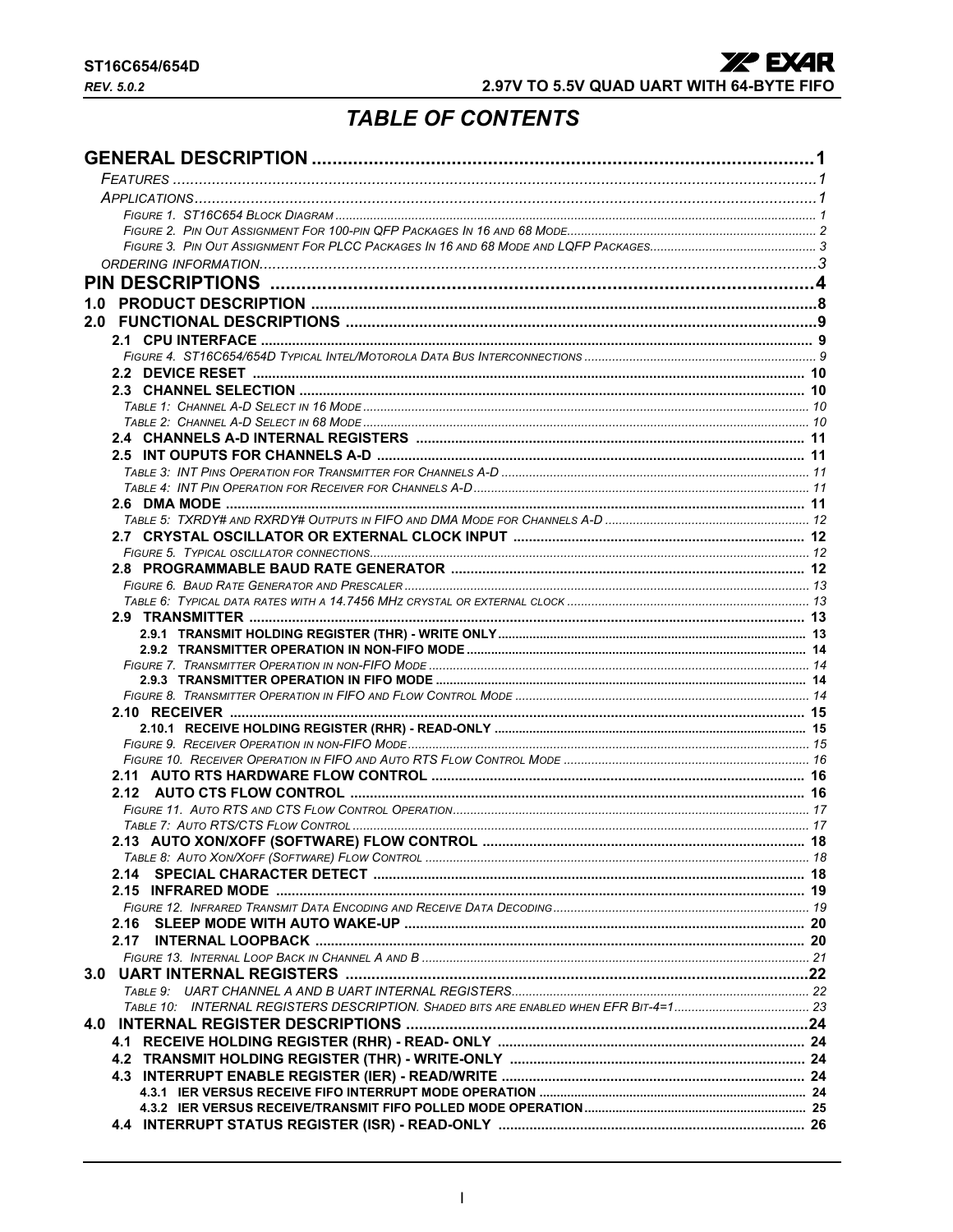# TABLE OF CONTENTS

**GENERAL DESCRIPTION** ........................................................................................ 1

*FEATURES* ........................................................................................ 1

*APPLICATIONS* ........................................................................................ 1

*FIGURE 1. ST16C654 BLOCK DIAGRAM* ........................................................................................ 1

*FIGURE 2. PIN OUT ASSIGNMENT FOR 100-PIN QFP PACKAGES IN 16 AND 68 MODE* ........................................................................................ 2

*FIGURE 3. PIN OUT ASSIGNMENT FOR PLCC PACKAGES IN 16 AND 68 MODE AND LQFP PACKAGES* ........................................................................................ 3

*ORDERING INFORMATION* ........................................................................................ 3

**PIN DESCRIPTIONS** ........................................................................................ 4

**1.0 PRODUCT DESCRIPTION** ........................................................................................ 8

**2.0 FUNCTIONAL DESCRIPTIONS** ........................................................................................ 9

**2.1 CPU INTERFACE** ........................................................................................ 9

*FIGURE 4. ST16C654/654D TYPICAL INTEL/MOTOROLA DATA BUS INTERCONNECTIONS* ........................................................................................ 9

**2.2 DEVICE RESET** ........................................................................................ 10

**2.3 CHANNEL SELECTION** ........................................................................................ 10

*TABLE 1: CHANNEL A-D SELECT IN 16 MODE* ........................................................................................ 10

*TABLE 2: CHANNEL A-D SELECT IN 68 MODE* ........................................................................................ 10

**2.4 CHANNELS A-D INTERNAL REGISTERS** ........................................................................................ 11

**2.5 INT OUPUTS FOR CHANNELS A-D** ........................................................................................ 11

*TABLE 3: INT PINS OPERATION FOR TRANSMITTER FOR CHANNELS A-D* ........................................................................................ 11

*TABLE 4: INT PIN OPERATION FOR RECEIVER FOR CHANNELS A-D* ........................................................................................ 11

**2.6 DMA MODE** ........................................................................................ 11

*TABLE 5: TXRDY# AND RXRDY# OUTPUTS IN FIFO AND DMA MODE FOR CHANNELS A-D* ........................................................................................ 12

**2.7 CRYSTAL OSCILLATOR OR EXTERNAL CLOCK INPUT** ........................................................................................ 12

*FIGURE 5. TYPICAL OSCILLATOR CONNECTIONS* ........................................................................................ 12

**2.8 PROGRAMMABLE BAUD RATE GENERATOR** ........................................................................................ 12

*FIGURE 6. BAUD RATE GENERATOR AND PRESCALER* ........................................................................................ 13

*TABLE 6: TYPICAL DATA RATES WITH A 14.7456 MHZ CRYSTAL OR EXTERNAL CLOCK* ........................................................................................ 13

**2.9 TRANSMITTER** ........................................................................................ 13

**2.9.1 TRANSMIT HOLDING REGISTER (THR) - WRITE ONLY** ........................................................................................ 13

**2.9.2 TRANSMITTER OPERATION IN NON-FIFO MODE** ........................................................................................ 14

*FIGURE 7. TRANSMITTER OPERATION IN NON-FIFO MODE* ........................................................................................ 14

**2.9.3 TRANSMITTER OPERATION IN FIFO MODE** ........................................................................................ 14

*FIGURE 8. TRANSMITTER OPERATION IN FIFO AND FLOW CONTROL MODE* ........................................................................................ 14

**2.10 RECEIVER** ........................................................................................ 15

**2.10.1 RECEIVE HOLDING REGISTER (RHR) - READ-ONLY** ........................................................................................ 15

*FIGURE 9. RECEIVER OPERATION IN NON-FIFO MODE* ........................................................................................ 15

*FIGURE 10. RECEIVER OPERATION IN FIFO AND AUTO RTS FLOW CONTROL MODE* ........................................................................................ 16

**2.11 AUTO RTS HARDWARE FLOW CONTROL** ........................................................................................ 16

**2.12 AUTO CTS FLOW CONTROL** ........................................................................................ 16

*FIGURE 11. AUTO RTS AND CTS FLOW CONTROL OPERATION* ........................................................................................ 17

*TABLE 7: AUTO RTS/CTS FLOW CONTROL* ........................................................................................ 17

**2.13 AUTO XON/XOFF (SOFTWARE) FLOW CONTROL** ........................................................................................ 18

*TABLE 8: AUTO XON/XOFF (SOFTWARE) FLOW CONTROL* ........................................................................................ 18

**2.14 SPECIAL CHARACTER DETECT** ........................................................................................ 18

**2.15 INFRARED MODE** ........................................................................................ 19

*FIGURE 12. INFRARED TRANSMIT DATA ENCODING AND RECEIVE DATA DECODING* ........................................................................................ 19

**2.16 SLEEP MODE WITH AUTO WAKE-UP** ........................................................................................ 20

**2.17 INTERNAL LOOPBACK** ........................................................................................ 20

*FIGURE 13. INTERNAL LOOP BACK IN CHANNEL A AND B* ........................................................................................ 21

**3.0 UART INTERNAL REGISTERS** ........................................................................................ 22

*TABLE 9: UART CHANNEL A AND B UART INTERNAL REGISTERS* ........................................................................................ 22

*TABLE 10: INTERNAL REGISTERS DESCRIPTION. SHADED BITS ARE ENABLED WHEN EFR BIT-4=1* ........................................................................................ 23

**4.0 INTERNAL REGISTER DESCRIPTIONS** ........................................................................................ 24

**4.1 RECEIVE HOLDING REGISTER (RHR) - READ- ONLY** ........................................................................................ 24

**4.2 TRANSMIT HOLDING REGISTER (THR) - WRITE-ONLY** ........................................................................................ 24

**4.3 INTERRUPT ENABLE REGISTER (IER) - READ/WRITE** ........................................................................................ 24

**4.3.1 IER VERSUS RECEIVE FIFO INTERRUPT MODE OPERATION** ........................................................................................ 24

**4.3.2 IER VERSUS RECEIVE/TRANSMIT FIFO POLLED MODE OPERATION** ........................................................................................ 25

**4.4 INTERRUPT STATUS REGISTER (ISR) - READ-ONLY** ........................................................................................ 26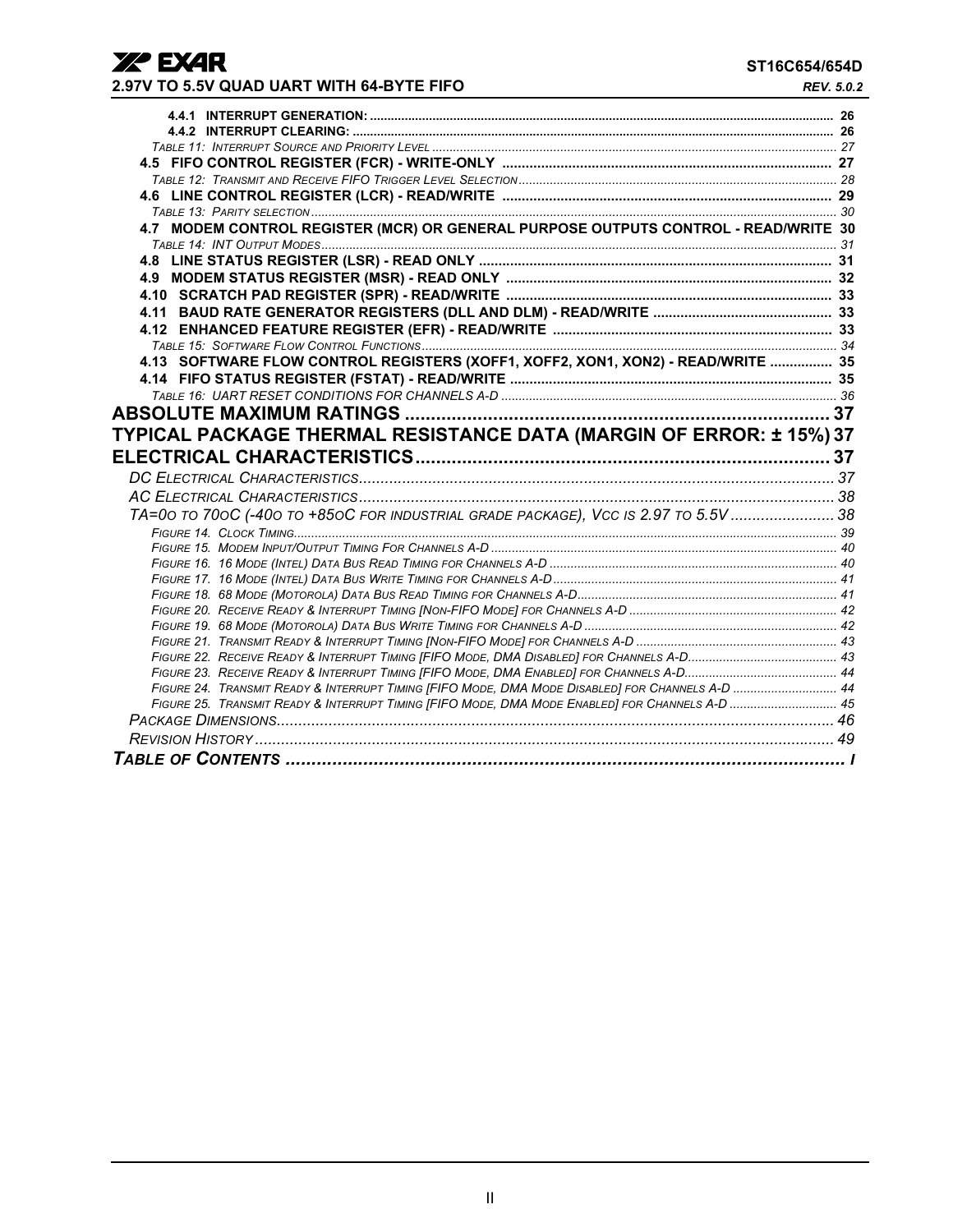4.4.1 INTERRUPT GENERATION: ........................................................................................................................................ 26

4.4.2 INTERRUPT CLEARING: ........................................................................................................................................ 26

*TABLE 11: INTERRUPT SOURCE AND PRIORITY LEVEL* ........................................................................................................ 27

**4.5 FIFO CONTROL REGISTER (FCR) - WRITE-ONLY** .................................................................................... 27

*TABLE 12: TRANSMIT AND RECEIVE FIFO TRIGGER LEVEL SELECTION* ............................................................................ 28

**4.6 LINE CONTROL REGISTER (LCR) - READ/WRITE** .................................................................................... 29

*TABLE 13: PARITY SELECTION* ............................................................................................................................................ 30

**4.7 MODEM CONTROL REGISTER (MCR) OR GENERAL PURPOSE OUTPUTS CONTROL - READ/WRITE** 30

*TABLE 14: INT OUTPUT MODES* .......................................................................................................................................... 31

**4.8 LINE STATUS REGISTER (LSR) - READ ONLY** ........................................................................................... 31

**4.9 MODEM STATUS REGISTER (MSR) - READ ONLY** .................................................................................... 32

**4.10 SCRATCH PAD REGISTER (SPR) - READ/WRITE** .................................................................................... 33

**4.11 BAUD RATE GENERATOR REGISTERS (DLL AND DLM) - READ/WRITE** ............................................... 33

**4.12 ENHANCED FEATURE REGISTER (EFR) - READ/WRITE** ......................................................................... 33

*TABLE 15: SOFTWARE FLOW CONTROL FUNCTIONS* ........................................................................................................... 34

**4.13 SOFTWARE FLOW CONTROL REGISTERS (XOFF1, XOFF2, XON1, XON2) - READ/WRITE** ................ 35

**4.14 FIFO STATUS REGISTER (FSTAT) - READ/WRITE** .................................................................................. 35

*TABLE 16: UART RESET CONDITIONS FOR CHANNELS A-D* ................................................................................................ 36

**ABSOLUTE MAXIMUM RATINGS** ..................................................................................... 37

**TYPICAL PACKAGE THERMAL RESISTANCE DATA (MARGIN OF ERROR: ± 15%)** 37

**ELECTRICAL CHARACTERISTICS** ..................................................................................... 37

*DC ELECTRICAL CHARACTERISTICS* ............................................................................................................ 37

*AC ELECTRICAL CHARACTERISTICS* ............................................................................................................ 38

*TA=0O TO 70OC (-40O TO +85OC FOR INDUSTRIAL GRADE PACKAGE), VCC IS 2.97 TO 5.5V* ........................ 38

*FIGURE 14. CLOCK TIMING* ............................................................................................................................................... 39

*FIGURE 15. MODEM INPUT/OUTPUT TIMING FOR CHANNELS A-D* ......................................................................................... 40

*FIGURE 16. 16 MODE (INTEL) DATA BUS READ TIMING FOR CHANNELS A-D* .......................................................................... 40

*FIGURE 17. 16 MODE (INTEL) DATA BUS WRITE TIMING FOR CHANNELS A-D* ......................................................................... 41

*FIGURE 18. 68 MODE (MOTOROLA) DATA BUS READ TIMING FOR CHANNELS A-D* ................................................................... 41

*FIGURE 20. RECEIVE READY & INTERRUPT TIMING [NON-FIFO MODE] FOR CHANNELS A-D* ..................................................... 42

*FIGURE 19. 68 MODE (MOTOROLA) DATA BUS WRITE TIMING FOR CHANNELS A-D* .................................................................. 42

*FIGURE 21. TRANSMIT READY & INTERRUPT TIMING [NON-FIFO MODE] FOR CHANNELS A-D* ................................................... 43

*FIGURE 22. RECEIVE READY & INTERRUPT TIMING [FIFO MODE, DMA DISABLED] FOR CHANNELS A-D* ..................................... 43

*FIGURE 23. RECEIVE READY & INTERRUPT TIMING [FIFO MODE, DMA ENABLED] FOR CHANNELS A-D* ....................................... 44

*FIGURE 24. TRANSMIT READY & INTERRUPT TIMING [FIFO MODE, DMA MODE DISABLED] FOR CHANNELS A-D* ......................... 44

*FIGURE 25. TRANSMIT READY & INTERRUPT TIMING [FIFO MODE, DMA MODE ENABLED] FOR CHANNELS A-D* .......................... 45

*PACKAGE DIMENSIONS* .................................................................................................................................. 46

*REVISION HISTORY* ........................................................................................................................................ 49

***TABLE OF CONTENTS*** ....................................................................................................................... I